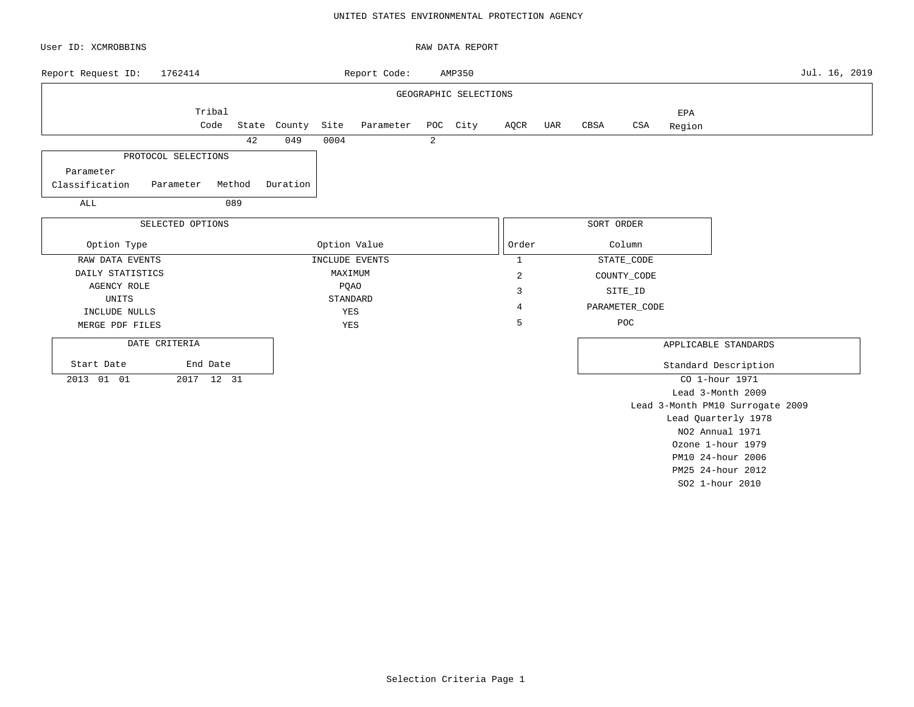UNITED STATES ENVIRONMENTAL PROTECTION AGENCY

User ID: XCMROBBINS

RAW DATA REPORT

Report Request ID: 1762414

Report Code: AMP350

Jul. 16, 2019

### GEOGRAPHIC SELECTIONS

| Tribal Code | State | County | Site | Parameter | POC | City | AQCR | UAR | CBSA | CSA | EPA Region |
|---|---|---|---|---|---|---|---|---|---|---|---|
| | 42 | 049 | 0004 | | 2 | | | | | | |

### PROTOCOL SELECTIONS

| Parameter Classification | Parameter | Method | Duration |
|---|---|---|---|
| ALL | | 089 | |

### SELECTED OPTIONS

| Option Type | Option Value |
|---|---|
| RAW DATA EVENTS | INCLUDE EVENTS |
| DAILY STATISTICS | MAXIMUM |
| AGENCY ROLE | PQAO |
| UNITS | STANDARD |
| INCLUDE NULLS | YES |
| MERGE PDF FILES | YES |

### SORT ORDER

| Order | Column |
|---|---|
| 1 | STATE_CODE |
| 2 | COUNTY_CODE |
| 3 | SITE_ID |
| 4 | PARAMETER_CODE |
| 5 | POC |

### DATE CRITERIA

| Start Date | End Date |
|---|---|
| 2013 01 01 | 2017 12 31 |

### APPLICABLE STANDARDS

| Standard Description |
|---|
| CO 1-hour 1971 |
| Lead 3-Month 2009 |
| Lead 3-Month PM10 Surrogate 2009 |
| Lead Quarterly 1978 |
| NO2 Annual 1971 |
| Ozone 1-hour 1979 |
| PM10 24-hour 2006 |
| PM25 24-hour 2012 |
| SO2 1-hour 2010 |

Selection Criteria Page 1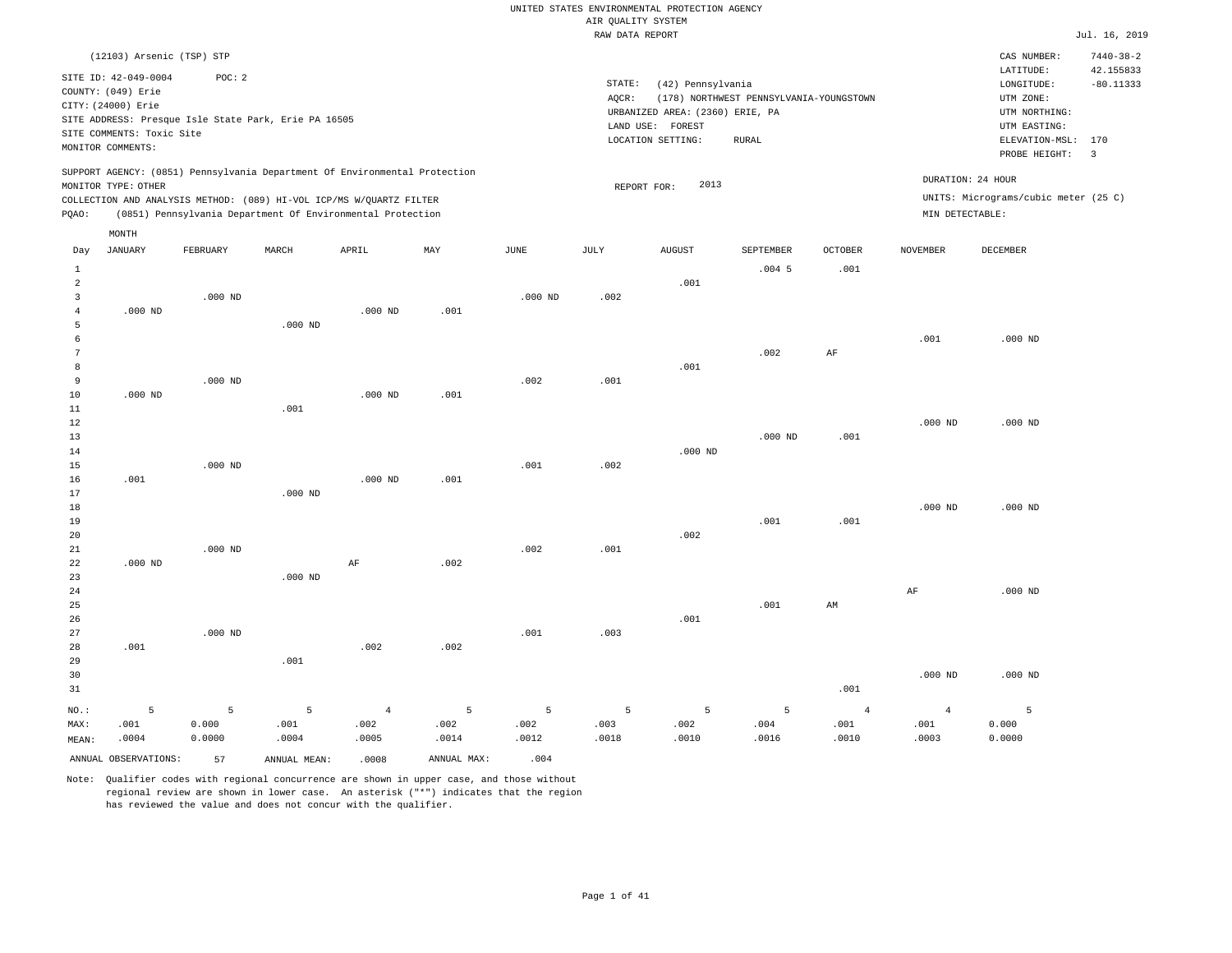UNITED STATES ENVIRONMENTAL PROTECTION AGENCY
AIR QUALITY SYSTEM
RAW DATA REPORT

Jul. 16, 2019

(12103) Arsenic (TSP) STP

SITE ID: 42-049-0004 POC: 2
COUNTY: (049) Erie
CITY: (24000) Erie
SITE ADDRESS: Presque Isle State Park, Erie PA 16505
SITE COMMENTS: Toxic Site
MONITOR COMMENTS:

STATE: (42) Pennsylvania
AQCR: (178) NORTHWEST PENNSYLVANIA-YOUNGSTOWN
URBANIZED AREA: (2360) ERIE, PA
LAND USE: FOREST
LOCATION SETTING: RURAL

CAS NUMBER: 7440-38-2
LATITUDE: 42.155833
LONGITUDE: -80.11333
UTM ZONE:
UTM NORTHING:
UTM EASTING:
ELEVATION-MSL: 170
PROBE HEIGHT: 3

SUPPORT AGENCY: (0851) Pennsylvania Department Of Environmental Protection
MONITOR TYPE: OTHER
COLLECTION AND ANALYSIS METHOD: (089) HI-VOL ICP/MS W/QUARTZ FILTER
PQAO: (0851) Pennsylvania Department Of Environmental Protection

REPORT FOR: 2013

DURATION: 24 HOUR
UNITS: Micrograms/cubic meter (25 C)
MIN DETECTABLE:

| Day | JANUARY | FEBRUARY | MARCH | APRIL | MAY | JUNE | JULY | AUGUST | SEPTEMBER | OCTOBER | NOVEMBER | DECEMBER |
|---|---|---|---|---|---|---|---|---|---|---|---|---|
| 1 | | | | | | | | | .004 5 | .001 | | |
| 2 | | | | | | | | .001 | | | | |
| 3 | | .000 ND | | | | .000 ND | .002 | | | | | |
| 4 | .000 ND | | | .000 ND | .001 | | | | | | | |
| 5 | | | .000 ND | | | | | | | | | |
| 6 | | | | | | | | | | | .001 | .000 ND |
| 7 | | | | | | | | | .002 | AF | | |
| 8 | | | | | | | | .001 | | | | |
| 9 | | .000 ND | | | | .002 | .001 | | | | | |
| 10 | .000 ND | | | .000 ND | .001 | | | | | | | |
| 11 | | | .001 | | | | | | | | | |
| 12 | | | | | | | | | | | .000 ND | .000 ND |
| 13 | | | | | | | | | .000 ND | .001 | | |
| 14 | | | | | | | | .000 ND | | | | |
| 15 | | .000 ND | | | | .001 | .002 | | | | | |
| 16 | .001 | | | .000 ND | .001 | | | | | | | |
| 17 | | | .000 ND | | | | | | | | | |
| 18 | | | | | | | | | | | .000 ND | .000 ND |
| 19 | | | | | | | | | .001 | .001 | | |
| 20 | | | | | | | | .002 | | | | |
| 21 | | .000 ND | | | | .002 | .001 | | | | | |
| 22 | .000 ND | | | AF | .002 | | | | | | | |
| 23 | | | .000 ND | | | | | | | | | |
| 24 | | | | | | | | | | | AF | .000 ND |
| 25 | | | | | | | | | .001 | AM | | |
| 26 | | | | | | | | .001 | | | | |
| 27 | | .000 ND | | | | .001 | .003 | | | | | |
| 28 | .001 | | | .002 | .002 | | | | | | | |
| 29 | | | .001 | | | | | | | | | |
| 30 | | | | | | | | | | | .000 ND | .000 ND |
| 31 | | | | | | | | | | .001 | | |
| NO.: | 5 | 5 | 5 | 4 | 5 | 5 | 5 | 5 | 5 | 4 | 4 | 5 |
| MAX: | .001 | 0.000 | .001 | .002 | .002 | .002 | .003 | .002 | .004 | .001 | .001 | 0.000 |
| MEAN: | .0004 | 0.0000 | .0004 | .0005 | .0014 | .0012 | .0018 | .0010 | .0016 | .0010 | .0003 | 0.0000 |

ANNUAL OBSERVATIONS: 57 ANNUAL MEAN: .0008 ANNUAL MAX: .004

Note: Qualifier codes with regional concurrence are shown in upper case, and those without regional review are shown in lower case. An asterisk ("*") indicates that the region has reviewed the value and does not concur with the qualifier.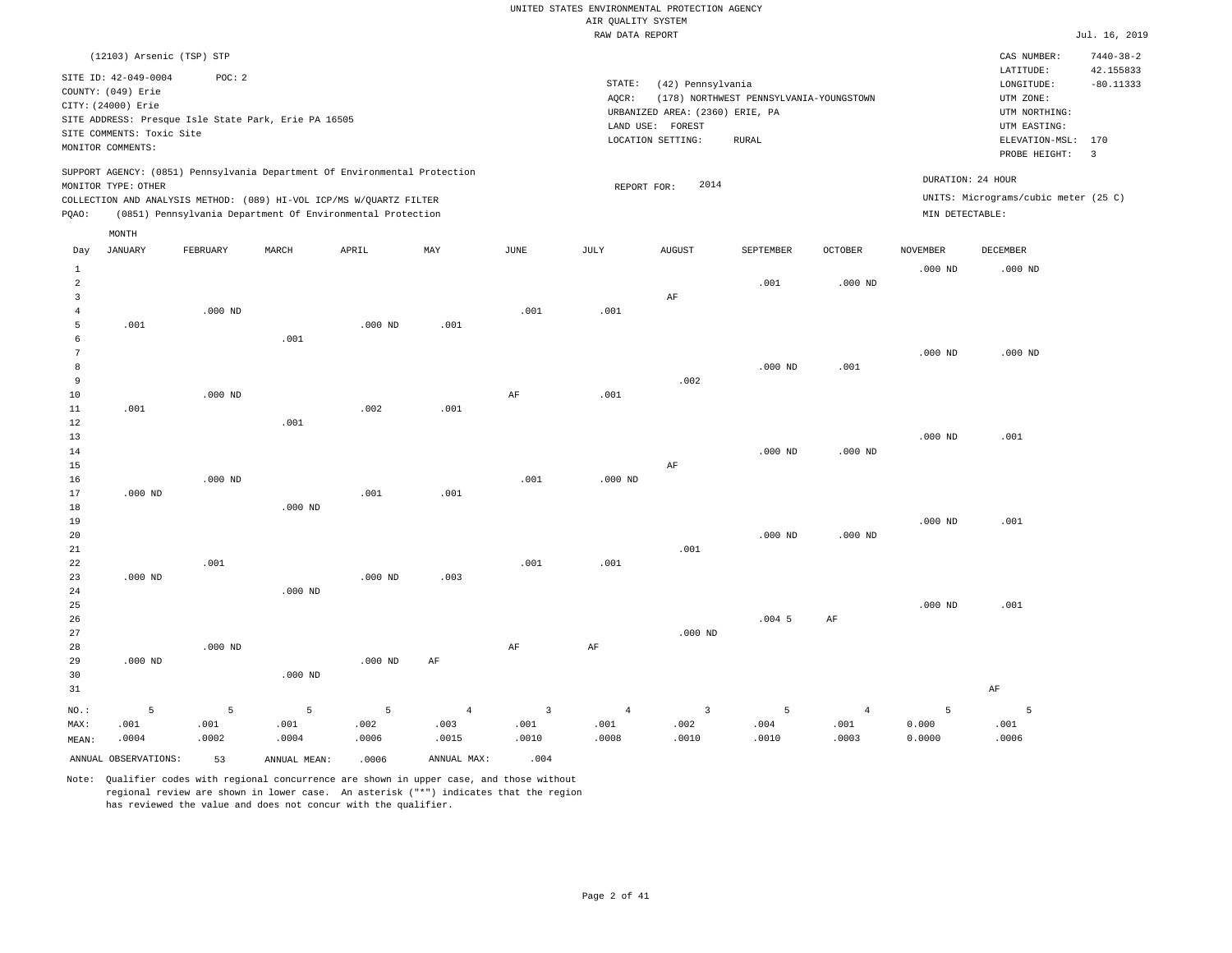UNITED STATES ENVIRONMENTAL PROTECTION AGENCY
AIR QUALITY SYSTEM
RAW DATA REPORT

Jul. 16, 2019

(12103) Arsenic (TSP) STP

SITE ID: 42-049-0004 POC: 2
COUNTY: (049) Erie
CITY: (24000) Erie
SITE ADDRESS: Presque Isle State Park, Erie PA 16505
SITE COMMENTS: Toxic Site
MONITOR COMMENTS:

STATE: (42) Pennsylvania
AQCR: (178) NORTHWEST PENNSYLVANIA-YOUNGSTOWN
URBANIZED AREA: (2360) ERIE, PA
LAND USE: FOREST
LOCATION SETTING: RURAL

CAS NUMBER: 7440-38-2
LATITUDE: 42.155833
LONGITUDE: -80.11333
UTM ZONE:
UTM NORTHING:
UTM EASTING:
ELEVATION-MSL: 170
PROBE HEIGHT: 3

SUPPORT AGENCY: (0851) Pennsylvania Department Of Environmental Protection
MONITOR TYPE: OTHER
COLLECTION AND ANALYSIS METHOD: (089) HI-VOL ICP/MS W/QUARTZ FILTER
PQAO: (0851) Pennsylvania Department Of Environmental Protection

REPORT FOR: 2014

DURATION: 24 HOUR
UNITS: Micrograms/cubic meter (25 C)
MIN DETECTABLE:

| Day | JANUARY | FEBRUARY | MARCH | APRIL | MAY | JUNE | JULY | AUGUST | SEPTEMBER | OCTOBER | NOVEMBER | DECEMBER |
|---|---|---|---|---|---|---|---|---|---|---|---|---|
| 1 | | | | | | | | | | | .000 ND | .000 ND |
| 2 | | | | | | | | | .001 | .000 ND | | |
| 3 | | | | | | | | AF | | | | |
| 4 | | .000 ND | | | | .001 | .001 | | | | | |
| 5 | .001 | | | .000 ND | .001 | | | | | | | |
| 6 | | | .001 | | | | | | | | | |
| 7 | | | | | | | | | | | .000 ND | .000 ND |
| 8 | | | | | | | | | .000 ND | .001 | | |
| 9 | | | | | | | | .002 | | | | |
| 10 | | .000 ND | | | | AF | .001 | | | | | |
| 11 | .001 | | | .002 | .001 | | | | | | | |
| 12 | | | .001 | | | | | | | | | |
| 13 | | | | | | | | | | | .000 ND | .001 |
| 14 | | | | | | | | | .000 ND | .000 ND | | |
| 15 | | | | | | | | AF | | | | |
| 16 | | .000 ND | | | | .001 | .000 ND | | | | | |
| 17 | .000 ND | | | .001 | .001 | | | | | | | |
| 18 | | | .000 ND | | | | | | | | | |
| 19 | | | | | | | | | | | .000 ND | .001 |
| 20 | | | | | | | | | .000 ND | .000 ND | | |
| 21 | | | | | | | | .001 | | | | |
| 22 | | .001 | | | | .001 | .001 | | | | | |
| 23 | .000 ND | | | .000 ND | .003 | | | | | | | |
| 24 | | | .000 ND | | | | | | | | | |
| 25 | | | | | | | | | | | .000 ND | .001 |
| 26 | | | | | | | | | .004 5 | AF | | |
| 27 | | | | | | | | .000 ND | | | | |
| 28 | | .000 ND | | | | AF | AF | | | | | |
| 29 | .000 ND | | | .000 ND | AF | | | | | | | |
| 30 | | | .000 ND | | | | | | | | | |
| 31 | | | | | | | | | | | | AF |
| NO.: | 5 | 5 | 5 | 5 | 4 | 3 | 4 | 3 | 5 | 4 | 5 | 5 |
| MAX: | .001 | .001 | .001 | .002 | .003 | .001 | .001 | .002 | .004 | .001 | 0.000 | .001 |
| MEAN: | .0004 | .0002 | .0004 | .0006 | .0015 | .0010 | .0008 | .0010 | .0010 | .0003 | 0.0000 | .0006 |

ANNUAL OBSERVATIONS: 53 ANNUAL MEAN: .0006 ANNUAL MAX: .004

Note: Qualifier codes with regional concurrence are shown in upper case, and those without regional review are shown in lower case. An asterisk ("*") indicates that the region has reviewed the value and does not concur with the qualifier.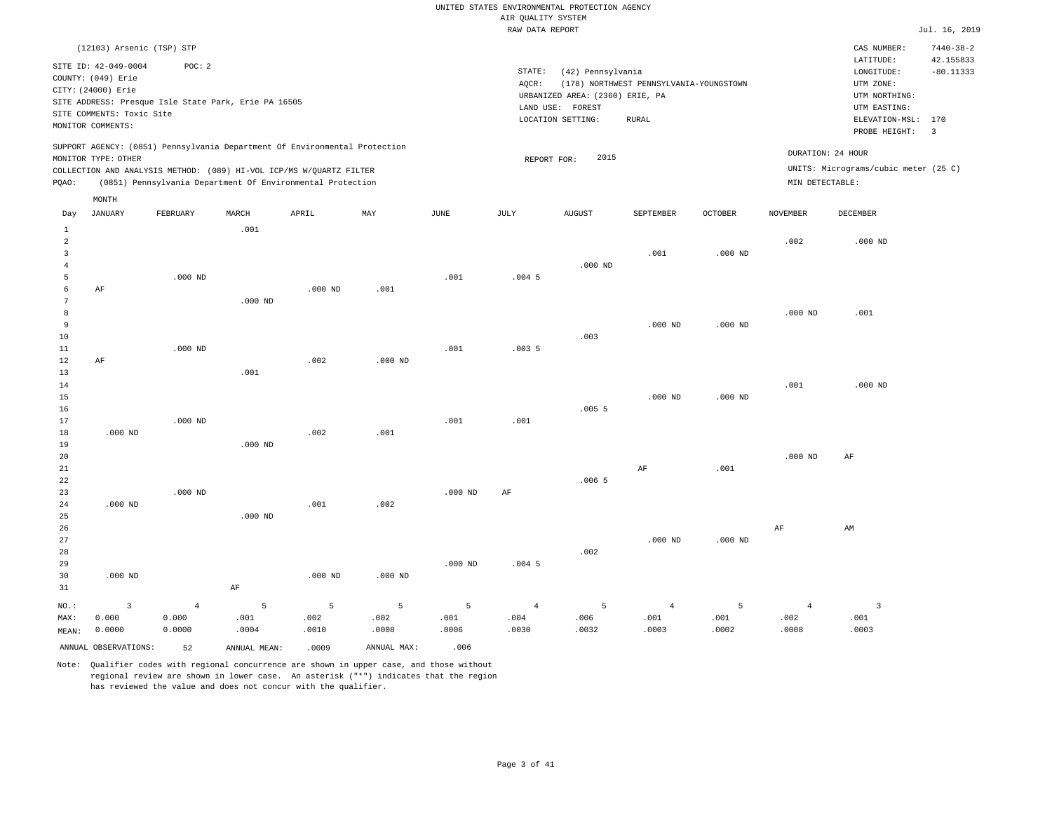UNITED STATES ENVIRONMENTAL PROTECTION AGENCY
AIR QUALITY SYSTEM
RAW DATA REPORT

Jul. 16, 2019

(12103) Arsenic (TSP) STP

SITE ID: 42-049-0004 POC: 2
COUNTY: (049) Erie
CITY: (24000) Erie
SITE ADDRESS: Presque Isle State Park, Erie PA 16505
SITE COMMENTS: Toxic Site
MONITOR COMMENTS:

STATE: (42) Pennsylvania
AQCR: (178) NORTHWEST PENNSYLVANIA-YOUNGSTOWN
URBANIZED AREA: (2360) ERIE, PA
LAND USE: FOREST
LOCATION SETTING: RURAL

CAS NUMBER: 7440-38-2
LATITUDE: 42.155833
LONGITUDE: -80.11333
UTM ZONE:
UTM NORTHING:
UTM EASTING:
ELEVATION-MSL: 170
PROBE HEIGHT: 3

SUPPORT AGENCY: (0851) Pennsylvania Department Of Environmental Protection
MONITOR TYPE: OTHER
COLLECTION AND ANALYSIS METHOD: (089) HI-VOL ICP/MS W/QUARTZ FILTER
PQAO: (0851) Pennsylvania Department Of Environmental Protection

REPORT FOR: 2015

DURATION: 24 HOUR
UNITS: Micrograms/cubic meter (25 C)
MIN DETECTABLE:

| Day | JANUARY | FEBRUARY | MARCH | APRIL | MAY | JUNE | JULY | AUGUST | SEPTEMBER | OCTOBER | NOVEMBER | DECEMBER |
|---|---|---|---|---|---|---|---|---|---|---|---|---|
| 1 | | | .001 | | | | | | | | | |
| 2 | | | | | | | | | | | .002 | .000 ND |
| 3 | | | | | | | | | .001 | .000 ND | | |
| 4 | | | | | | | | .000 ND | | | | |
| 5 | | .000 ND | | | | .001 | .004 5 | | | | | |
| 6 | AF | | | .000 ND | .001 | | | | | | | |
| 7 | | | .000 ND | | | | | | | | | |
| 8 | | | | | | | | | | | .000 ND | .001 |
| 9 | | | | | | | | | .000 ND | .000 ND | | |
| 10 | | | | | | | | .003 | | | | |
| 11 | | .000 ND | | | | .001 | .003 5 | | | | | |
| 12 | AF | | | .002 | .000 ND | | | | | | | |
| 13 | | | .001 | | | | | | | | | |
| 14 | | | | | | | | | | | .001 | .000 ND |
| 15 | | | | | | | | | .000 ND | .000 ND | | |
| 16 | | | | | | | | .005 5 | | | | |
| 17 | | .000 ND | | | | .001 | .001 | | | | | |
| 18 | .000 ND | | | .002 | .001 | | | | | | | |
| 19 | | | .000 ND | | | | | | | | | |
| 20 | | | | | | | | | | | .000 ND | AF |
| 21 | | | | | | | | | AF | .001 | | |
| 22 | | | | | | | | .006 5 | | | | |
| 23 | | .000 ND | | | | .000 ND | AF | | | | | |
| 24 | .000 ND | | | .001 | .002 | | | | | | | |
| 25 | | | .000 ND | | | | | | | | | |
| 26 | | | | | | | | | | | AF | AM |
| 27 | | | | | | | | | .000 ND | .000 ND | | |
| 28 | | | | | | | | .002 | | | | |
| 29 | | | | | | .000 ND | .004 5 | | | | | |
| 30 | .000 ND | | | .000 ND | .000 ND | | | | | | | |
| 31 | | | AF | | | | | | | | | |
| NO.: | 3 | 4 | 5 | 5 | 5 | 5 | 4 | 5 | 4 | 5 | 4 | 3 |
| MAX: | 0.000 | 0.000 | .001 | .002 | .002 | .001 | .004 | .006 | .001 | .001 | .002 | .001 |
| MEAN: | 0.0000 | 0.0000 | .0004 | .0010 | .0008 | .0006 | .0030 | .0032 | .0003 | .0002 | .0008 | .0003 |

ANNUAL OBSERVATIONS: 52 ANNUAL MEAN: .0009 ANNUAL MAX: .006

Note: Qualifier codes with regional concurrence are shown in upper case, and those without regional review are shown in lower case. An asterisk ("*") indicates that the region has reviewed the value and does not concur with the qualifier.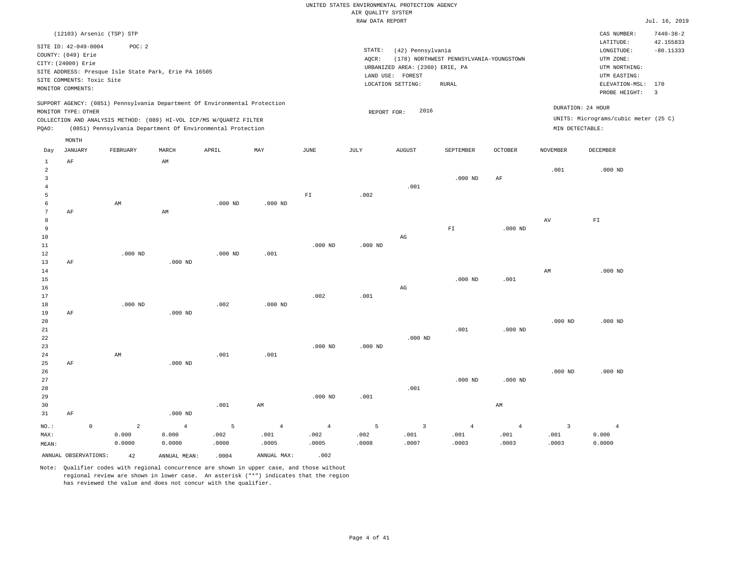UNITED STATES ENVIRONMENTAL PROTECTION AGENCY
AIR QUALITY SYSTEM
RAW DATA REPORT

Jul. 16, 2019

(12103) Arsenic (TSP) STP

SITE ID: 42-049-0004 POC: 2
COUNTY: (049) Erie
CITY: (24000) Erie
SITE ADDRESS: Presque Isle State Park, Erie PA 16505
SITE COMMENTS: Toxic Site
MONITOR COMMENTS:

STATE: (42) Pennsylvania
AQCR: (178) NORTHWEST PENNSYLVANIA-YOUNGSTOWN
URBANIZED AREA: (2360) ERIE, PA
LAND USE: FOREST
LOCATION SETTING: RURAL

CAS NUMBER: 7440-38-2
LATITUDE: 42.155833
LONGITUDE: -80.11333
UTM ZONE:
UTM NORTHING:
UTM EASTING:
ELEVATION-MSL: 170
PROBE HEIGHT: 3

SUPPORT AGENCY: (0851) Pennsylvania Department Of Environmental Protection
MONITOR TYPE: OTHER
COLLECTION AND ANALYSIS METHOD: (089) HI-VOL ICP/MS W/QUARTZ FILTER
PQAO: (0851) Pennsylvania Department Of Environmental Protection

REPORT FOR: 2016

DURATION: 24 HOUR
UNITS: Micrograms/cubic meter (25 C)
MIN DETECTABLE:

| Day | JANUARY | FEBRUARY | MARCH | APRIL | MAY | JUNE | JULY | AUGUST | SEPTEMBER | OCTOBER | NOVEMBER | DECEMBER |
|---|---|---|---|---|---|---|---|---|---|---|---|---|
| 1 | AF | | AM | | | | | | | | | |
| 2 | | | | | | | | | | | .001 | .000 ND |
| 3 | | | | | | | | | .000 ND | AF | | |
| 4 | | | | | | | | .001 | | | | |
| 5 | | | | | | FI | .002 | | | | | |
| 6 | | AM | | .000 ND | .000 ND | | | | | | | |
| 7 | AF | | AM | | | | | | | | | |
| 8 | | | | | | | | | | | AV | FI |
| 9 | | | | | | | | | FI | .000 ND | | |
| 10 | | | | | | | | AG | | | | |
| 11 | | | | | | .000 ND | .000 ND | | | | | |
| 12 | | .000 ND | | .000 ND | .001 | | | | | | | |
| 13 | AF | | .000 ND | | | | | | | | | |
| 14 | | | | | | | | | | | AM | .000 ND |
| 15 | | | | | | | | | .000 ND | .001 | | |
| 16 | | | | | | | | AG | | | | |
| 17 | | | | | | .002 | .001 | | | | | |
| 18 | | .000 ND | | .002 | .000 ND | | | | | | | |
| 19 | AF | | .000 ND | | | | | | | | | |
| 20 | | | | | | | | | | | .000 ND | .000 ND |
| 21 | | | | | | | | | .001 | .000 ND | | |
| 22 | | | | | | | | .000 ND | | | | |
| 23 | | | | | | .000 ND | .000 ND | | | | | |
| 24 | | AM | | .001 | .001 | | | | | | | |
| 25 | AF | | .000 ND | | | | | | | | | |
| 26 | | | | | | | | | | | .000 ND | .000 ND |
| 27 | | | | | | | | | .000 ND | .000 ND | | |
| 28 | | | | | | | | .001 | | | | |
| 29 | | | | | | .000 ND | .001 | | | | | |
| 30 | | | | .001 | AM | | | | | AM | | |
| 31 | AF | | .000 ND | | | | | | | | | |
| NO.: | 0 | 2 | 4 | 5 | 4 | 4 | 5 | 3 | 4 | 4 | 3 | 4 |
| MAX: | | 0.000 | 0.000 | .002 | .001 | .002 | .002 | .001 | .001 | .001 | .001 | 0.000 |
| MEAN: | | 0.0000 | 0.0000 | .0008 | .0005 | .0005 | .0008 | .0007 | .0003 | .0003 | .0003 | 0.0000 |

ANNUAL OBSERVATIONS: 42 ANNUAL MEAN: .0004 ANNUAL MAX: .002

Note: Qualifier codes with regional concurrence are shown in upper case, and those without regional review are shown in lower case. An asterisk ("*") indicates that the region has reviewed the value and does not concur with the qualifier.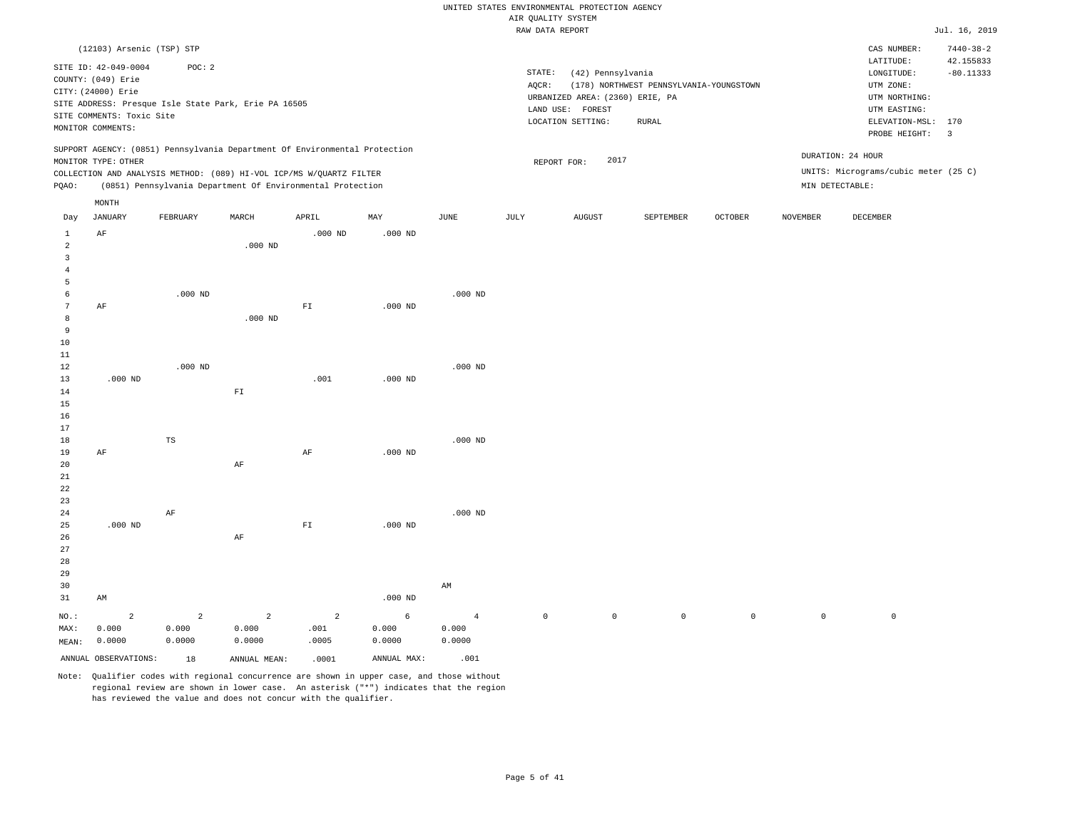UNITED STATES ENVIRONMENTAL PROTECTION AGENCY
AIR QUALITY SYSTEM
RAW DATA REPORT

Jul. 16, 2019

(12103) Arsenic (TSP) STP

SITE ID: 42-049-0004 POC: 2
COUNTY: (049) Erie
CITY: (24000) Erie
SITE ADDRESS: Presque Isle State Park, Erie PA 16505
SITE COMMENTS: Toxic Site
MONITOR COMMENTS:

STATE: (42) Pennsylvania
AQCR: (178) NORTHWEST PENNSYLVANIA-YOUNGSTOWN
URBANIZED AREA: (2360) ERIE, PA
LAND USE: FOREST
LOCATION SETTING: RURAL

CAS NUMBER: 7440-38-2
LATITUDE: 42.155833
LONGITUDE: -80.11333
UTM ZONE:
UTM NORTHING:
UTM EASTING:
ELEVATION-MSL: 170
PROBE HEIGHT: 3

SUPPORT AGENCY: (0851) Pennsylvania Department Of Environmental Protection
MONITOR TYPE: OTHER
COLLECTION AND ANALYSIS METHOD: (089) HI-VOL ICP/MS W/QUARTZ FILTER
PQAO: (0851) Pennsylvania Department Of Environmental Protection

REPORT FOR: 2017

DURATION: 24 HOUR
UNITS: Micrograms/cubic meter (25 C)
MIN DETECTABLE:

| Day | JANUARY | FEBRUARY | MARCH | APRIL | MAY | JUNE | JULY | AUGUST | SEPTEMBER | OCTOBER | NOVEMBER | DECEMBER |
|---|---|---|---|---|---|---|---|---|---|---|---|---|
| 1 | AF | | | .000 ND | .000 ND | | | | | | | |
| 2 | | | .000 ND | | | | | | | | | |
| 3 | | | | | | | | | | | | |
| 4 | | | | | | | | | | | | |
| 5 | | | | | | | | | | | | |
| 6 | | .000 ND | | | | .000 ND | | | | | | |
| 7 | AF | | | FI | .000 ND | | | | | | | |
| 8 | | | .000 ND | | | | | | | | | |
| 9 | | | | | | | | | | | | |
| 10 | | | | | | | | | | | | |
| 11 | | | | | | | | | | | | |
| 12 | | .000 ND | | | | .000 ND | | | | | | |
| 13 | .000 ND | | | .001 | .000 ND | | | | | | | |
| 14 | | | FI | | | | | | | | | |
| 15 | | | | | | | | | | | | |
| 16 | | | | | | | | | | | | |
| 17 | | | | | | | | | | | | |
| 18 | | TS | | | | .000 ND | | | | | | |
| 19 | AF | | | AF | .000 ND | | | | | | | |
| 20 | | | AF | | | | | | | | | |
| 21 | | | | | | | | | | | | |
| 22 | | | | | | | | | | | | |
| 23 | | | | | | | | | | | | |
| 24 | | AF | | | | .000 ND | | | | | | |
| 25 | .000 ND | | | FI | .000 ND | | | | | | | |
| 26 | | | AF | | | | | | | | | |
| 27 | | | | | | | | | | | | |
| 28 | | | | | | | | | | | | |
| 29 | | | | | | | | | | | | |
| 30 | | | | | | AM | | | | | | |
| 31 | AM | | | | .000 ND | | | | | | | |
| NO.: | 2 | 2 | 2 | 2 | 6 | 4 | 0 | 0 | 0 | 0 | 0 | 0 |
| MAX: | 0.000 | 0.000 | 0.000 | .001 | 0.000 | 0.000 | | | | | | |
| MEAN: | 0.0000 | 0.0000 | 0.0000 | .0005 | 0.0000 | 0.0000 | | | | | | |

ANNUAL OBSERVATIONS: 18 ANNUAL MEAN: .0001 ANNUAL MAX: .001

Note: Qualifier codes with regional concurrence are shown in upper case, and those without regional review are shown in lower case. An asterisk ("*") indicates that the region has reviewed the value and does not concur with the qualifier.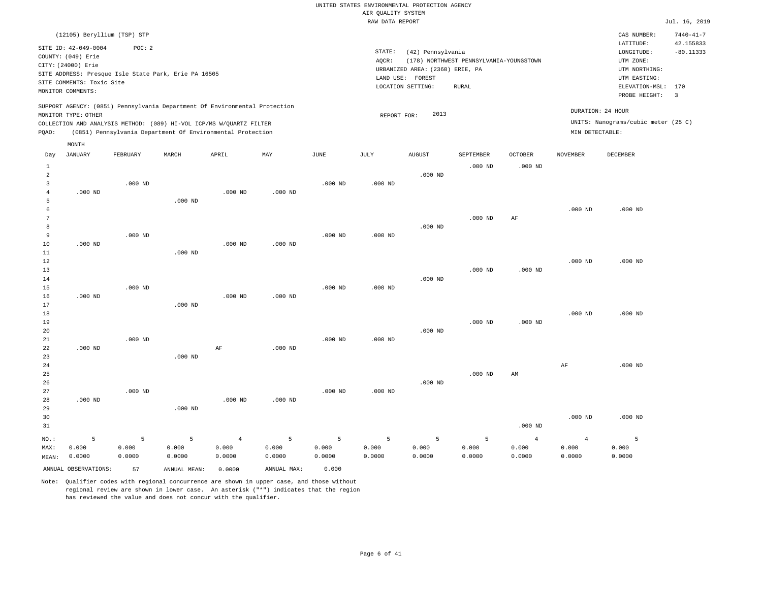UNITED STATES ENVIRONMENTAL PROTECTION AGENCY
AIR QUALITY SYSTEM
RAW DATA REPORT

Jul. 16, 2019

(12105) Beryllium (TSP) STP

SITE ID: 42-049-0004 POC: 2
COUNTY: (049) Erie
CITY: (24000) Erie
SITE ADDRESS: Presque Isle State Park, Erie PA 16505
SITE COMMENTS: Toxic Site
MONITOR COMMENTS:

STATE: (42) Pennsylvania
AQCR: (178) NORTHWEST PENNSYLVANIA-YOUNGSTOWN
URBANIZED AREA: (2360) ERIE, PA
LAND USE: FOREST
LOCATION SETTING: RURAL

CAS NUMBER: 7440-41-7
LATITUDE: 42.155833
LONGITUDE: -80.11333
UTM ZONE:
UTM NORTHING:
UTM EASTING:
ELEVATION-MSL: 170
PROBE HEIGHT: 3

SUPPORT AGENCY: (0851) Pennsylvania Department Of Environmental Protection
MONITOR TYPE: OTHER
COLLECTION AND ANALYSIS METHOD: (089) HI-VOL ICP/MS W/QUARTZ FILTER
PQAO: (0851) Pennsylvania Department Of Environmental Protection

REPORT FOR: 2013

DURATION: 24 HOUR
UNITS: Nanograms/cubic meter (25 C)
MIN DETECTABLE:

| Day | JANUARY | FEBRUARY | MARCH | APRIL | MAY | JUNE | JULY | AUGUST | SEPTEMBER | OCTOBER | NOVEMBER | DECEMBER |
|---|---|---|---|---|---|---|---|---|---|---|---|---|
| 1 | | | | | | | | | .000 ND | .000 ND | | |
| 2 | | | | | | | | .000 ND | | | | |
| 3 | | .000 ND | | | | .000 ND | .000 ND | | | | | |
| 4 | .000 ND | | | .000 ND | .000 ND | | | | | | | |
| 5 | | | .000 ND | | | | | | | | | |
| 6 | | | | | | | | | | | .000 ND | .000 ND |
| 7 | | | | | | | | | .000 ND | AF | | |
| 8 | | | | | | | | .000 ND | | | | |
| 9 | | .000 ND | | | | .000 ND | .000 ND | | | | | |
| 10 | .000 ND | | | .000 ND | .000 ND | | | | | | | |
| 11 | | | .000 ND | | | | | | | | | |
| 12 | | | | | | | | | | | .000 ND | .000 ND |
| 13 | | | | | | | | | .000 ND | .000 ND | | |
| 14 | | | | | | | | .000 ND | | | | |
| 15 | | .000 ND | | | | .000 ND | .000 ND | | | | | |
| 16 | .000 ND | | | .000 ND | .000 ND | | | | | | | |
| 17 | | | .000 ND | | | | | | | | | |
| 18 | | | | | | | | | | | .000 ND | .000 ND |
| 19 | | | | | | | | | .000 ND | .000 ND | | |
| 20 | | | | | | | | .000 ND | | | | |
| 21 | | .000 ND | | | | .000 ND | .000 ND | | | | | |
| 22 | .000 ND | | | AF | .000 ND | | | | | | | |
| 23 | | | .000 ND | | | | | | | | | |
| 24 | | | | | | | | | | | AF | .000 ND |
| 25 | | | | | | | | | .000 ND | AM | | |
| 26 | | | | | | | | .000 ND | | | | |
| 27 | | .000 ND | | | | .000 ND | .000 ND | | | | | |
| 28 | .000 ND | | | .000 ND | .000 ND | | | | | | | |
| 29 | | | .000 ND | | | | | | | | | |
| 30 | | | | | | | | | | | .000 ND | .000 ND |
| 31 | | | | | | | | | | .000 ND | | |
| NO.: | 5 | 5 | 5 | 4 | 5 | 5 | 5 | 5 | 5 | 4 | 4 | 5 |
| MAX: | 0.000 | 0.000 | 0.000 | 0.000 | 0.000 | 0.000 | 0.000 | 0.000 | 0.000 | 0.000 | 0.000 | 0.000 |
| MEAN: | 0.0000 | 0.0000 | 0.0000 | 0.0000 | 0.0000 | 0.0000 | 0.0000 | 0.0000 | 0.0000 | 0.0000 | 0.0000 | 0.0000 |

ANNUAL OBSERVATIONS: 57 ANNUAL MEAN: 0.0000 ANNUAL MAX: 0.000

Note: Qualifier codes with regional concurrence are shown in upper case, and those without regional review are shown in lower case. An asterisk ("*") indicates that the region has reviewed the value and does not concur with the qualifier.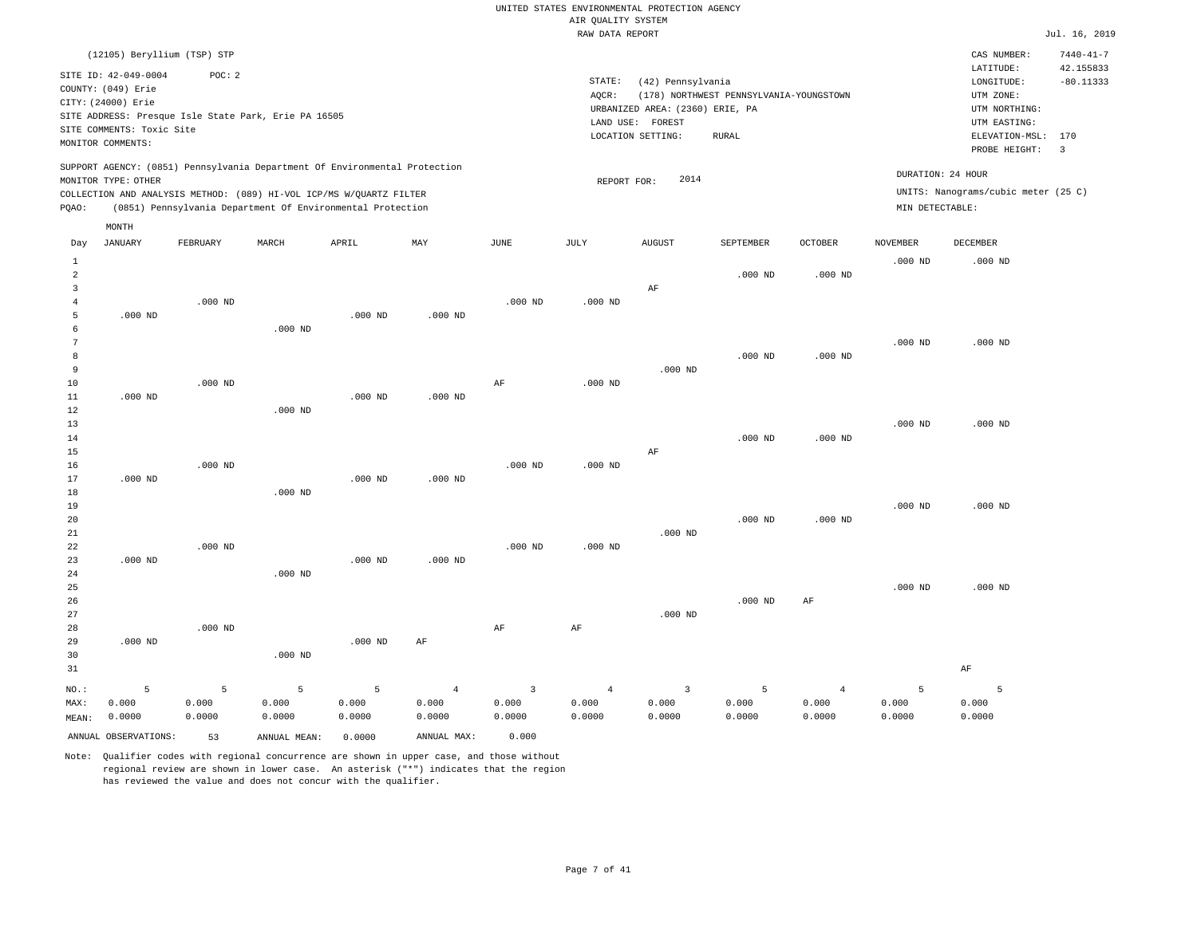UNITED STATES ENVIRONMENTAL PROTECTION AGENCY
AIR QUALITY SYSTEM
RAW DATA REPORT

Jul. 16, 2019

(12105) Beryllium (TSP) STP

SITE ID: 42-049-0004 POC: 2
COUNTY: (049) Erie
CITY: (24000) Erie
SITE ADDRESS: Presque Isle State Park, Erie PA 16505
SITE COMMENTS: Toxic Site
MONITOR COMMENTS:

STATE: (42) Pennsylvania
AQCR: (178) NORTHWEST PENNSYLVANIA-YOUNGSTOWN
URBANIZED AREA: (2360) ERIE, PA
LAND USE: FOREST
LOCATION SETTING: RURAL

CAS NUMBER: 7440-41-7
LATITUDE: 42.155833
LONGITUDE: -80.11333
UTM ZONE:
UTM NORTHING:
UTM EASTING:
ELEVATION-MSL: 170
PROBE HEIGHT: 3

SUPPORT AGENCY: (0851) Pennsylvania Department Of Environmental Protection
MONITOR TYPE: OTHER
COLLECTION AND ANALYSIS METHOD: (089) HI-VOL ICP/MS W/QUARTZ FILTER
PQAO: (0851) Pennsylvania Department Of Environmental Protection

REPORT FOR: 2014

DURATION: 24 HOUR
UNITS: Nanograms/cubic meter (25 C)
MIN DETECTABLE:

| Day | JANUARY | FEBRUARY | MARCH | APRIL | MAY | JUNE | JULY | AUGUST | SEPTEMBER | OCTOBER | NOVEMBER | DECEMBER |
|---|---|---|---|---|---|---|---|---|---|---|---|---|
| 1 | | | | | | | | | | | .000 ND | .000 ND |
| 2 | | | | | | | | | .000 ND | .000 ND | | |
| 3 | | | | | | | | AF | | | | |
| 4 | | .000 ND | | | | .000 ND | .000 ND | | | | | |
| 5 | .000 ND | | | .000 ND | .000 ND | | | | | | | |
| 6 | | | .000 ND | | | | | | | | | |
| 7 | | | | | | | | | | | .000 ND | .000 ND |
| 8 | | | | | | | | | .000 ND | .000 ND | | |
| 9 | | | | | | | | .000 ND | | | | |
| 10 | | .000 ND | | | | AF | .000 ND | | | | | |
| 11 | .000 ND | | | .000 ND | .000 ND | | | | | | | |
| 12 | | | .000 ND | | | | | | | | | |
| 13 | | | | | | | | | | | .000 ND | .000 ND |
| 14 | | | | | | | | | .000 ND | .000 ND | | |
| 15 | | | | | | | | AF | | | | |
| 16 | | .000 ND | | | | .000 ND | .000 ND | | | | | |
| 17 | .000 ND | | | .000 ND | .000 ND | | | | | | | |
| 18 | | | .000 ND | | | | | | | | | |
| 19 | | | | | | | | | | | .000 ND | .000 ND |
| 20 | | | | | | | | | .000 ND | .000 ND | | |
| 21 | | | | | | | | .000 ND | | | | |
| 22 | | .000 ND | | | | .000 ND | .000 ND | | | | | |
| 23 | .000 ND | | | .000 ND | .000 ND | | | | | | | |
| 24 | | | .000 ND | | | | | | | | | |
| 25 | | | | | | | | | | | .000 ND | .000 ND |
| 26 | | | | | | | | | .000 ND | AF | | |
| 27 | | | | | | | | .000 ND | | | | |
| 28 | | .000 ND | | | | AF | AF | | | | | |
| 29 | .000 ND | | | .000 ND | AF | | | | | | | |
| 30 | | | .000 ND | | | | | | | | | |
| 31 | | | | | | | | | | | | AF |
| NO.: | 5 | 5 | 5 | 5 | 4 | 3 | 4 | 3 | 5 | 4 | 5 | 5 |
| MAX: | 0.000 | 0.000 | 0.000 | 0.000 | 0.000 | 0.000 | 0.000 | 0.000 | 0.000 | 0.000 | 0.000 | 0.000 |
| MEAN: | 0.0000 | 0.0000 | 0.0000 | 0.0000 | 0.0000 | 0.0000 | 0.0000 | 0.0000 | 0.0000 | 0.0000 | 0.0000 | 0.0000 |

ANNUAL OBSERVATIONS: 53 ANNUAL MEAN: 0.0000 ANNUAL MAX: 0.000

Note: Qualifier codes with regional concurrence are shown in upper case, and those without regional review are shown in lower case. An asterisk ("*") indicates that the region has reviewed the value and does not concur with the qualifier.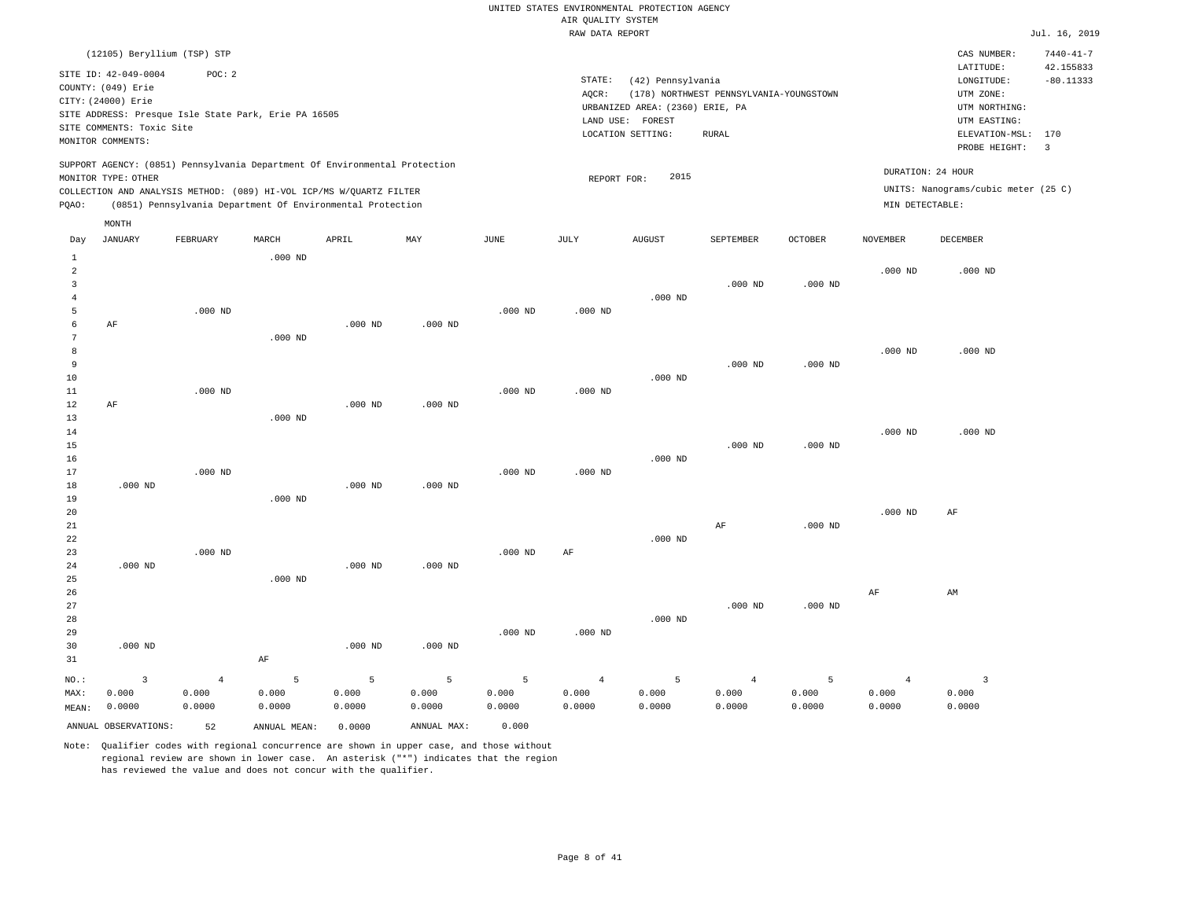UNITED STATES ENVIRONMENTAL PROTECTION AGENCY
AIR QUALITY SYSTEM
RAW DATA REPORT

Jul. 16, 2019

(12105) Beryllium (TSP) STP

SITE ID: 42-049-0004 POC: 2
COUNTY: (049) Erie
CITY: (24000) Erie
SITE ADDRESS: Presque Isle State Park, Erie PA 16505
SITE COMMENTS: Toxic Site
MONITOR COMMENTS:

STATE: (42) Pennsylvania
AQCR: (178) NORTHWEST PENNSYLVANIA-YOUNGSTOWN
URBANIZED AREA: (2360) ERIE, PA
LAND USE: FOREST
LOCATION SETTING: RURAL

CAS NUMBER: 7440-41-7
LATITUDE: 42.155833
LONGITUDE: -80.11333
UTM ZONE:
UTM NORTHING:
UTM EASTING:
ELEVATION-MSL: 170
PROBE HEIGHT: 3

SUPPORT AGENCY: (0851) Pennsylvania Department Of Environmental Protection
MONITOR TYPE: OTHER
COLLECTION AND ANALYSIS METHOD: (089) HI-VOL ICP/MS W/QUARTZ FILTER
PQAO: (0851) Pennsylvania Department Of Environmental Protection

REPORT FOR: 2015

DURATION: 24 HOUR
UNITS: Nanograms/cubic meter (25 C)
MIN DETECTABLE:

| Day | JANUARY | FEBRUARY | MARCH | APRIL | MAY | JUNE | JULY | AUGUST | SEPTEMBER | OCTOBER | NOVEMBER | DECEMBER |
|---|---|---|---|---|---|---|---|---|---|---|---|---|
| 1 | | | .000 ND | | | | | | | | | |
| 2 | | | | | | | | | | | .000 ND | .000 ND |
| 3 | | | | | | | | | .000 ND | .000 ND | | |
| 4 | | | | | | | | .000 ND | | | | |
| 5 | | .000 ND | | | | .000 ND | .000 ND | | | | | |
| 6 | AF | | | .000 ND | .000 ND | | | | | | | |
| 7 | | | .000 ND | | | | | | | | | |
| 8 | | | | | | | | | | | .000 ND | .000 ND |
| 9 | | | | | | | | | .000 ND | .000 ND | | |
| 10 | | | | | | | | .000 ND | | | | |
| 11 | | .000 ND | | | | .000 ND | .000 ND | | | | | |
| 12 | AF | | | .000 ND | .000 ND | | | | | | | |
| 13 | | | .000 ND | | | | | | | | | |
| 14 | | | | | | | | | | | .000 ND | .000 ND |
| 15 | | | | | | | | | .000 ND | .000 ND | | |
| 16 | | | | | | | | .000 ND | | | | |
| 17 | | .000 ND | | | | .000 ND | .000 ND | | | | | |
| 18 | .000 ND | | | .000 ND | .000 ND | | | | | | | |
| 19 | | | .000 ND | | | | | | | | | |
| 20 | | | | | | | | | | | .000 ND | AF |
| 21 | | | | | | | | | AF | .000 ND | | |
| 22 | | | | | | | | .000 ND | | | | |
| 23 | | .000 ND | | | | .000 ND | AF | | | | | |
| 24 | .000 ND | | | .000 ND | .000 ND | | | | | | | |
| 25 | | | .000 ND | | | | | | | | | |
| 26 | | | | | | | | | | | AF | AM |
| 27 | | | | | | | | | .000 ND | .000 ND | | |
| 28 | | | | | | | | .000 ND | | | | |
| 29 | | | | | | .000 ND | .000 ND | | | | | |
| 30 | .000 ND | | | .000 ND | .000 ND | | | | | | | |
| 31 | | | AF | | | | | | | | | |
| NO.: | 3 | 4 | 5 | 5 | 5 | 5 | 4 | 5 | 4 | 5 | 4 | 3 |
| MAX: | 0.000 | 0.000 | 0.000 | 0.000 | 0.000 | 0.000 | 0.000 | 0.000 | 0.000 | 0.000 | 0.000 | 0.000 |
| MEAN: | 0.0000 | 0.0000 | 0.0000 | 0.0000 | 0.0000 | 0.0000 | 0.0000 | 0.0000 | 0.0000 | 0.0000 | 0.0000 | 0.0000 |

ANNUAL OBSERVATIONS: 52 ANNUAL MEAN: 0.0000 ANNUAL MAX: 0.000

Note: Qualifier codes with regional concurrence are shown in upper case, and those without regional review are shown in lower case. An asterisk ("*") indicates that the region has reviewed the value and does not concur with the qualifier.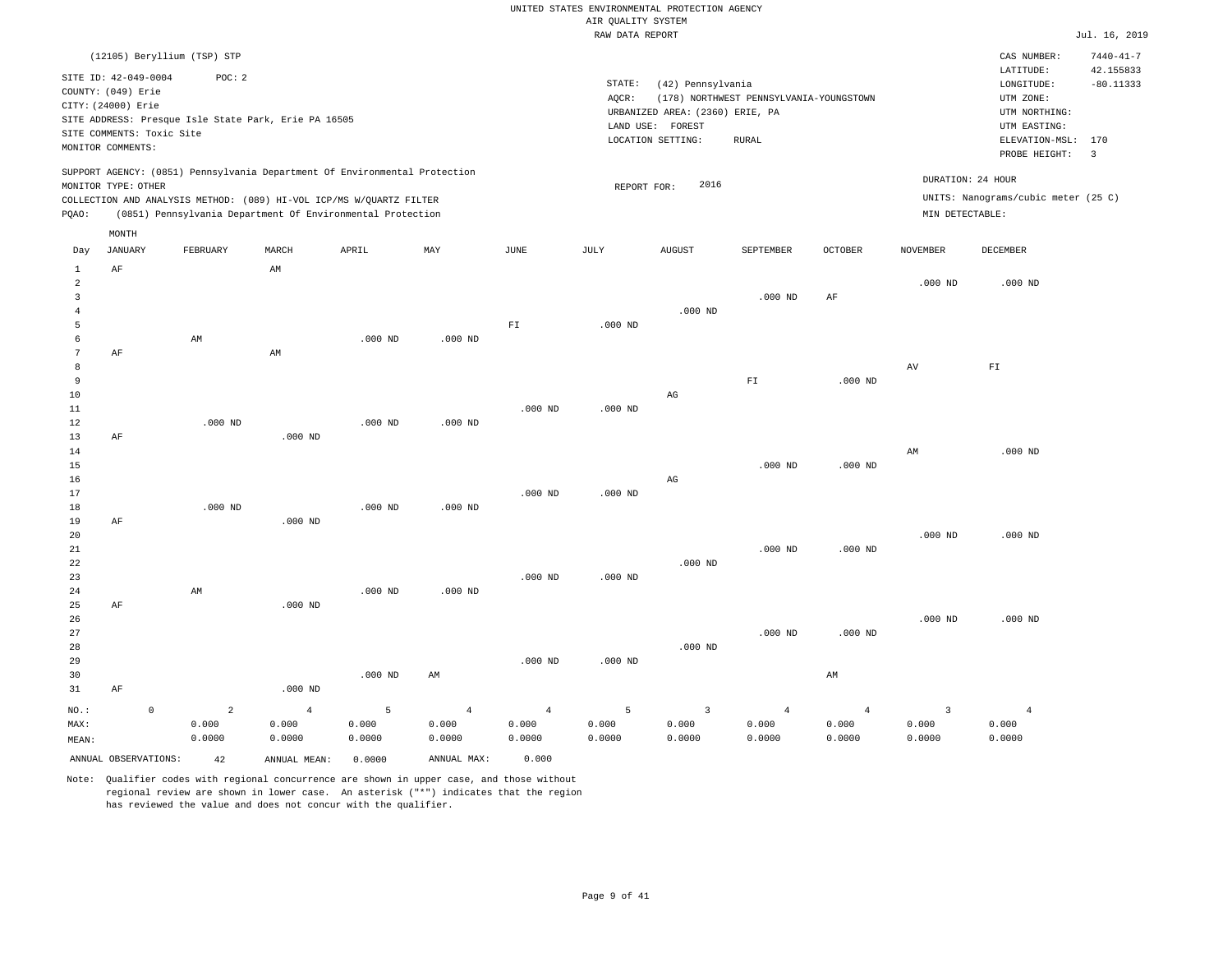UNITED STATES ENVIRONMENTAL PROTECTION AGENCY
AIR QUALITY SYSTEM
RAW DATA REPORT

Jul. 16, 2019

(12105) Beryllium (TSP) STP

SITE ID: 42-049-0004 POC: 2
COUNTY: (049) Erie
CITY: (24000) Erie
SITE ADDRESS: Presque Isle State Park, Erie PA 16505
SITE COMMENTS: Toxic Site
MONITOR COMMENTS:

STATE: (42) Pennsylvania
AQCR: (178) NORTHWEST PENNSYLVANIA-YOUNGSTOWN
URBANIZED AREA: (2360) ERIE, PA
LAND USE: FOREST
LOCATION SETTING: RURAL

CAS NUMBER: 7440-41-7
LATITUDE: 42.155833
LONGITUDE: -80.11333
UTM ZONE:
UTM NORTHING:
UTM EASTING:
ELEVATION-MSL: 170
PROBE HEIGHT: 3

SUPPORT AGENCY: (0851) Pennsylvania Department Of Environmental Protection
MONITOR TYPE: OTHER
COLLECTION AND ANALYSIS METHOD: (089) HI-VOL ICP/MS W/QUARTZ FILTER
PQAO: (0851) Pennsylvania Department Of Environmental Protection

REPORT FOR: 2016

DURATION: 24 HOUR
UNITS: Nanograms/cubic meter (25 C)
MIN DETECTABLE:

| Day | JANUARY | FEBRUARY | MARCH | APRIL | MAY | JUNE | JULY | AUGUST | SEPTEMBER | OCTOBER | NOVEMBER | DECEMBER |
|---|---|---|---|---|---|---|---|---|---|---|---|---|
| 1 | AF | | AM | | | | | | | | | |
| 2 | | | | | | | | | | | .000 ND | .000 ND |
| 3 | | | | | | | | | .000 ND | AF | | |
| 4 | | | | | | | | .000 ND | | | | |
| 5 | | | | | | FI | .000 ND | | | | | |
| 6 | | AM | | .000 ND | .000 ND | | | | | | | |
| 7 | AF | | AM | | | | | | | | | |
| 8 | | | | | | | | | | | AV | FI |
| 9 | | | | | | | | | FI | .000 ND | | |
| 10 | | | | | | | | AG | | | | |
| 11 | | | | | | .000 ND | .000 ND | | | | | |
| 12 | | .000 ND | | .000 ND | .000 ND | | | | | | | |
| 13 | AF | | .000 ND | | | | | | | | | |
| 14 | | | | | | | | | | | AM | .000 ND |
| 15 | | | | | | | | | .000 ND | .000 ND | | |
| 16 | | | | | | | | AG | | | | |
| 17 | | | | | | .000 ND | .000 ND | | | | | |
| 18 | | .000 ND | | .000 ND | .000 ND | | | | | | | |
| 19 | AF | | .000 ND | | | | | | | | | |
| 20 | | | | | | | | | | | .000 ND | .000 ND |
| 21 | | | | | | | | | .000 ND | .000 ND | | |
| 22 | | | | | | | | .000 ND | | | | |
| 23 | | | | | | .000 ND | .000 ND | | | | | |
| 24 | | AM | | .000 ND | .000 ND | | | | | | | |
| 25 | AF | | .000 ND | | | | | | | | | |
| 26 | | | | | | | | | | | .000 ND | .000 ND |
| 27 | | | | | | | | | .000 ND | .000 ND | | |
| 28 | | | | | | | | .000 ND | | | | |
| 29 | | | | | | .000 ND | .000 ND | | | | | |
| 30 | | | | .000 ND | AM | | | | | AM | | |
| 31 | AF | | .000 ND | | | | | | | | | |
| NO.: | 0 | 2 | 4 | 5 | 4 | 4 | 5 | 3 | 4 | 4 | 3 | 4 |
| MAX: | | 0.000 | 0.000 | 0.000 | 0.000 | 0.000 | 0.000 | 0.000 | 0.000 | 0.000 | 0.000 | 0.000 |
| MEAN: | | 0.0000 | 0.0000 | 0.0000 | 0.0000 | 0.0000 | 0.0000 | 0.0000 | 0.0000 | 0.0000 | 0.0000 | 0.0000 |

ANNUAL OBSERVATIONS: 42 ANNUAL MEAN: 0.0000 ANNUAL MAX: 0.000

Note: Qualifier codes with regional concurrence are shown in upper case, and those without regional review are shown in lower case. An asterisk ("*") indicates that the region has reviewed the value and does not concur with the qualifier.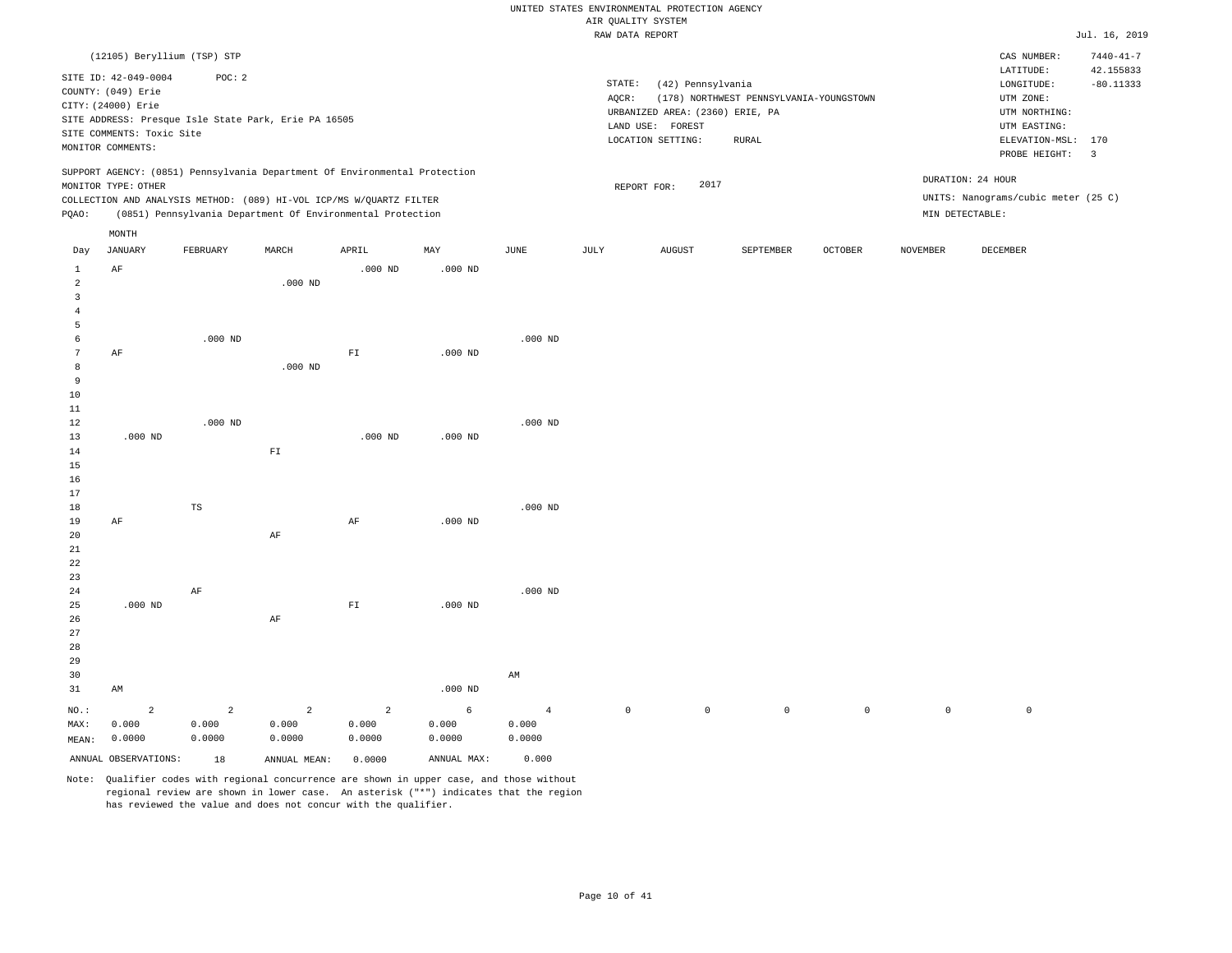UNITED STATES ENVIRONMENTAL PROTECTION AGENCY
AIR QUALITY SYSTEM
RAW DATA REPORT

Jul. 16, 2019

(12105) Beryllium (TSP) STP

SITE ID: 42-049-0004 POC: 2
COUNTY: (049) Erie
CITY: (24000) Erie
SITE ADDRESS: Presque Isle State Park, Erie PA 16505
SITE COMMENTS: Toxic Site
MONITOR COMMENTS:

STATE: (42) Pennsylvania
AQCR: (178) NORTHWEST PENNSYLVANIA-YOUNGSTOWN
URBANIZED AREA: (2360) ERIE, PA
LAND USE: FOREST
LOCATION SETTING: RURAL

CAS NUMBER: 7440-41-7
LATITUDE: 42.155833
LONGITUDE: -80.11333
UTM ZONE:
UTM NORTHING:
UTM EASTING:
ELEVATION-MSL: 170
PROBE HEIGHT: 3

SUPPORT AGENCY: (0851) Pennsylvania Department Of Environmental Protection
MONITOR TYPE: OTHER
COLLECTION AND ANALYSIS METHOD: (089) HI-VOL ICP/MS W/QUARTZ FILTER
PQAO: (0851) Pennsylvania Department Of Environmental Protection

REPORT FOR: 2017

DURATION: 24 HOUR
UNITS: Nanograms/cubic meter (25 C)
MIN DETECTABLE:

| Day | JANUARY | FEBRUARY | MARCH | APRIL | MAY | JUNE | JULY | AUGUST | SEPTEMBER | OCTOBER | NOVEMBER | DECEMBER |
|---|---|---|---|---|---|---|---|---|---|---|---|---|
| 1 | AF | | | .000 ND | .000 ND | | | | | | | |
| 2 | | | .000 ND | | | | | | | | | |
| 3 | | | | | | | | | | | | |
| 4 | | | | | | | | | | | | |
| 5 | | | | | | | | | | | | |
| 6 | | .000 ND | | | | .000 ND | | | | | | |
| 7 | AF | | | FI | .000 ND | | | | | | | |
| 8 | | | .000 ND | | | | | | | | | |
| 9 | | | | | | | | | | | | |
| 10 | | | | | | | | | | | | |
| 11 | | | | | | | | | | | | |
| 12 | | .000 ND | | | | .000 ND | | | | | | |
| 13 | .000 ND | | | .000 ND | .000 ND | | | | | | | |
| 14 | | | FI | | | | | | | | | |
| 15 | | | | | | | | | | | | |
| 16 | | | | | | | | | | | | |
| 17 | | | | | | | | | | | | |
| 18 | | TS | | | | .000 ND | | | | | | |
| 19 | AF | | | AF | .000 ND | | | | | | | |
| 20 | | | AF | | | | | | | | | |
| 21 | | | | | | | | | | | | |
| 22 | | | | | | | | | | | | |
| 23 | | | | | | | | | | | | |
| 24 | | AF | | | | .000 ND | | | | | | |
| 25 | .000 ND | | | FI | .000 ND | | | | | | | |
| 26 | | | AF | | | | | | | | | |
| 27 | | | | | | | | | | | | |
| 28 | | | | | | | | | | | | |
| 29 | | | | | | | | | | | | |
| 30 | | | | | | AM | | | | | | |
| 31 | AM | | | | .000 ND | | | | | | | |
| NO.: | 2 | 2 | 2 | 2 | 6 | 4 | 0 | 0 | 0 | 0 | 0 | 0 |
| MAX: | 0.000 | 0.000 | 0.000 | 0.000 | 0.000 | 0.000 | | | | | | |
| MEAN: | 0.0000 | 0.0000 | 0.0000 | 0.0000 | 0.0000 | 0.0000 | | | | | | |

ANNUAL OBSERVATIONS: 18 ANNUAL MEAN: 0.0000 ANNUAL MAX: 0.000

Note: Qualifier codes with regional concurrence are shown in upper case, and those without regional review are shown in lower case. An asterisk ("*") indicates that the region has reviewed the value and does not concur with the qualifier.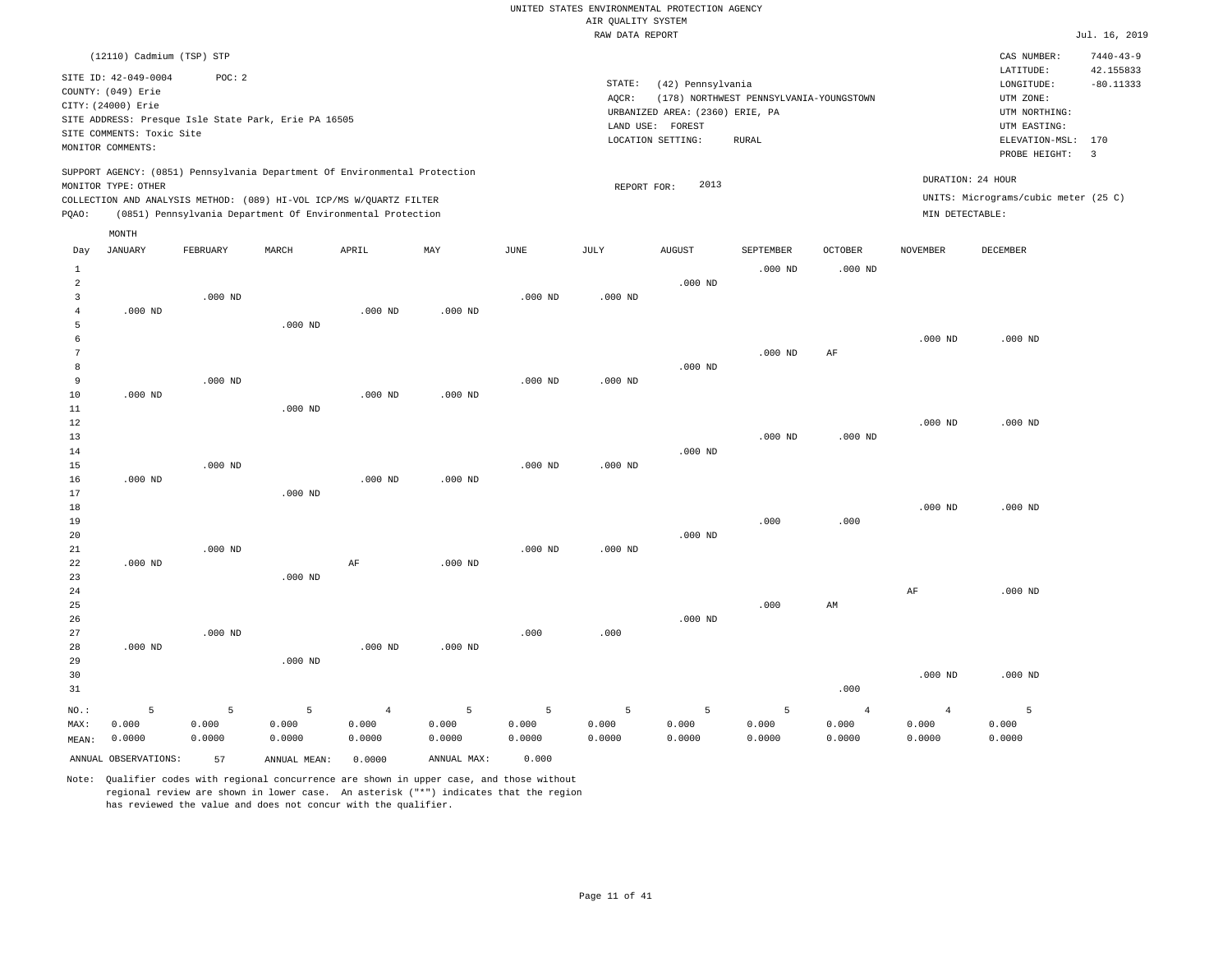UNITED STATES ENVIRONMENTAL PROTECTION AGENCY
AIR QUALITY SYSTEM
RAW DATA REPORT

Jul. 16, 2019

(12110) Cadmium (TSP) STP

SITE ID: 42-049-0004 POC: 2
COUNTY: (049) Erie
CITY: (24000) Erie
SITE ADDRESS: Presque Isle State Park, Erie PA 16505
SITE COMMENTS: Toxic Site
MONITOR COMMENTS:

STATE: (42) Pennsylvania
AQCR: (178) NORTHWEST PENNSYLVANIA-YOUNGSTOWN
URBANIZED AREA: (2360) ERIE, PA
LAND USE: FOREST
LOCATION SETTING: RURAL

CAS NUMBER: 7440-43-9
LATITUDE: 42.155833
LONGITUDE: -80.11333
UTM ZONE:
UTM NORTHING:
UTM EASTING:
ELEVATION-MSL: 170
PROBE HEIGHT: 3

SUPPORT AGENCY: (0851) Pennsylvania Department Of Environmental Protection
MONITOR TYPE: OTHER
COLLECTION AND ANALYSIS METHOD: (089) HI-VOL ICP/MS W/QUARTZ FILTER
PQAO: (0851) Pennsylvania Department Of Environmental Protection

REPORT FOR: 2013

DURATION: 24 HOUR
UNITS: Micrograms/cubic meter (25 C)
MIN DETECTABLE:

| Day | JANUARY | FEBRUARY | MARCH | APRIL | MAY | JUNE | JULY | AUGUST | SEPTEMBER | OCTOBER | NOVEMBER | DECEMBER |
|---|---|---|---|---|---|---|---|---|---|---|---|---|
| 1 | | | | | | | | | .000 ND | .000 ND | | |
| 2 | | | | | | | | .000 ND | | | | |
| 3 | | .000 ND | | | | .000 ND | .000 ND | | | | | |
| 4 | .000 ND | | | .000 ND | .000 ND | | | | | | | |
| 5 | | | .000 ND | | | | | | | | | |
| 6 | | | | | | | | | | | .000 ND | .000 ND |
| 7 | | | | | | | | | .000 ND | AF | | |
| 8 | | | | | | | | .000 ND | | | | |
| 9 | | .000 ND | | | | .000 ND | .000 ND | | | | | |
| 10 | .000 ND | | | .000 ND | .000 ND | | | | | | | |
| 11 | | | .000 ND | | | | | | | | | |
| 12 | | | | | | | | | | | .000 ND | .000 ND |
| 13 | | | | | | | | | .000 ND | .000 ND | | |
| 14 | | | | | | | | .000 ND | | | | |
| 15 | | .000 ND | | | | .000 ND | .000 ND | | | | | |
| 16 | .000 ND | | | .000 ND | .000 ND | | | | | | | |
| 17 | | | .000 ND | | | | | | | | | |
| 18 | | | | | | | | | | | .000 ND | .000 ND |
| 19 | | | | | | | | | .000 | .000 | | |
| 20 | | | | | | | | .000 ND | | | | |
| 21 | | .000 ND | | | | .000 ND | .000 ND | | | | | |
| 22 | .000 ND | | | AF | .000 ND | | | | | | | |
| 23 | | | .000 ND | | | | | | | | | |
| 24 | | | | | | | | | | | AF | .000 ND |
| 25 | | | | | | | | | .000 | AM | | |
| 26 | | | | | | | | .000 ND | | | | |
| 27 | | .000 ND | | | | .000 | .000 | | | | | |
| 28 | .000 ND | | | .000 ND | .000 ND | | | | | | | |
| 29 | | | .000 ND | | | | | | | | | |
| 30 | | | | | | | | | | | .000 ND | .000 ND |
| 31 | | | | | | | | | | .000 | | |
| NO.: | 5 | 5 | 5 | 4 | 5 | 5 | 5 | 5 | 5 | 4 | 4 | 5 |
| MAX: | 0.000 | 0.000 | 0.000 | 0.000 | 0.000 | 0.000 | 0.000 | 0.000 | 0.000 | 0.000 | 0.000 | 0.000 |
| MEAN: | 0.0000 | 0.0000 | 0.0000 | 0.0000 | 0.0000 | 0.0000 | 0.0000 | 0.0000 | 0.0000 | 0.0000 | 0.0000 | 0.0000 |

ANNUAL OBSERVATIONS: 57 ANNUAL MEAN: 0.0000 ANNUAL MAX: 0.000

Note: Qualifier codes with regional concurrence are shown in upper case, and those without regional review are shown in lower case. An asterisk ("*") indicates that the region has reviewed the value and does not concur with the qualifier.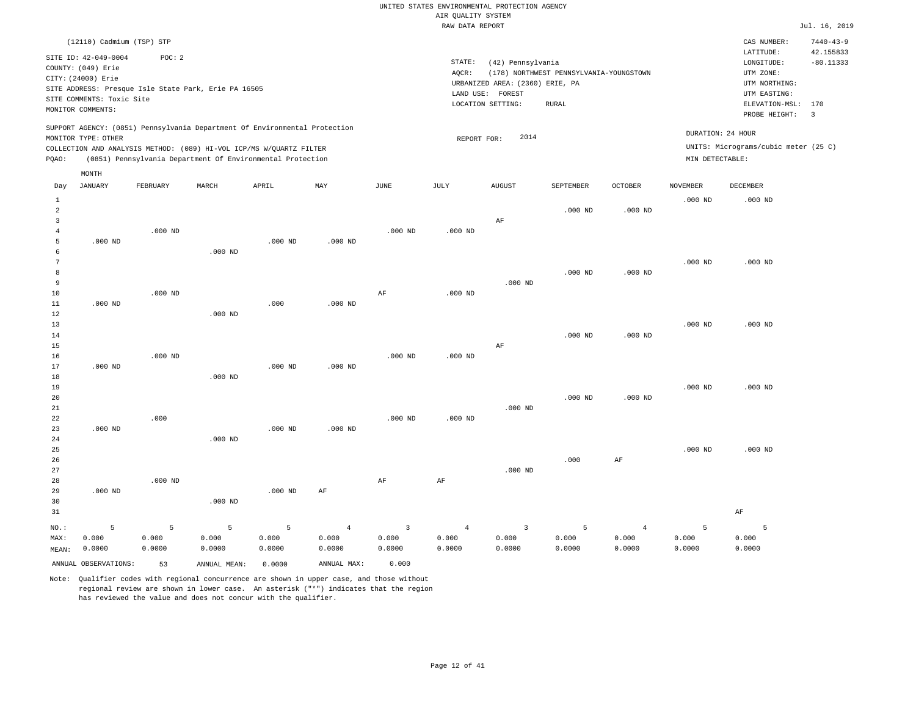UNITED STATES ENVIRONMENTAL PROTECTION AGENCY
AIR QUALITY SYSTEM
RAW DATA REPORT

Jul. 16, 2019

(12110) Cadmium (TSP) STP

SITE ID: 42-049-0004 POC: 2
COUNTY: (049) Erie
CITY: (24000) Erie
SITE ADDRESS: Presque Isle State Park, Erie PA 16505
SITE COMMENTS: Toxic Site
MONITOR COMMENTS:

STATE: (42) Pennsylvania
AQCR: (178) NORTHWEST PENNSYLVANIA-YOUNGSTOWN
URBANIZED AREA: (2360) ERIE, PA
LAND USE: FOREST
LOCATION SETTING: RURAL

CAS NUMBER: 7440-43-9
LATITUDE: 42.155833
LONGITUDE: -80.11333
UTM ZONE:
UTM NORTHING:
UTM EASTING:
ELEVATION-MSL: 170
PROBE HEIGHT: 3

SUPPORT AGENCY: (0851) Pennsylvania Department Of Environmental Protection
MONITOR TYPE: OTHER
COLLECTION AND ANALYSIS METHOD: (089) HI-VOL ICP/MS W/QUARTZ FILTER
PQAO: (0851) Pennsylvania Department Of Environmental Protection

REPORT FOR: 2014

DURATION: 24 HOUR
UNITS: Micrograms/cubic meter (25 C)
MIN DETECTABLE:

| Day | JANUARY | FEBRUARY | MARCH | APRIL | MAY | JUNE | JULY | AUGUST | SEPTEMBER | OCTOBER | NOVEMBER | DECEMBER |
|---|---|---|---|---|---|---|---|---|---|---|---|---|
| 1 | | | | | | | | | | | .000 ND | .000 ND |
| 2 | | | | | | | | | .000 ND | .000 ND | | |
| 3 | | | | | | | | AF | | | | |
| 4 | | .000 ND | | | | .000 ND | .000 ND | | | | | |
| 5 | .000 ND | | | .000 ND | .000 ND | | | | | | | |
| 6 | | | .000 ND | | | | | | | | | |
| 7 | | | | | | | | | | | .000 ND | .000 ND |
| 8 | | | | | | | | | .000 ND | .000 ND | | |
| 9 | | | | | | | | .000 ND | | | | |
| 10 | | .000 ND | | | | AF | .000 ND | | | | | |
| 11 | .000 ND | | | .000 | .000 ND | | | | | | | |
| 12 | | | .000 ND | | | | | | | | | |
| 13 | | | | | | | | | | | .000 ND | .000 ND |
| 14 | | | | | | | | | .000 ND | .000 ND | | |
| 15 | | | | | | | | AF | | | | |
| 16 | | .000 ND | | | | .000 ND | .000 ND | | | | | |
| 17 | .000 ND | | | .000 ND | .000 ND | | | | | | | |
| 18 | | | .000 ND | | | | | | | | | |
| 19 | | | | | | | | | | | .000 ND | .000 ND |
| 20 | | | | | | | | | .000 ND | .000 ND | | |
| 21 | | | | | | | | .000 ND | | | | |
| 22 | | .000 | | | | .000 ND | .000 ND | | | | | |
| 23 | .000 ND | | | .000 ND | .000 ND | | | | | | | |
| 24 | | | .000 ND | | | | | | | | | |
| 25 | | | | | | | | | | | .000 ND | .000 ND |
| 26 | | | | | | | | | .000 | AF | | |
| 27 | | | | | | | | .000 ND | | | | |
| 28 | | .000 ND | | | | AF | AF | | | | | |
| 29 | .000 ND | | | .000 ND | AF | | | | | | | |
| 30 | | | .000 ND | | | | | | | | | |
| 31 | | | | | | | | | | | | AF |
| NO.: | 5 | 5 | 5 | 5 | 4 | 3 | 4 | 3 | 5 | 4 | 5 | 5 |
| MAX: | 0.000 | 0.000 | 0.000 | 0.000 | 0.000 | 0.000 | 0.000 | 0.000 | 0.000 | 0.000 | 0.000 | 0.000 |
| MEAN: | 0.0000 | 0.0000 | 0.0000 | 0.0000 | 0.0000 | 0.0000 | 0.0000 | 0.0000 | 0.0000 | 0.0000 | 0.0000 | 0.0000 |

ANNUAL OBSERVATIONS: 53 ANNUAL MEAN: 0.0000 ANNUAL MAX: 0.000

Note: Qualifier codes with regional concurrence are shown in upper case, and those without regional review are shown in lower case. An asterisk ("*") indicates that the region has reviewed the value and does not concur with the qualifier.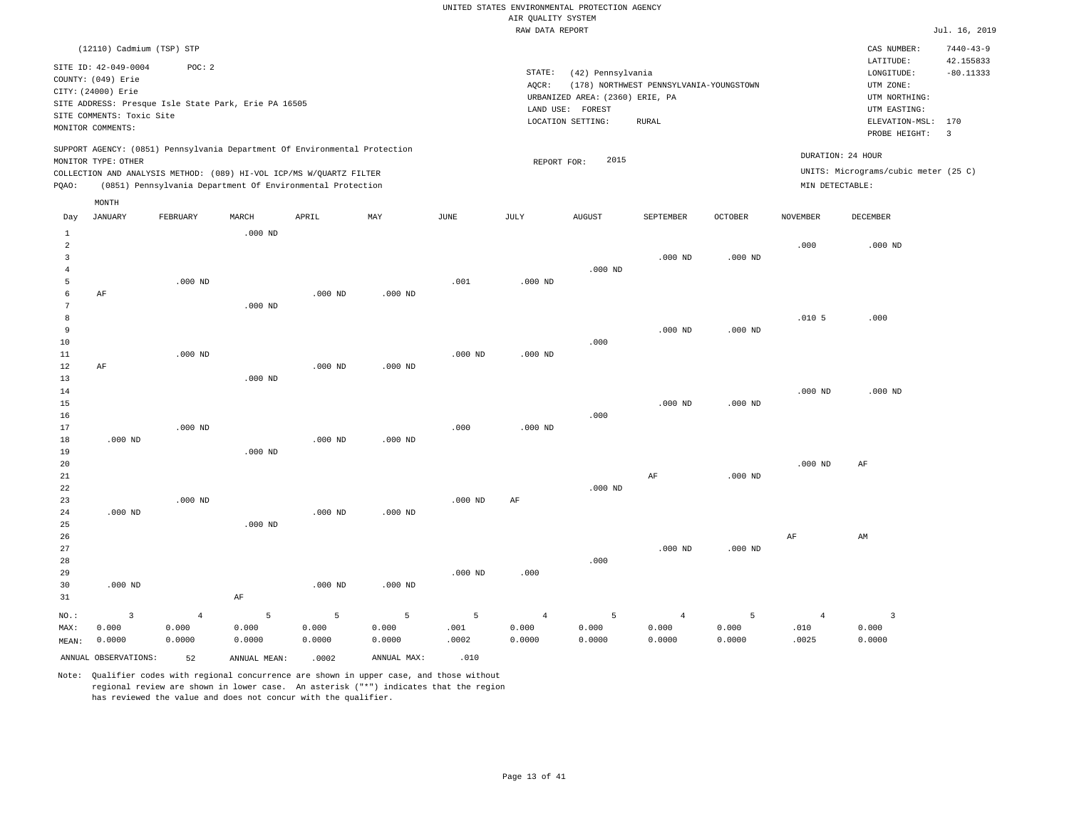UNITED STATES ENVIRONMENTAL PROTECTION AGENCY
AIR QUALITY SYSTEM
RAW DATA REPORT

Jul. 16, 2019

(12110) Cadmium (TSP) STP

SITE ID: 42-049-0004 POC: 2
COUNTY: (049) Erie
CITY: (24000) Erie
SITE ADDRESS: Presque Isle State Park, Erie PA 16505
SITE COMMENTS: Toxic Site
MONITOR COMMENTS:

STATE: (42) Pennsylvania
AQCR: (178) NORTHWEST PENNSYLVANIA-YOUNGSTOWN
URBANIZED AREA: (2360) ERIE, PA
LAND USE: FOREST
LOCATION SETTING: RURAL

CAS NUMBER: 7440-43-9
LATITUDE: 42.155833
LONGITUDE: -80.11333
UTM ZONE:
UTM NORTHING:
UTM EASTING:
ELEVATION-MSL: 170
PROBE HEIGHT: 3

SUPPORT AGENCY: (0851) Pennsylvania Department Of Environmental Protection
MONITOR TYPE: OTHER
COLLECTION AND ANALYSIS METHOD: (089) HI-VOL ICP/MS W/QUARTZ FILTER
PQAO: (0851) Pennsylvania Department Of Environmental Protection

REPORT FOR: 2015

DURATION: 24 HOUR
UNITS: Micrograms/cubic meter (25 C)
MIN DETECTABLE:

| Day | JANUARY | FEBRUARY | MARCH | APRIL | MAY | JUNE | JULY | AUGUST | SEPTEMBER | OCTOBER | NOVEMBER | DECEMBER |
|---|---|---|---|---|---|---|---|---|---|---|---|---|
| 1 | | | .000 ND | | | | | | | | | |
| 2 | | | | | | | | | | | .000 | .000 ND |
| 3 | | | | | | | | | .000 ND | .000 ND | | |
| 4 | | | | | | | | .000 ND | | | | |
| 5 | | .000 ND | | | | .001 | .000 ND | | | | | |
| 6 | AF | | | .000 ND | .000 ND | | | | | | | |
| 7 | | | .000 ND | | | | | | | | | |
| 8 | | | | | | | | | | | .010 5 | .000 |
| 9 | | | | | | | | | .000 ND | .000 ND | | |
| 10 | | | | | | | | .000 | | | | |
| 11 | | .000 ND | | | | .000 ND | .000 ND | | | | | |
| 12 | AF | | | .000 ND | .000 ND | | | | | | | |
| 13 | | | .000 ND | | | | | | | | | |
| 14 | | | | | | | | | | | .000 ND | .000 ND |
| 15 | | | | | | | | | .000 ND | .000 ND | | |
| 16 | | | | | | | | .000 | | | | |
| 17 | | .000 ND | | | | .000 | .000 ND | | | | | |
| 18 | .000 ND | | | .000 ND | .000 ND | | | | | | | |
| 19 | | | .000 ND | | | | | | | | | |
| 20 | | | | | | | | | | | .000 ND | AF |
| 21 | | | | | | | | | AF | .000 ND | | |
| 22 | | | | | | | | .000 ND | | | | |
| 23 | | .000 ND | | | | .000 ND | AF | | | | | |
| 24 | .000 ND | | | .000 ND | .000 ND | | | | | | | |
| 25 | | | .000 ND | | | | | | | | | |
| 26 | | | | | | | | | | | AF | AM |
| 27 | | | | | | | | | .000 ND | .000 ND | | |
| 28 | | | | | | | | .000 | | | | |
| 29 | | | | | | .000 ND | .000 | | | | | |
| 30 | .000 ND | | | .000 ND | .000 ND | | | | | | | |
| 31 | | | AF | | | | | | | | | |
| NO.: | 3 | 4 | 5 | 5 | 5 | 5 | 4 | 5 | 4 | 5 | 4 | 3 |
| MAX: | 0.000 | 0.000 | 0.000 | 0.000 | 0.000 | .001 | 0.000 | 0.000 | 0.000 | 0.000 | .010 | 0.000 |
| MEAN: | 0.0000 | 0.0000 | 0.0000 | 0.0000 | 0.0000 | .0002 | 0.0000 | 0.0000 | 0.0000 | 0.0000 | .0025 | 0.0000 |

ANNUAL OBSERVATIONS: 52 ANNUAL MEAN: .0002 ANNUAL MAX: .010

Note: Qualifier codes with regional concurrence are shown in upper case, and those without regional review are shown in lower case. An asterisk ("*") indicates that the region has reviewed the value and does not concur with the qualifier.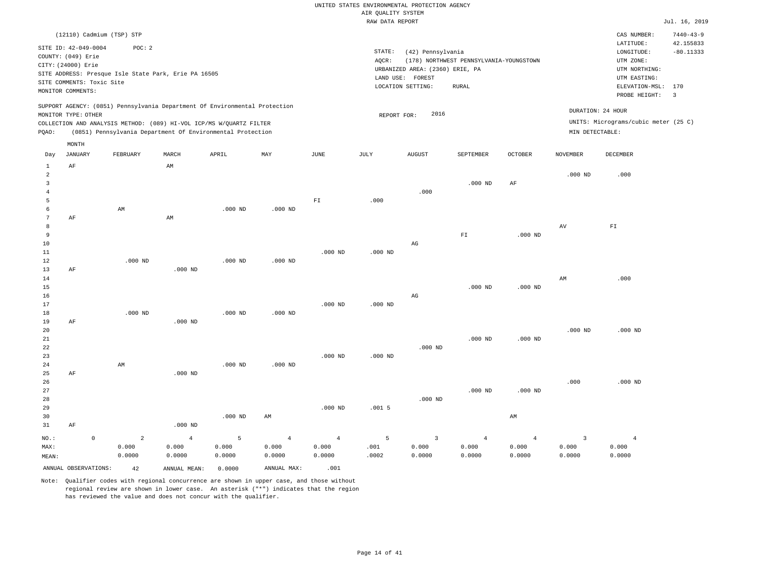UNITED STATES ENVIRONMENTAL PROTECTION AGENCY
AIR QUALITY SYSTEM
RAW DATA REPORT

Jul. 16, 2019

(12110) Cadmium (TSP) STP

SITE ID: 42-049-0004 POC: 2
COUNTY: (049) Erie
CITY: (24000) Erie
SITE ADDRESS: Presque Isle State Park, Erie PA 16505
SITE COMMENTS: Toxic Site
MONITOR COMMENTS:

STATE: (42) Pennsylvania
AQCR: (178) NORTHWEST PENNSYLVANIA-YOUNGSTOWN
URBANIZED AREA: (2360) ERIE, PA
LAND USE: FOREST
LOCATION SETTING: RURAL

CAS NUMBER: 7440-43-9
LATITUDE: 42.155833
LONGITUDE: -80.11333
UTM ZONE:
UTM NORTHING:
UTM EASTING:
ELEVATION-MSL: 170
PROBE HEIGHT: 3

SUPPORT AGENCY: (0851) Pennsylvania Department Of Environmental Protection
MONITOR TYPE: OTHER
COLLECTION AND ANALYSIS METHOD: (089) HI-VOL ICP/MS W/QUARTZ FILTER
PQAO: (0851) Pennsylvania Department Of Environmental Protection

REPORT FOR: 2016

DURATION: 24 HOUR
UNITS: Micrograms/cubic meter (25 C)
MIN DETECTABLE:

| Day | JANUARY | FEBRUARY | MARCH | APRIL | MAY | JUNE | JULY | AUGUST | SEPTEMBER | OCTOBER | NOVEMBER | DECEMBER |
|---|---|---|---|---|---|---|---|---|---|---|---|---|
| 1 | AF | | AM | | | | | | | | | |
| 2 | | | | | | | | | | | .000 ND | .000 |
| 3 | | | | | | | | | .000 ND | AF | | |
| 4 | | | | | | | | .000 | | | | |
| 5 | | | | | | FI | .000 | | | | | |
| 6 | | AM | | .000 ND | .000 ND | | | | | | | |
| 7 | AF | | AM | | | | | | | | | |
| 8 | | | | | | | | | | | AV | FI |
| 9 | | | | | | | | | FI | .000 ND | | |
| 10 | | | | | | | | AG | | | | |
| 11 | | | | | | .000 ND | .000 ND | | | | | |
| 12 | | .000 ND | | .000 ND | .000 ND | | | | | | | |
| 13 | AF | | .000 ND | | | | | | | | | |
| 14 | | | | | | | | | | | AM | .000 |
| 15 | | | | | | | | | .000 ND | .000 ND | | |
| 16 | | | | | | | | AG | | | | |
| 17 | | | | | | .000 ND | .000 ND | | | | | |
| 18 | | .000 ND | | .000 ND | .000 ND | | | | | | | |
| 19 | AF | | .000 ND | | | | | | | | | |
| 20 | | | | | | | | | | | .000 ND | .000 ND |
| 21 | | | | | | | | | .000 ND | .000 ND | | |
| 22 | | | | | | | | .000 ND | | | | |
| 23 | | | | | | .000 ND | .000 ND | | | | | |
| 24 | | AM | | .000 ND | .000 ND | | | | | | | |
| 25 | AF | | .000 ND | | | | | | | | | |
| 26 | | | | | | | | | | | .000 | .000 ND |
| 27 | | | | | | | | | .000 ND | .000 ND | | |
| 28 | | | | | | | | .000 ND | | | | |
| 29 | | | | | | .000 ND | .001 5 | | | | | |
| 30 | | | | .000 ND | AM | | | | | AM | | |
| 31 | AF | | .000 ND | | | | | | | | | |
| NO.: | 0 | 2 | 4 | 5 | 4 | 4 | 5 | 3 | 4 | 4 | 3 | 4 |
| MAX: | | 0.000 | 0.000 | 0.000 | 0.000 | 0.000 | .001 | 0.000 | 0.000 | 0.000 | 0.000 | 0.000 |
| MEAN: | | 0.0000 | 0.0000 | 0.0000 | 0.0000 | 0.0000 | .0002 | 0.0000 | 0.0000 | 0.0000 | 0.0000 | 0.0000 |

ANNUAL OBSERVATIONS: 42 ANNUAL MEAN: 0.0000 ANNUAL MAX: .001

Note: Qualifier codes with regional concurrence are shown in upper case, and those without regional review are shown in lower case. An asterisk ("*") indicates that the region has reviewed the value and does not concur with the qualifier.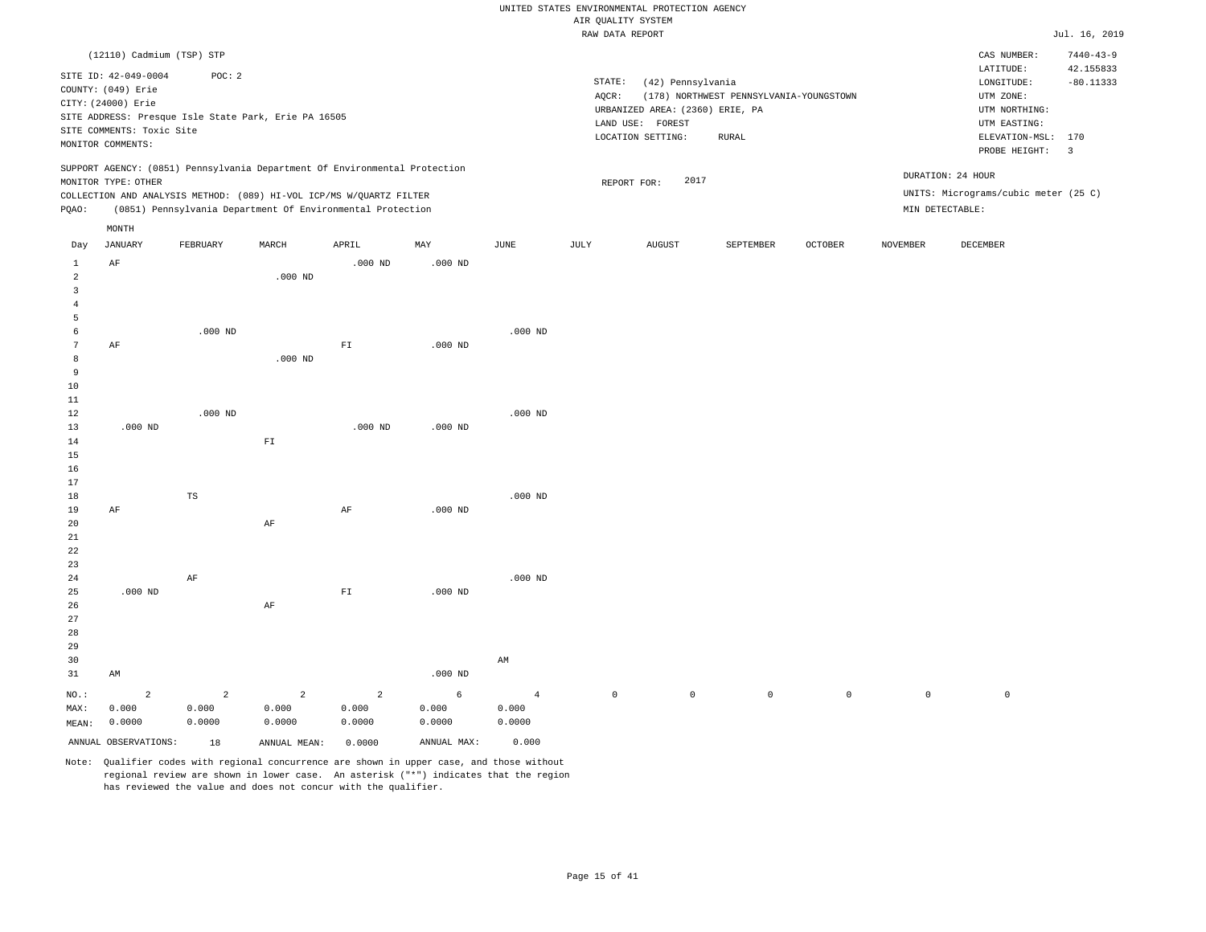UNITED STATES ENVIRONMENTAL PROTECTION AGENCY
AIR QUALITY SYSTEM
RAW DATA REPORT

Jul. 16, 2019

(12110) Cadmium (TSP) STP

SITE ID: 42-049-0004 POC: 2
COUNTY: (049) Erie
CITY: (24000) Erie
SITE ADDRESS: Presque Isle State Park, Erie PA 16505
SITE COMMENTS: Toxic Site
MONITOR COMMENTS:

STATE: (42) Pennsylvania
AQCR: (178) NORTHWEST PENNSYLVANIA-YOUNGSTOWN
URBANIZED AREA: (2360) ERIE, PA
LAND USE: FOREST
LOCATION SETTING: RURAL

CAS NUMBER: 7440-43-9
LATITUDE: 42.155833
LONGITUDE: -80.11333
UTM ZONE:
UTM NORTHING:
UTM EASTING:
ELEVATION-MSL: 170
PROBE HEIGHT: 3

SUPPORT AGENCY: (0851) Pennsylvania Department Of Environmental Protection
MONITOR TYPE: OTHER
COLLECTION AND ANALYSIS METHOD: (089) HI-VOL ICP/MS W/QUARTZ FILTER
PQAO: (0851) Pennsylvania Department Of Environmental Protection

REPORT FOR: 2017

DURATION: 24 HOUR
UNITS: Micrograms/cubic meter (25 C)
MIN DETECTABLE:

| Day | JANUARY | FEBRUARY | MARCH | APRIL | MAY | JUNE | JULY | AUGUST | SEPTEMBER | OCTOBER | NOVEMBER | DECEMBER |
|---|---|---|---|---|---|---|---|---|---|---|---|---|
| 1 | AF | | | .000 ND | .000 ND | | | | | | | |
| 2 | | | .000 ND | | | | | | | | | |
| 3 | | | | | | | | | | | | |
| 4 | | | | | | | | | | | | |
| 5 | | | | | | | | | | | | |
| 6 | | .000 ND | | | | .000 ND | | | | | | |
| 7 | AF | | | FI | .000 ND | | | | | | | |
| 8 | | | .000 ND | | | | | | | | | |
| 9 | | | | | | | | | | | | |
| 10 | | | | | | | | | | | | |
| 11 | | | | | | | | | | | | |
| 12 | | .000 ND | | | | .000 ND | | | | | | |
| 13 | .000 ND | | | .000 ND | .000 ND | | | | | | | |
| 14 | | | FI | | | | | | | | | |
| 15 | | | | | | | | | | | | |
| 16 | | | | | | | | | | | | |
| 17 | | | | | | | | | | | | |
| 18 | | TS | | | | .000 ND | | | | | | |
| 19 | AF | | | AF | .000 ND | | | | | | | |
| 20 | | | AF | | | | | | | | | |
| 21 | | | | | | | | | | | | |
| 22 | | | | | | | | | | | | |
| 23 | | | | | | | | | | | | |
| 24 | | AF | | | | .000 ND | | | | | | |
| 25 | .000 ND | | | FI | .000 ND | | | | | | | |
| 26 | | | AF | | | | | | | | | |
| 27 | | | | | | | | | | | | |
| 28 | | | | | | | | | | | | |
| 29 | | | | | | | | | | | | |
| 30 | | | | | | AM | | | | | | |
| 31 | AM | | | | .000 ND | | | | | | | |
| NO.: | 2 | 2 | 2 | 2 | 6 | 4 | 0 | 0 | 0 | 0 | 0 | 0 |
| MAX: | 0.000 | 0.000 | 0.000 | 0.000 | 0.000 | 0.000 | | | | | | |
| MEAN: | 0.0000 | 0.0000 | 0.0000 | 0.0000 | 0.0000 | 0.0000 | | | | | | |

ANNUAL OBSERVATIONS: 18 ANNUAL MEAN: 0.0000 ANNUAL MAX: 0.000

Note: Qualifier codes with regional concurrence are shown in upper case, and those without regional review are shown in lower case. An asterisk ("*") indicates that the region has reviewed the value and does not concur with the qualifier.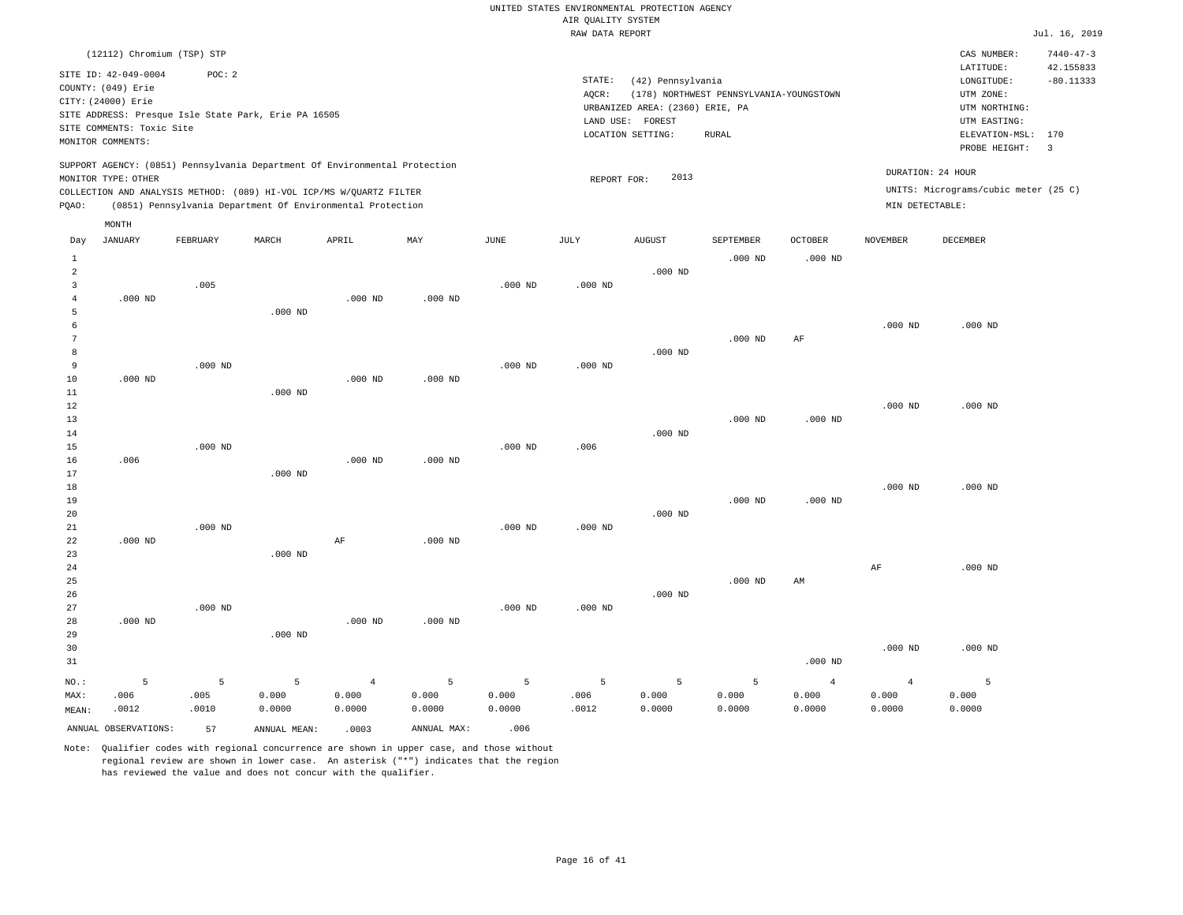UNITED STATES ENVIRONMENTAL PROTECTION AGENCY
AIR QUALITY SYSTEM
RAW DATA REPORT

Jul. 16, 2019

(12112) Chromium (TSP) STP

SITE ID: 42-049-0004 POC: 2
COUNTY: (049) Erie
CITY: (24000) Erie
SITE ADDRESS: Presque Isle State Park, Erie PA 16505
SITE COMMENTS: Toxic Site
MONITOR COMMENTS:

STATE: (42) Pennsylvania
AQCR: (178) NORTHWEST PENNSYLVANIA-YOUNGSTOWN
URBANIZED AREA: (2360) ERIE, PA
LAND USE: FOREST
LOCATION SETTING: RURAL

CAS NUMBER: 7440-47-3
LATITUDE: 42.155833
LONGITUDE: -80.11333
UTM ZONE:
UTM NORTHING:
UTM EASTING:
ELEVATION-MSL: 170
PROBE HEIGHT: 3

SUPPORT AGENCY: (0851) Pennsylvania Department Of Environmental Protection
MONITOR TYPE: OTHER
COLLECTION AND ANALYSIS METHOD: (089) HI-VOL ICP/MS W/QUARTZ FILTER
PQAO: (0851) Pennsylvania Department Of Environmental Protection

REPORT FOR: 2013

DURATION: 24 HOUR
UNITS: Micrograms/cubic meter (25 C)
MIN DETECTABLE:

| Day | JANUARY | FEBRUARY | MARCH | APRIL | MAY | JUNE | JULY | AUGUST | SEPTEMBER | OCTOBER | NOVEMBER | DECEMBER |
|---|---|---|---|---|---|---|---|---|---|---|---|---|
| 1 | | | | | | | | | .000 ND | .000 ND | | |
| 2 | | | | | | | | .000 ND | | | | |
| 3 | | .005 | | | | .000 ND | .000 ND | | | | | |
| 4 | .000 ND | | | .000 ND | .000 ND | | | | | | | |
| 5 | | | .000 ND | | | | | | | | | |
| 6 | | | | | | | | | | | .000 ND | .000 ND |
| 7 | | | | | | | | | .000 ND | AF | | |
| 8 | | | | | | | | .000 ND | | | | |
| 9 | | .000 ND | | | | .000 ND | .000 ND | | | | | |
| 10 | .000 ND | | | .000 ND | .000 ND | | | | | | | |
| 11 | | | .000 ND | | | | | | | | | |
| 12 | | | | | | | | | | | .000 ND | .000 ND |
| 13 | | | | | | | | | .000 ND | .000 ND | | |
| 14 | | | | | | | | .000 ND | | | | |
| 15 | | .000 ND | | | | .000 ND | .006 | | | | | |
| 16 | .006 | | | .000 ND | .000 ND | | | | | | | |
| 17 | | | .000 ND | | | | | | | | | |
| 18 | | | | | | | | | | | .000 ND | .000 ND |
| 19 | | | | | | | | | .000 ND | .000 ND | | |
| 20 | | | | | | | | .000 ND | | | | |
| 21 | | .000 ND | | | | .000 ND | .000 ND | | | | | |
| 22 | .000 ND | | | AF | .000 ND | | | | | | | |
| 23 | | | .000 ND | | | | | | | | | |
| 24 | | | | | | | | | | | AF | .000 ND |
| 25 | | | | | | | | | .000 ND | AM | | |
| 26 | | | | | | | | .000 ND | | | | |
| 27 | | .000 ND | | | | .000 ND | .000 ND | | | | | |
| 28 | .000 ND | | | .000 ND | .000 ND | | | | | | | |
| 29 | | | .000 ND | | | | | | | | | |
| 30 | | | | | | | | | | | .000 ND | .000 ND |
| 31 | | | | | | | | | | .000 ND | | |
| NO.: | 5 | 5 | 5 | 4 | 5 | 5 | 5 | 5 | 5 | 4 | 4 | 5 |
| MAX: | .006 | .005 | 0.000 | 0.000 | 0.000 | 0.000 | .006 | 0.000 | 0.000 | 0.000 | 0.000 | 0.000 |
| MEAN: | .0012 | .0010 | 0.0000 | 0.0000 | 0.0000 | 0.0000 | .0012 | 0.0000 | 0.0000 | 0.0000 | 0.0000 | 0.0000 |

ANNUAL OBSERVATIONS: 57 ANNUAL MEAN: .0003 ANNUAL MAX: .006

Note: Qualifier codes with regional concurrence are shown in upper case, and those without regional review are shown in lower case. An asterisk ("*") indicates that the region has reviewed the value and does not concur with the qualifier.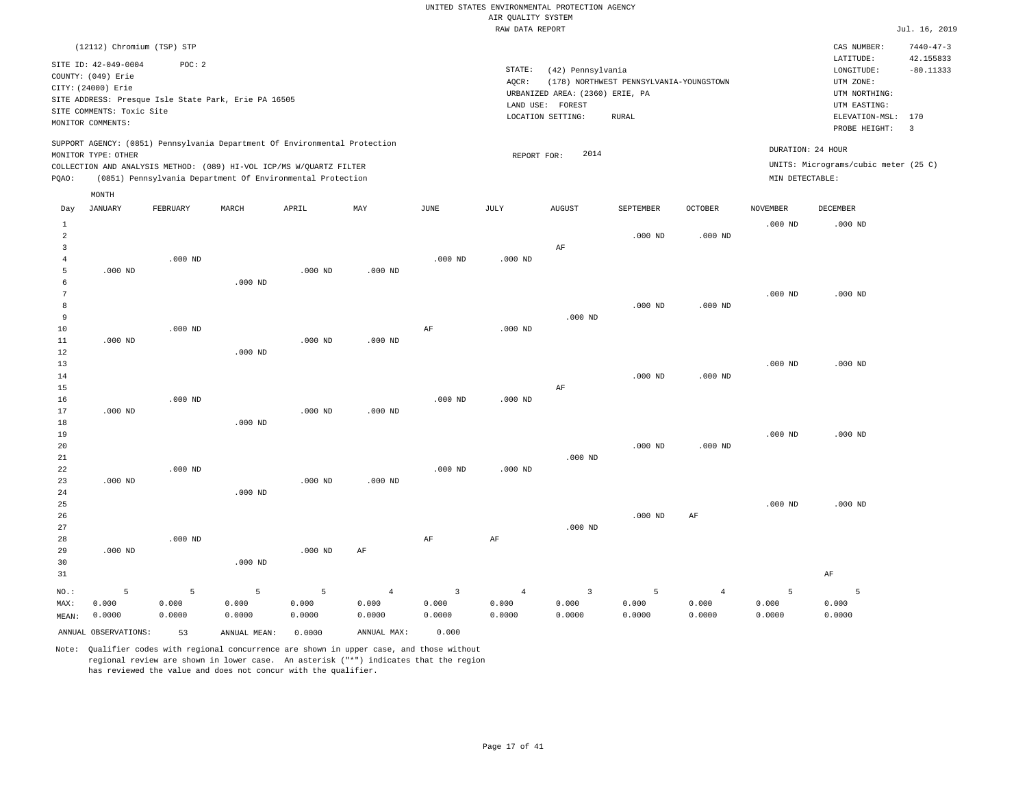UNITED STATES ENVIRONMENTAL PROTECTION AGENCY
AIR QUALITY SYSTEM
RAW DATA REPORT

Jul. 16, 2019

(12112) Chromium (TSP) STP

SITE ID: 42-049-0004 POC: 2
COUNTY: (049) Erie
CITY: (24000) Erie
SITE ADDRESS: Presque Isle State Park, Erie PA 16505
SITE COMMENTS: Toxic Site
MONITOR COMMENTS:

STATE: (42) Pennsylvania
AQCR: (178) NORTHWEST PENNSYLVANIA-YOUNGSTOWN
URBANIZED AREA: (2360) ERIE, PA
LAND USE: FOREST
LOCATION SETTING: RURAL

CAS NUMBER: 7440-47-3
LATITUDE: 42.155833
LONGITUDE: -80.11333
UTM ZONE:
UTM NORTHING:
UTM EASTING:
ELEVATION-MSL: 170
PROBE HEIGHT: 3

SUPPORT AGENCY: (0851) Pennsylvania Department Of Environmental Protection
MONITOR TYPE: OTHER
COLLECTION AND ANALYSIS METHOD: (089) HI-VOL ICP/MS W/QUARTZ FILTER
PQAO: (0851) Pennsylvania Department Of Environmental Protection

REPORT FOR: 2014

DURATION: 24 HOUR
UNITS: Micrograms/cubic meter (25 C)
MIN DETECTABLE:

| Day | JANUARY | FEBRUARY | MARCH | APRIL | MAY | JUNE | JULY | AUGUST | SEPTEMBER | OCTOBER | NOVEMBER | DECEMBER |
|---|---|---|---|---|---|---|---|---|---|---|---|---|
| 1 | | | | | | | | | | | .000 ND | .000 ND |
| 2 | | | | | | | | | .000 ND | .000 ND | | |
| 3 | | | | | | | | AF | | | | |
| 4 | | .000 ND | | | | .000 ND | .000 ND | | | | | |
| 5 | .000 ND | | | .000 ND | .000 ND | | | | | | | |
| 6 | | | .000 ND | | | | | | | | | |
| 7 | | | | | | | | | | | .000 ND | .000 ND |
| 8 | | | | | | | | | .000 ND | .000 ND | | |
| 9 | | | | | | | | .000 ND | | | | |
| 10 | | .000 ND | | | | AF | .000 ND | | | | | |
| 11 | .000 ND | | | .000 ND | .000 ND | | | | | | | |
| 12 | | | .000 ND | | | | | | | | | |
| 13 | | | | | | | | | | | .000 ND | .000 ND |
| 14 | | | | | | | | | .000 ND | .000 ND | | |
| 15 | | | | | | | | AF | | | | |
| 16 | | .000 ND | | | | .000 ND | .000 ND | | | | | |
| 17 | .000 ND | | | .000 ND | .000 ND | | | | | | | |
| 18 | | | .000 ND | | | | | | | | | |
| 19 | | | | | | | | | | | .000 ND | .000 ND |
| 20 | | | | | | | | | .000 ND | .000 ND | | |
| 21 | | | | | | | | .000 ND | | | | |
| 22 | | .000 ND | | | | .000 ND | .000 ND | | | | | |
| 23 | .000 ND | | | .000 ND | .000 ND | | | | | | | |
| 24 | | | .000 ND | | | | | | | | | |
| 25 | | | | | | | | | | | .000 ND | .000 ND |
| 26 | | | | | | | | | .000 ND | AF | | |
| 27 | | | | | | | | .000 ND | | | | |
| 28 | | .000 ND | | | | AF | AF | | | | | |
| 29 | .000 ND | | | .000 ND | AF | | | | | | | |
| 30 | | | .000 ND | | | | | | | | | |
| 31 | | | | | | | | | | | | AF |
| NO.: | 5 | 5 | 5 | 5 | 4 | 3 | 4 | 3 | 5 | 4 | 5 | 5 |
| MAX: | 0.000 | 0.000 | 0.000 | 0.000 | 0.000 | 0.000 | 0.000 | 0.000 | 0.000 | 0.000 | 0.000 | 0.000 |
| MEAN: | 0.0000 | 0.0000 | 0.0000 | 0.0000 | 0.0000 | 0.0000 | 0.0000 | 0.0000 | 0.0000 | 0.0000 | 0.0000 | 0.0000 |

ANNUAL OBSERVATIONS: 53 ANNUAL MEAN: 0.0000 ANNUAL MAX: 0.000

Note: Qualifier codes with regional concurrence are shown in upper case, and those without regional review are shown in lower case. An asterisk ("*") indicates that the region has reviewed the value and does not concur with the qualifier.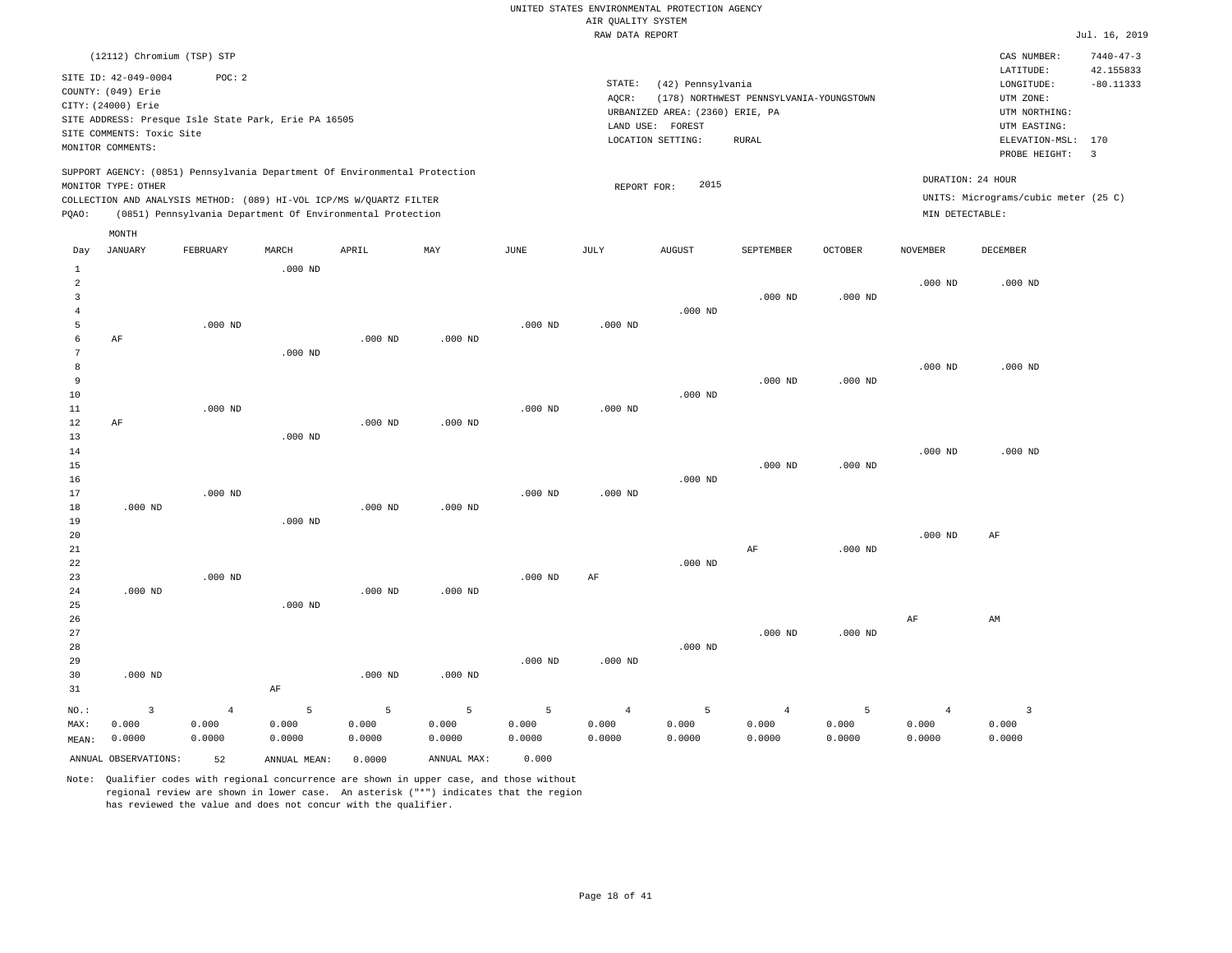UNITED STATES ENVIRONMENTAL PROTECTION AGENCY
AIR QUALITY SYSTEM
RAW DATA REPORT

Jul. 16, 2019

(12112) Chromium (TSP) STP

SITE ID: 42-049-0004 POC: 2
COUNTY: (049) Erie
CITY: (24000) Erie
SITE ADDRESS: Presque Isle State Park, Erie PA 16505
SITE COMMENTS: Toxic Site
MONITOR COMMENTS:

STATE: (42) Pennsylvania
AQCR: (178) NORTHWEST PENNSYLVANIA-YOUNGSTOWN
URBANIZED AREA: (2360) ERIE, PA
LAND USE: FOREST
LOCATION SETTING: RURAL

CAS NUMBER: 7440-47-3
LATITUDE: 42.155833
LONGITUDE: -80.11333
UTM ZONE:
UTM NORTHING:
UTM EASTING:
ELEVATION-MSL: 170
PROBE HEIGHT: 3

SUPPORT AGENCY: (0851) Pennsylvania Department Of Environmental Protection
MONITOR TYPE: OTHER
COLLECTION AND ANALYSIS METHOD: (089) HI-VOL ICP/MS W/QUARTZ FILTER
PQAO: (0851) Pennsylvania Department Of Environmental Protection

REPORT FOR: 2015

DURATION: 24 HOUR
UNITS: Micrograms/cubic meter (25 C)
MIN DETECTABLE:

| Day | JANUARY | FEBRUARY | MARCH | APRIL | MAY | JUNE | JULY | AUGUST | SEPTEMBER | OCTOBER | NOVEMBER | DECEMBER |
|---|---|---|---|---|---|---|---|---|---|---|---|---|
| 1 | | | .000 ND | | | | | | | | | |
| 2 | | | | | | | | | | | .000 ND | .000 ND |
| 3 | | | | | | | | | .000 ND | .000 ND | | |
| 4 | | | | | | | | .000 ND | | | | |
| 5 | | .000 ND | | | | .000 ND | .000 ND | | | | | |
| 6 | AF | | | .000 ND | .000 ND | | | | | | | |
| 7 | | | .000 ND | | | | | | | | | |
| 8 | | | | | | | | | | | .000 ND | .000 ND |
| 9 | | | | | | | | | .000 ND | .000 ND | | |
| 10 | | | | | | | | .000 ND | | | | |
| 11 | | .000 ND | | | | .000 ND | .000 ND | | | | | |
| 12 | AF | | | .000 ND | .000 ND | | | | | | | |
| 13 | | | .000 ND | | | | | | | | | |
| 14 | | | | | | | | | | | .000 ND | .000 ND |
| 15 | | | | | | | | | .000 ND | .000 ND | | |
| 16 | | | | | | | | .000 ND | | | | |
| 17 | | .000 ND | | | | .000 ND | .000 ND | | | | | |
| 18 | .000 ND | | | .000 ND | .000 ND | | | | | | | |
| 19 | | | .000 ND | | | | | | | | | |
| 20 | | | | | | | | | | | .000 ND | AF |
| 21 | | | | | | | | | AF | .000 ND | | |
| 22 | | | | | | | | .000 ND | | | | |
| 23 | | .000 ND | | | | .000 ND | AF | | | | | |
| 24 | .000 ND | | | .000 ND | .000 ND | | | | | | | |
| 25 | | | .000 ND | | | | | | | | | |
| 26 | | | | | | | | | | | AF | AM |
| 27 | | | | | | | | | .000 ND | .000 ND | | |
| 28 | | | | | | | | .000 ND | | | | |
| 29 | | | | | | .000 ND | .000 ND | | | | | |
| 30 | .000 ND | | | .000 ND | .000 ND | | | | | | | |
| 31 | | | AF | | | | | | | | | |
| NO.: | 3 | 4 | 5 | 5 | 5 | 5 | 4 | 5 | 4 | 5 | 4 | 3 |
| MAX: | 0.000 | 0.000 | 0.000 | 0.000 | 0.000 | 0.000 | 0.000 | 0.000 | 0.000 | 0.000 | 0.000 | 0.000 |
| MEAN: | 0.0000 | 0.0000 | 0.0000 | 0.0000 | 0.0000 | 0.0000 | 0.0000 | 0.0000 | 0.0000 | 0.0000 | 0.0000 | 0.0000 |

ANNUAL OBSERVATIONS: 52 ANNUAL MEAN: 0.0000 ANNUAL MAX: 0.000

Note: Qualifier codes with regional concurrence are shown in upper case, and those without regional review are shown in lower case. An asterisk ("*") indicates that the region has reviewed the value and does not concur with the qualifier.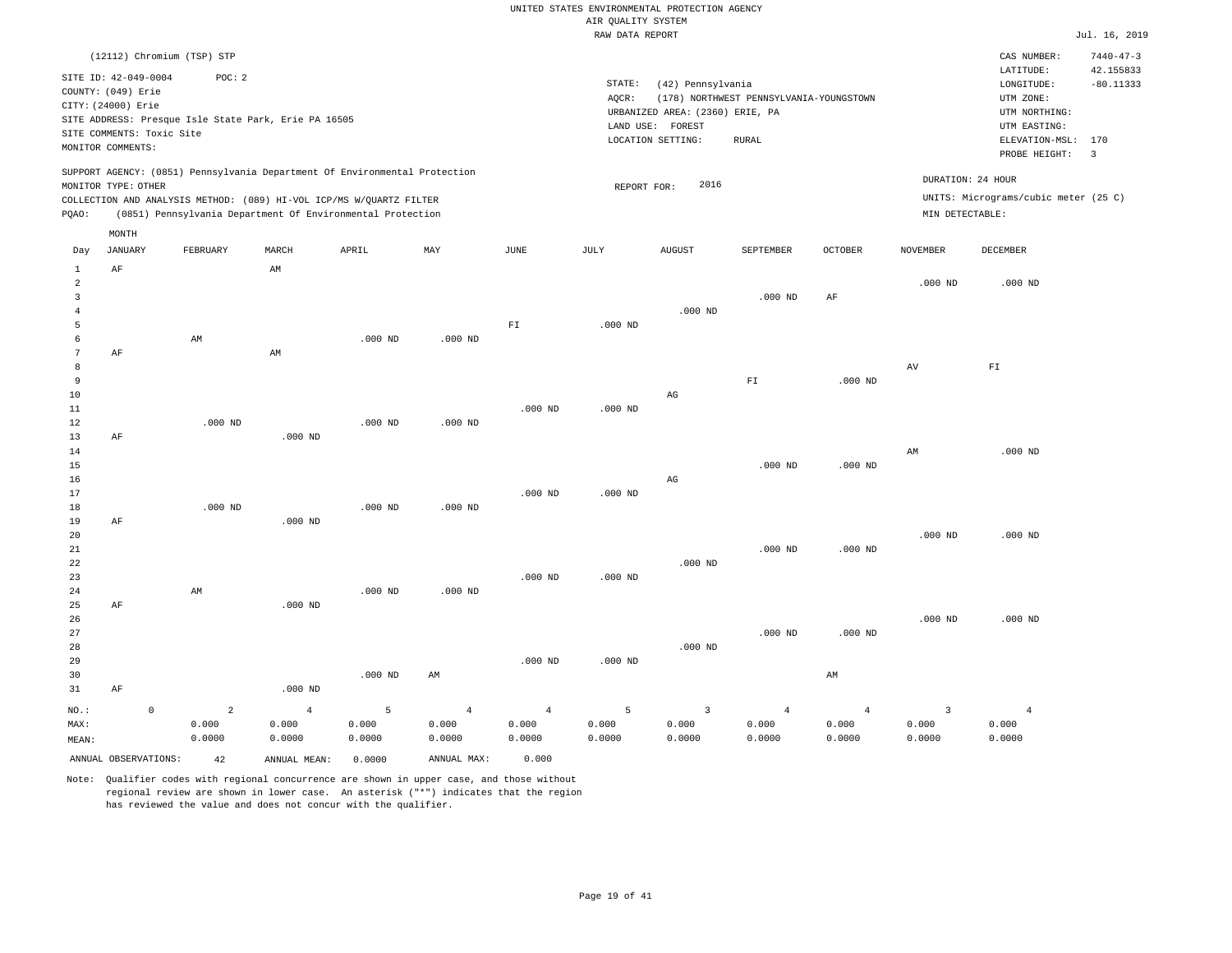UNITED STATES ENVIRONMENTAL PROTECTION AGENCY
AIR QUALITY SYSTEM
RAW DATA REPORT

Jul. 16, 2019

(12112) Chromium (TSP) STP

SITE ID: 42-049-0004 POC: 2
COUNTY: (049) Erie
CITY: (24000) Erie
SITE ADDRESS: Presque Isle State Park, Erie PA 16505
SITE COMMENTS: Toxic Site
MONITOR COMMENTS:

STATE: (42) Pennsylvania
AQCR: (178) NORTHWEST PENNSYLVANIA-YOUNGSTOWN
URBANIZED AREA: (2360) ERIE, PA
LAND USE: FOREST
LOCATION SETTING: RURAL

CAS NUMBER: 7440-47-3
LATITUDE: 42.155833
LONGITUDE: -80.11333
UTM ZONE:
UTM NORTHING:
UTM EASTING:
ELEVATION-MSL: 170
PROBE HEIGHT: 3

SUPPORT AGENCY: (0851) Pennsylvania Department Of Environmental Protection
MONITOR TYPE: OTHER
COLLECTION AND ANALYSIS METHOD: (089) HI-VOL ICP/MS W/QUARTZ FILTER
PQAO: (0851) Pennsylvania Department Of Environmental Protection

REPORT FOR: 2016

DURATION: 24 HOUR
UNITS: Micrograms/cubic meter (25 C)
MIN DETECTABLE:

| Day | JANUARY | FEBRUARY | MARCH | APRIL | MAY | JUNE | JULY | AUGUST | SEPTEMBER | OCTOBER | NOVEMBER | DECEMBER |
|---|---|---|---|---|---|---|---|---|---|---|---|---|
| 1 | AF | | AM | | | | | | | | | |
| 2 | | | | | | | | | | | .000 ND | .000 ND |
| 3 | | | | | | | | | .000 ND | AF | | |
| 4 | | | | | | | | .000 ND | | | | |
| 5 | | | | | | FI | .000 ND | | | | | |
| 6 | | AM | | .000 ND | .000 ND | | | | | | | |
| 7 | AF | | AM | | | | | | | | | |
| 8 | | | | | | | | | | | AV | FI |
| 9 | | | | | | | | | FI | .000 ND | | |
| 10 | | | | | | | | AG | | | | |
| 11 | | | | | | .000 ND | .000 ND | | | | | |
| 12 | | .000 ND | | .000 ND | .000 ND | | | | | | | |
| 13 | AF | | .000 ND | | | | | | | | | |
| 14 | | | | | | | | | | | AM | .000 ND |
| 15 | | | | | | | | | .000 ND | .000 ND | | |
| 16 | | | | | | | | AG | | | | |
| 17 | | | | | | .000 ND | .000 ND | | | | | |
| 18 | | .000 ND | | .000 ND | .000 ND | | | | | | | |
| 19 | AF | | .000 ND | | | | | | | | | |
| 20 | | | | | | | | | | | .000 ND | .000 ND |
| 21 | | | | | | | | | .000 ND | .000 ND | | |
| 22 | | | | | | | | .000 ND | | | | |
| 23 | | | | | | .000 ND | .000 ND | | | | | |
| 24 | | AM | | .000 ND | .000 ND | | | | | | | |
| 25 | AF | | .000 ND | | | | | | | | | |
| 26 | | | | | | | | | | | .000 ND | .000 ND |
| 27 | | | | | | | | | .000 ND | .000 ND | | |
| 28 | | | | | | | | .000 ND | | | | |
| 29 | | | | | | .000 ND | .000 ND | | | | | |
| 30 | | | | .000 ND | AM | | | | | AM | | |
| 31 | AF | | .000 ND | | | | | | | | | |
| NO.: | 0 | 2 | 4 | 5 | 4 | 4 | 5 | 3 | 4 | 4 | 3 | 4 |
| MAX: | | 0.000 | 0.000 | 0.000 | 0.000 | 0.000 | 0.000 | 0.000 | 0.000 | 0.000 | 0.000 | 0.000 |
| MEAN: | | 0.0000 | 0.0000 | 0.0000 | 0.0000 | 0.0000 | 0.0000 | 0.0000 | 0.0000 | 0.0000 | 0.0000 | 0.0000 |

ANNUAL OBSERVATIONS: 42 ANNUAL MEAN: 0.0000 ANNUAL MAX: 0.000

Note: Qualifier codes with regional concurrence are shown in upper case, and those without regional review are shown in lower case. An asterisk ("*") indicates that the region has reviewed the value and does not concur with the qualifier.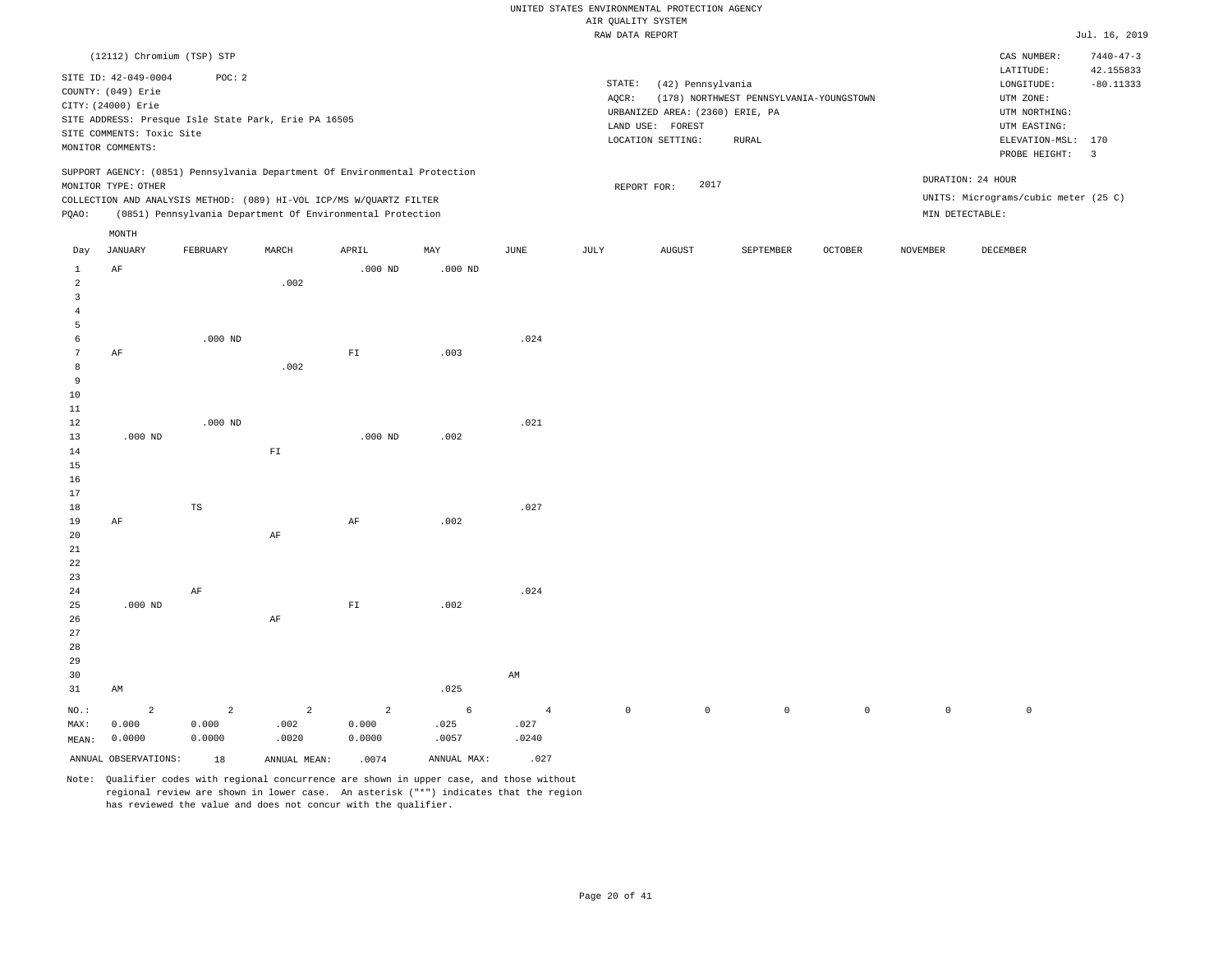UNITED STATES ENVIRONMENTAL PROTECTION AGENCY
AIR QUALITY SYSTEM
RAW DATA REPORT

Jul. 16, 2019

(12112) Chromium (TSP) STP

SITE ID: 42-049-0004 POC: 2
COUNTY: (049) Erie
CITY: (24000) Erie
SITE ADDRESS: Presque Isle State Park, Erie PA 16505
SITE COMMENTS: Toxic Site
MONITOR COMMENTS:

STATE: (42) Pennsylvania
AQCR: (178) NORTHWEST PENNSYLVANIA-YOUNGSTOWN
URBANIZED AREA: (2360) ERIE, PA
LAND USE: FOREST
LOCATION SETTING: RURAL

CAS NUMBER: 7440-47-3
LATITUDE: 42.155833
LONGITUDE: -80.11333
UTM ZONE:
UTM NORTHING:
UTM EASTING:
ELEVATION-MSL: 170
PROBE HEIGHT: 3

SUPPORT AGENCY: (0851) Pennsylvania Department Of Environmental Protection
MONITOR TYPE: OTHER
COLLECTION AND ANALYSIS METHOD: (089) HI-VOL ICP/MS W/QUARTZ FILTER
PQAO: (0851) Pennsylvania Department Of Environmental Protection

REPORT FOR: 2017

DURATION: 24 HOUR
UNITS: Micrograms/cubic meter (25 C)
MIN DETECTABLE:

| Day | JANUARY | FEBRUARY | MARCH | APRIL | MAY | JUNE | JULY | AUGUST | SEPTEMBER | OCTOBER | NOVEMBER | DECEMBER |
|---|---|---|---|---|---|---|---|---|---|---|---|---|
| 1 | AF | | | .000 ND | .000 ND | | | | | | | |
| 2 | | | .002 | | | | | | | | | |
| 3 | | | | | | | | | | | | |
| 4 | | | | | | | | | | | | |
| 5 | | | | | | | | | | | | |
| 6 | | .000 ND | | | | .024 | | | | | | |
| 7 | AF | | | FI | .003 | | | | | | | |
| 8 | | | .002 | | | | | | | | | |
| 9 | | | | | | | | | | | | |
| 10 | | | | | | | | | | | | |
| 11 | | | | | | | | | | | | |
| 12 | | .000 ND | | | | .021 | | | | | | |
| 13 | .000 ND | | | .000 ND | .002 | | | | | | | |
| 14 | | | FI | | | | | | | | | |
| 15 | | | | | | | | | | | | |
| 16 | | | | | | | | | | | | |
| 17 | | | | | | | | | | | | |
| 18 | | TS | | | | .027 | | | | | | |
| 19 | AF | | | AF | .002 | | | | | | | |
| 20 | | | AF | | | | | | | | | |
| 21 | | | | | | | | | | | | |
| 22 | | | | | | | | | | | | |
| 23 | | | | | | | | | | | | |
| 24 | | AF | | | | .024 | | | | | | |
| 25 | .000 ND | | | FI | .002 | | | | | | | |
| 26 | | | AF | | | | | | | | | |
| 27 | | | | | | | | | | | | |
| 28 | | | | | | | | | | | | |
| 29 | | | | | | | | | | | | |
| 30 | | | | | | AM | | | | | | |
| 31 | AM | | | | .025 | | | | | | | |
| NO.: | 2 | 2 | 2 | 2 | 6 | 4 | 0 | 0 | 0 | 0 | 0 | 0 |
| MAX: | 0.000 | 0.000 | .002 | 0.000 | .025 | .027 | | | | | | |
| MEAN: | 0.0000 | 0.0000 | .0020 | 0.0000 | .0057 | .0240 | | | | | | |

ANNUAL OBSERVATIONS: 18   ANNUAL MEAN: .0074   ANNUAL MAX: .027

Note: Qualifier codes with regional concurrence are shown in upper case, and those without regional review are shown in lower case. An asterisk ("*") indicates that the region has reviewed the value and does not concur with the qualifier.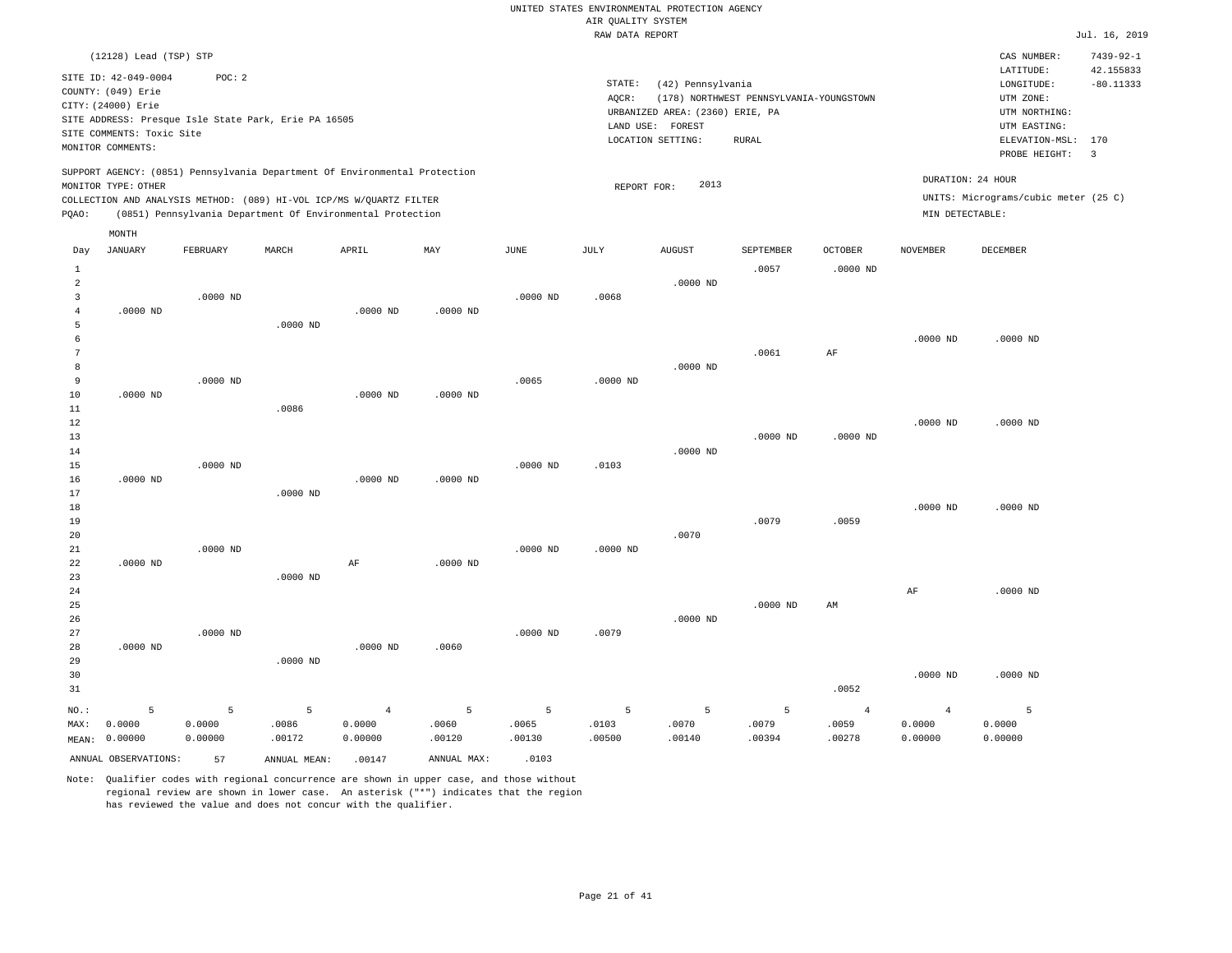UNITED STATES ENVIRONMENTAL PROTECTION AGENCY
AIR QUALITY SYSTEM
RAW DATA REPORT

Jul. 16, 2019

(12128) Lead (TSP) STP

SITE ID: 42-049-0004 POC: 2
COUNTY: (049) Erie
CITY: (24000) Erie
SITE ADDRESS: Presque Isle State Park, Erie PA 16505
SITE COMMENTS: Toxic Site
MONITOR COMMENTS:

STATE: (42) Pennsylvania
AQCR: (178) NORTHWEST PENNSYLVANIA-YOUNGSTOWN
URBANIZED AREA: (2360) ERIE, PA
LAND USE: FOREST
LOCATION SETTING: RURAL

CAS NUMBER: 7439-92-1
LATITUDE: 42.155833
LONGITUDE: -80.11333
UTM ZONE:
UTM NORTHING:
UTM EASTING:
ELEVATION-MSL: 170
PROBE HEIGHT: 3

SUPPORT AGENCY: (0851) Pennsylvania Department Of Environmental Protection
MONITOR TYPE: OTHER
COLLECTION AND ANALYSIS METHOD: (089) HI-VOL ICP/MS W/QUARTZ FILTER
PQAO: (0851) Pennsylvania Department Of Environmental Protection

REPORT FOR: 2013

DURATION: 24 HOUR
UNITS: Micrograms/cubic meter (25 C)
MIN DETECTABLE:

| Day | JANUARY | FEBRUARY | MARCH | APRIL | MAY | JUNE | JULY | AUGUST | SEPTEMBER | OCTOBER | NOVEMBER | DECEMBER |
|---|---|---|---|---|---|---|---|---|---|---|---|---|
| 1 | | | | | | | | | .0057 | .0000 ND | | |
| 2 | | | | | | | | .0000 ND | | | | |
| 3 | | .0000 ND | | | | .0000 ND | .0068 | | | | | |
| 4 | .0000 ND | | | .0000 ND | .0000 ND | | | | | | | |
| 5 | | | .0000 ND | | | | | | | | | |
| 6 | | | | | | | | | | | .0000 ND | .0000 ND |
| 7 | | | | | | | | | .0061 | AF | | |
| 8 | | | | | | | | .0000 ND | | | | |
| 9 | | .0000 ND | | | | .0065 | .0000 ND | | | | | |
| 10 | .0000 ND | | | .0000 ND | .0000 ND | | | | | | | |
| 11 | | | .0086 | | | | | | | | | |
| 12 | | | | | | | | | | | .0000 ND | .0000 ND |
| 13 | | | | | | | | | .0000 ND | .0000 ND | | |
| 14 | | | | | | | | .0000 ND | | | | |
| 15 | | .0000 ND | | | | .0000 ND | .0103 | | | | | |
| 16 | .0000 ND | | | .0000 ND | .0000 ND | | | | | | | |
| 17 | | | .0000 ND | | | | | | | | | |
| 18 | | | | | | | | | | | .0000 ND | .0000 ND |
| 19 | | | | | | | | | .0079 | .0059 | | |
| 20 | | | | | | | | .0070 | | | | |
| 21 | | .0000 ND | | | | .0000 ND | .0000 ND | | | | | |
| 22 | .0000 ND | | | AF | .0000 ND | | | | | | | |
| 23 | | | .0000 ND | | | | | | | | | |
| 24 | | | | | | | | | | | AF | .0000 ND |
| 25 | | | | | | | | | .0000 ND | AM | | |
| 26 | | | | | | | | .0000 ND | | | | |
| 27 | | .0000 ND | | | | .0000 ND | .0079 | | | | | |
| 28 | .0000 ND | | | .0000 ND | .0060 | | | | | | | |
| 29 | | | .0000 ND | | | | | | | | | |
| 30 | | | | | | | | | | | .0000 ND | .0000 ND |
| 31 | | | | | | | | | | .0052 | | |
| NO.: | 5 | 5 | 5 | 4 | 5 | 5 | 5 | 5 | 5 | 4 | 4 | 5 |
| MAX: | 0.0000 | 0.0000 | .0086 | 0.0000 | .0060 | .0065 | .0103 | .0070 | .0079 | .0059 | 0.0000 | 0.0000 |
| MEAN: | 0.00000 | 0.00000 | .00172 | 0.00000 | .00120 | .00130 | .00500 | .00140 | .00394 | .00278 | 0.00000 | 0.00000 |

ANNUAL OBSERVATIONS: 57 ANNUAL MEAN: .00147 ANNUAL MAX: .0103

Note: Qualifier codes with regional concurrence are shown in upper case, and those without regional review are shown in lower case. An asterisk ("*") indicates that the region has reviewed the value and does not concur with the qualifier.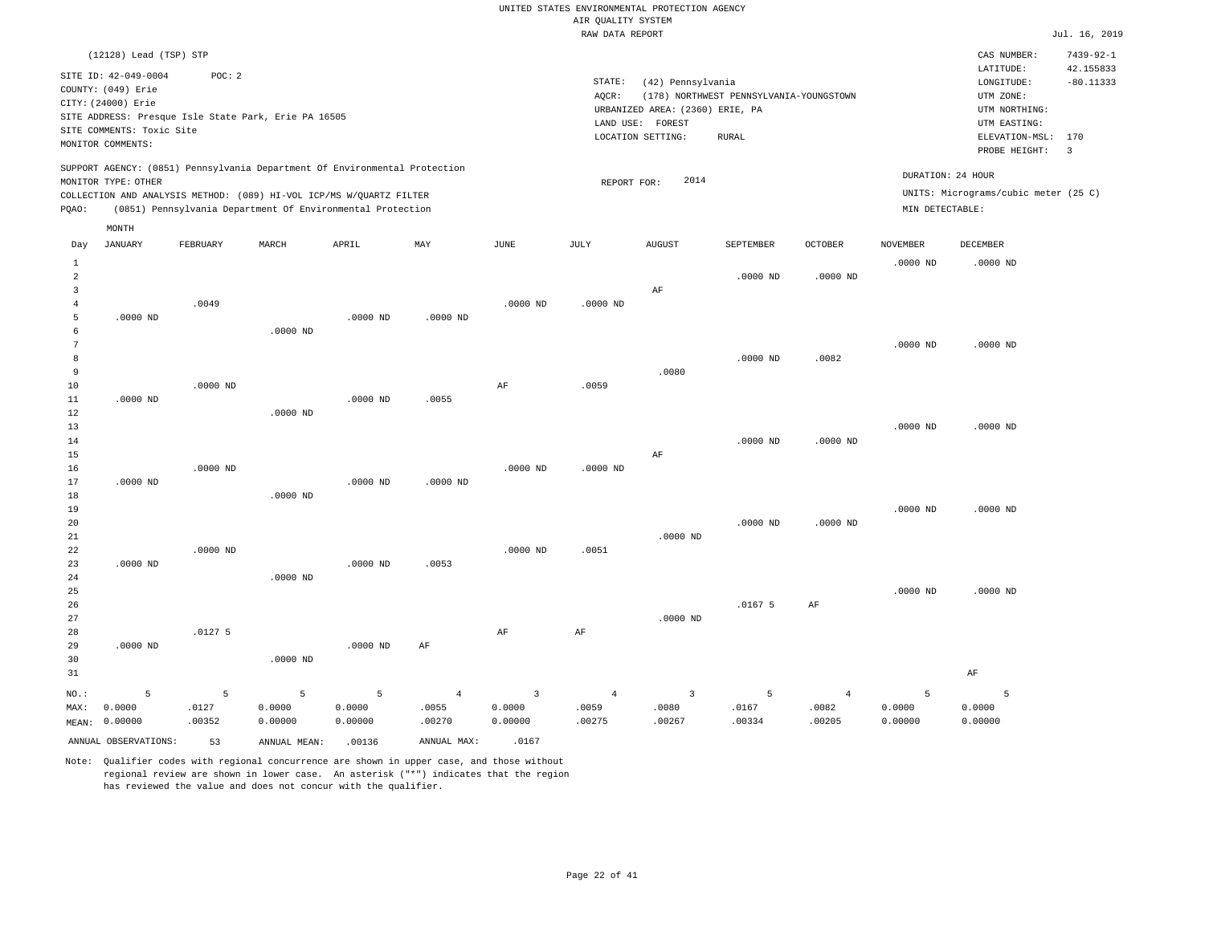UNITED STATES ENVIRONMENTAL PROTECTION AGENCY
AIR QUALITY SYSTEM
RAW DATA REPORT

Jul. 16, 2019

(12128) Lead (TSP) STP

SITE ID: 42-049-0004 POC: 2
COUNTY: (049) Erie
CITY: (24000) Erie
SITE ADDRESS: Presque Isle State Park, Erie PA 16505
SITE COMMENTS: Toxic Site
MONITOR COMMENTS:

STATE: (42) Pennsylvania
AQCR: (178) NORTHWEST PENNSYLVANIA-YOUNGSTOWN
URBANIZED AREA: (2360) ERIE, PA
LAND USE: FOREST
LOCATION SETTING: RURAL

CAS NUMBER: 7439-92-1
LATITUDE: 42.155833
LONGITUDE: -80.11333
UTM ZONE:
UTM NORTHING:
UTM EASTING:
ELEVATION-MSL: 170
PROBE HEIGHT: 3

SUPPORT AGENCY: (0851) Pennsylvania Department Of Environmental Protection
MONITOR TYPE: OTHER
COLLECTION AND ANALYSIS METHOD: (089) HI-VOL ICP/MS W/QUARTZ FILTER
PQAO: (0851) Pennsylvania Department Of Environmental Protection

REPORT FOR: 2014

DURATION: 24 HOUR
UNITS: Micrograms/cubic meter (25 C)
MIN DETECTABLE:

| Day | JANUARY | FEBRUARY | MARCH | APRIL | MAY | JUNE | JULY | AUGUST | SEPTEMBER | OCTOBER | NOVEMBER | DECEMBER |
|---|---|---|---|---|---|---|---|---|---|---|---|---|
| 1 | | | | | | | | | | | .0000 ND | .0000 ND |
| 2 | | | | | | | | | .0000 ND | .0000 ND | | |
| 3 | | | | | | | | AF | | | | |
| 4 | | .0049 | | | | .0000 ND | .0000 ND | | | | | |
| 5 | .0000 ND | | | .0000 ND | .0000 ND | | | | | | | |
| 6 | | | .0000 ND | | | | | | | | | |
| 7 | | | | | | | | | | | .0000 ND | .0000 ND |
| 8 | | | | | | | | | .0000 ND | .0082 | | |
| 9 | | | | | | | | .0080 | | | | |
| 10 | | .0000 ND | | | | AF | .0059 | | | | | |
| 11 | .0000 ND | | | .0000 ND | .0055 | | | | | | | |
| 12 | | | .0000 ND | | | | | | | | | |
| 13 | | | | | | | | | | | .0000 ND | .0000 ND |
| 14 | | | | | | | | | .0000 ND | .0000 ND | | |
| 15 | | | | | | | | AF | | | | |
| 16 | | .0000 ND | | | | .0000 ND | .0000 ND | | | | | |
| 17 | .0000 ND | | | .0000 ND | .0000 ND | | | | | | | |
| 18 | | | .0000 ND | | | | | | | | | |
| 19 | | | | | | | | | | | .0000 ND | .0000 ND |
| 20 | | | | | | | | | .0000 ND | .0000 ND | | |
| 21 | | | | | | | | .0000 ND | | | | |
| 22 | | .0000 ND | | | | .0000 ND | .0051 | | | | | |
| 23 | .0000 ND | | | .0000 ND | .0053 | | | | | | | |
| 24 | | | .0000 ND | | | | | | | | | |
| 25 | | | | | | | | | | | .0000 ND | .0000 ND |
| 26 | | | | | | | | | .0167 5 | AF | | |
| 27 | | | | | | | | .0000 ND | | | | |
| 28 | | .0127 5 | | | | AF | AF | | | | | |
| 29 | .0000 ND | | | .0000 ND | AF | | | | | | | |
| 30 | | | .0000 ND | | | | | | | | | |
| 31 | | | | | | | | | | | | AF |
| NO.: | 5 | 5 | 5 | 5 | 4 | 3 | 4 | 3 | 5 | 4 | 5 | 5 |
| MAX: | 0.0000 | .0127 | 0.0000 | 0.0000 | .0055 | 0.0000 | .0059 | .0080 | .0167 | .0082 | 0.0000 | 0.0000 |
| MEAN: | 0.00000 | .00352 | 0.00000 | 0.00000 | .00270 | 0.00000 | .00275 | .00267 | .00334 | .00205 | 0.00000 | 0.00000 |

ANNUAL OBSERVATIONS: 53 ANNUAL MEAN: .00136 ANNUAL MAX: .0167

Note: Qualifier codes with regional concurrence are shown in upper case, and those without regional review are shown in lower case. An asterisk ("*") indicates that the region has reviewed the value and does not concur with the qualifier.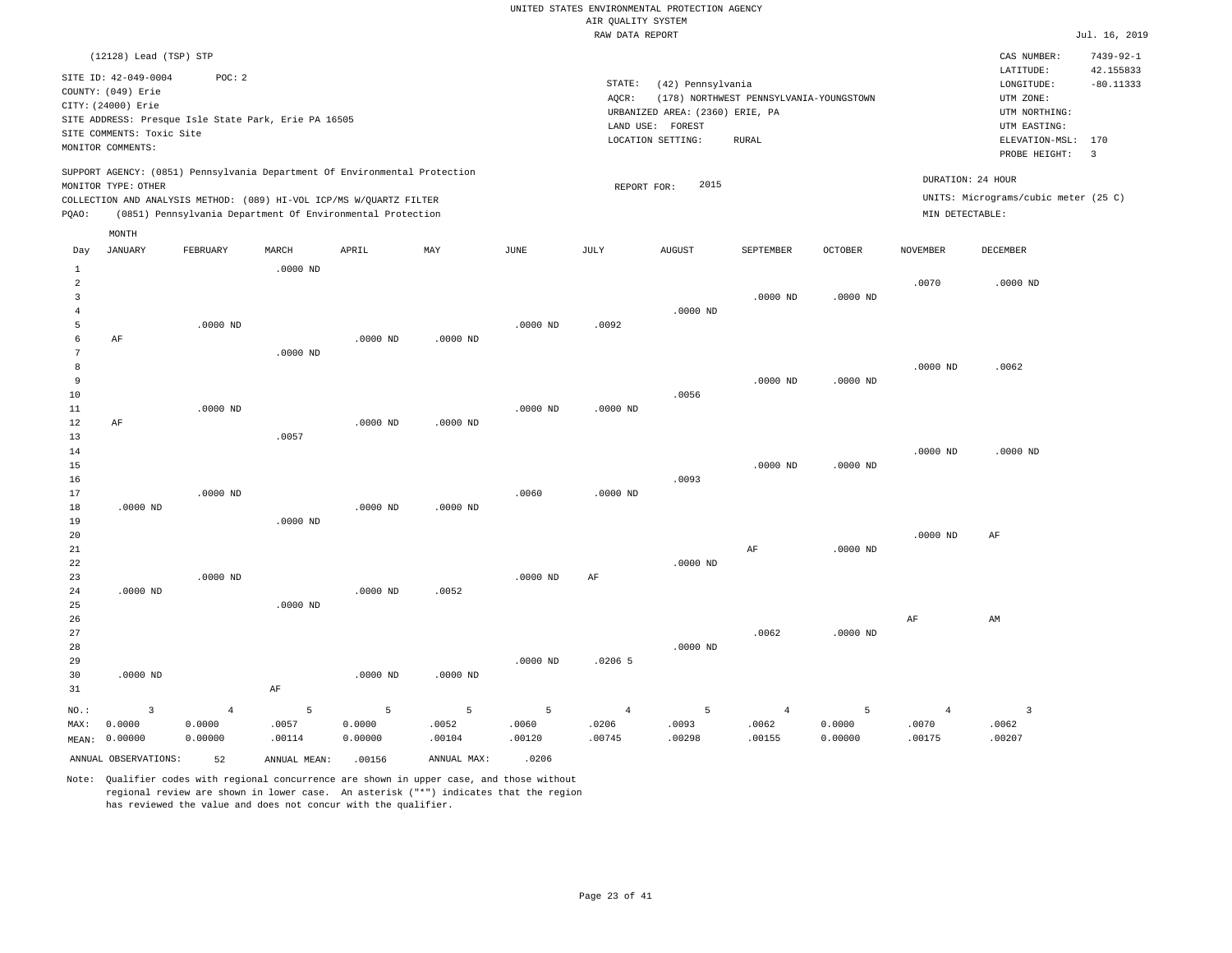UNITED STATES ENVIRONMENTAL PROTECTION AGENCY
AIR QUALITY SYSTEM
RAW DATA REPORT

Jul. 16, 2019

(12128) Lead (TSP) STP

SITE ID: 42-049-0004 POC: 2
COUNTY: (049) Erie
CITY: (24000) Erie
SITE ADDRESS: Presque Isle State Park, Erie PA 16505
SITE COMMENTS: Toxic Site
MONITOR COMMENTS:

STATE: (42) Pennsylvania
AQCR: (178) NORTHWEST PENNSYLVANIA-YOUNGSTOWN
URBANIZED AREA: (2360) ERIE, PA
LAND USE: FOREST
LOCATION SETTING: RURAL

CAS NUMBER: 7439-92-1
LATITUDE: 42.155833
LONGITUDE: -80.11333
UTM ZONE:
UTM NORTHING:
UTM EASTING:
ELEVATION-MSL: 170
PROBE HEIGHT: 3

SUPPORT AGENCY: (0851) Pennsylvania Department Of Environmental Protection
MONITOR TYPE: OTHER
COLLECTION AND ANALYSIS METHOD: (089) HI-VOL ICP/MS W/QUARTZ FILTER
PQAO: (0851) Pennsylvania Department Of Environmental Protection

REPORT FOR: 2015

DURATION: 24 HOUR
UNITS: Micrograms/cubic meter (25 C)
MIN DETECTABLE:

| Day | JANUARY | FEBRUARY | MARCH | APRIL | MAY | JUNE | JULY | AUGUST | SEPTEMBER | OCTOBER | NOVEMBER | DECEMBER |
|---|---|---|---|---|---|---|---|---|---|---|---|---|
| 1 | | | .0000 ND | | | | | | | | | |
| 2 | | | | | | | | | | | .0070 | .0000 ND |
| 3 | | | | | | | | | .0000 ND | .0000 ND | | |
| 4 | | | | | | | | .0000 ND | | | | |
| 5 | | .0000 ND | | | | .0000 ND | .0092 | | | | | |
| 6 | AF | | | .0000 ND | .0000 ND | | | | | | | |
| 7 | | | .0000 ND | | | | | | | | | |
| 8 | | | | | | | | | | | .0000 ND | .0062 |
| 9 | | | | | | | | | .0000 ND | .0000 ND | | |
| 10 | | | | | | | | .0056 | | | | |
| 11 | | .0000 ND | | | | .0000 ND | .0000 ND | | | | | |
| 12 | AF | | | .0000 ND | .0000 ND | | | | | | | |
| 13 | | | .0057 | | | | | | | | | |
| 14 | | | | | | | | | | | .0000 ND | .0000 ND |
| 15 | | | | | | | | | .0000 ND | .0000 ND | | |
| 16 | | | | | | | | .0093 | | | | |
| 17 | | .0000 ND | | | | .0060 | .0000 ND | | | | | |
| 18 | .0000 ND | | | .0000 ND | .0000 ND | | | | | | | |
| 19 | | | .0000 ND | | | | | | | | | |
| 20 | | | | | | | | | | | .0000 ND | AF |
| 21 | | | | | | | | | AF | .0000 ND | | |
| 22 | | | | | | | | .0000 ND | | | | |
| 23 | | .0000 ND | | | | .0000 ND | AF | | | | | |
| 24 | .0000 ND | | | .0000 ND | .0052 | | | | | | | |
| 25 | | | .0000 ND | | | | | | | | | |
| 26 | | | | | | | | | | | AF | AM |
| 27 | | | | | | | | | .0062 | .0000 ND | | |
| 28 | | | | | | | | .0000 ND | | | | |
| 29 | | | | | | .0000 ND | .0206 5 | | | | | |
| 30 | .0000 ND | | | .0000 ND | .0000 ND | | | | | | | |
| 31 | | | AF | | | | | | | | | |
| NO.: | 3 | 4 | 5 | 5 | 5 | 5 | 4 | 5 | 4 | 5 | 4 | 3 |
| MAX: | 0.0000 | 0.0000 | .0057 | 0.0000 | .0052 | .0060 | .0206 | .0093 | .0062 | 0.0000 | .0070 | .0062 |
| MEAN: | 0.00000 | 0.00000 | .00114 | 0.00000 | .00104 | .00120 | .00745 | .00298 | .00155 | 0.00000 | .00175 | .00207 |

ANNUAL OBSERVATIONS: 52 ANNUAL MEAN: .00156 ANNUAL MAX: .0206

Note: Qualifier codes with regional concurrence are shown in upper case, and those without regional review are shown in lower case. An asterisk ("*") indicates that the region has reviewed the value and does not concur with the qualifier.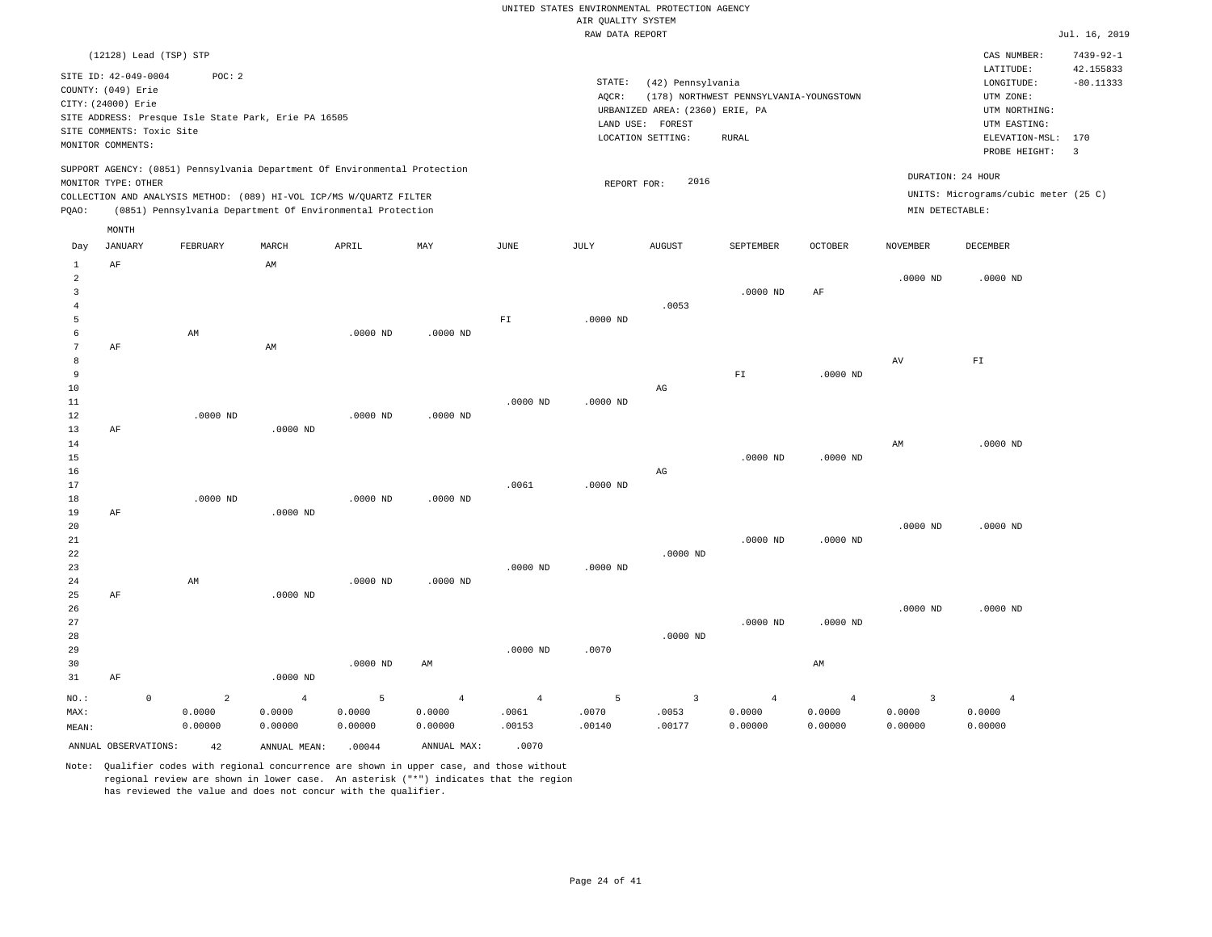UNITED STATES ENVIRONMENTAL PROTECTION AGENCY
AIR QUALITY SYSTEM
RAW DATA REPORT

Jul. 16, 2019

(12128) Lead (TSP) STP

SITE ID: 42-049-0004 POC: 2
COUNTY: (049) Erie
CITY: (24000) Erie
SITE ADDRESS: Presque Isle State Park, Erie PA 16505
SITE COMMENTS: Toxic Site
MONITOR COMMENTS:

STATE: (42) Pennsylvania
AQCR: (178) NORTHWEST PENNSYLVANIA-YOUNGSTOWN
URBANIZED AREA: (2360) ERIE, PA
LAND USE: FOREST
LOCATION SETTING: RURAL

CAS NUMBER: 7439-92-1
LATITUDE: 42.155833
LONGITUDE: -80.11333
UTM ZONE:
UTM NORTHING:
UTM EASTING:
ELEVATION-MSL: 170
PROBE HEIGHT: 3

SUPPORT AGENCY: (0851) Pennsylvania Department Of Environmental Protection
MONITOR TYPE: OTHER
COLLECTION AND ANALYSIS METHOD: (089) HI-VOL ICP/MS W/QUARTZ FILTER
PQAO: (0851) Pennsylvania Department Of Environmental Protection

REPORT FOR: 2016

DURATION: 24 HOUR
UNITS: Micrograms/cubic meter (25 C)
MIN DETECTABLE:

| Day | JANUARY | FEBRUARY | MARCH | APRIL | MAY | JUNE | JULY | AUGUST | SEPTEMBER | OCTOBER | NOVEMBER | DECEMBER |
|---|---|---|---|---|---|---|---|---|---|---|---|---|
| 1 | AF | | AM | | | | | | | | | |
| 2 | | | | | | | | | | | .0000 ND | .0000 ND |
| 3 | | | | | | | | | .0000 ND | AF | | |
| 4 | | | | | | | | .0053 | | | | |
| 5 | | | | | | FI | .0000 ND | | | | | |
| 6 | | AM | | .0000 ND | .0000 ND | | | | | | | |
| 7 | AF | | AM | | | | | | | | | |
| 8 | | | | | | | | | | | AV | FI |
| 9 | | | | | | | | | FI | .0000 ND | | |
| 10 | | | | | | | | AG | | | | |
| 11 | | | | | | .0000 ND | .0000 ND | | | | | |
| 12 | | .0000 ND | | .0000 ND | .0000 ND | | | | | | | |
| 13 | AF | | .0000 ND | | | | | | | | | |
| 14 | | | | | | | | | | | AM | .0000 ND |
| 15 | | | | | | | | | .0000 ND | .0000 ND | | |
| 16 | | | | | | | | AG | | | | |
| 17 | | | | | | .0061 | .0000 ND | | | | | |
| 18 | | .0000 ND | | .0000 ND | .0000 ND | | | | | | | |
| 19 | AF | | .0000 ND | | | | | | | | | |
| 20 | | | | | | | | | | | .0000 ND | .0000 ND |
| 21 | | | | | | | | | .0000 ND | .0000 ND | | |
| 22 | | | | | | | | .0000 ND | | | | |
| 23 | | | | | | .0000 ND | .0000 ND | | | | | |
| 24 | | AM | | .0000 ND | .0000 ND | | | | | | | |
| 25 | AF | | .0000 ND | | | | | | | | | |
| 26 | | | | | | | | | | | .0000 ND | .0000 ND |
| 27 | | | | | | | | | .0000 ND | .0000 ND | | |
| 28 | | | | | | | | .0000 ND | | | | |
| 29 | | | | | | .0000 ND | .0070 | | | | | |
| 30 | | | | .0000 ND | AM | | | | | AM | | |
| 31 | AF | | .0000 ND | | | | | | | | | |
| NO.: | 0 | 2 | 4 | 5 | 4 | 4 | 5 | 3 | 4 | 4 | 3 | 4 |
| MAX: | | 0.0000 | 0.0000 | 0.0000 | 0.0000 | .0061 | .0070 | .0053 | 0.0000 | 0.0000 | 0.0000 | 0.0000 |
| MEAN: | | 0.00000 | 0.00000 | 0.00000 | 0.00000 | .00153 | .00140 | .00177 | 0.00000 | 0.00000 | 0.00000 | 0.00000 |

ANNUAL OBSERVATIONS: 42 ANNUAL MEAN: .00044 ANNUAL MAX: .0070

Note: Qualifier codes with regional concurrence are shown in upper case, and those without regional review are shown in lower case. An asterisk ("*") indicates that the region has reviewed the value and does not concur with the qualifier.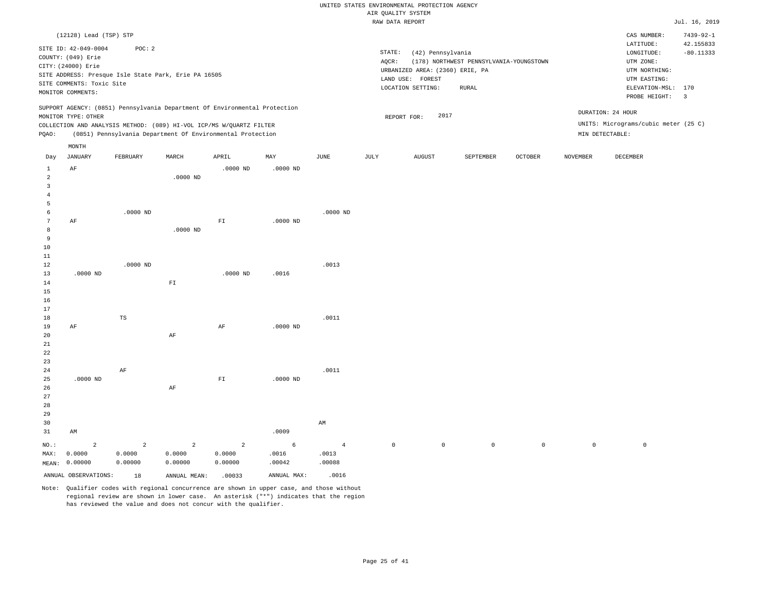UNITED STATES ENVIRONMENTAL PROTECTION AGENCY
AIR QUALITY SYSTEM
RAW DATA REPORT

Jul. 16, 2019

(12128) Lead (TSP) STP

SITE ID: 42-049-0004 POC: 2
COUNTY: (049) Erie
CITY: (24000) Erie
SITE ADDRESS: Presque Isle State Park, Erie PA 16505
SITE COMMENTS: Toxic Site
MONITOR COMMENTS:

STATE: (42) Pennsylvania
AQCR: (178) NORTHWEST PENNSYLVANIA-YOUNGSTOWN
URBANIZED AREA: (2360) ERIE, PA
LAND USE: FOREST
LOCATION SETTING: RURAL

CAS NUMBER: 7439-92-1
LATITUDE: 42.155833
LONGITUDE: -80.11333
UTM ZONE:
UTM NORTHING:
UTM EASTING:
ELEVATION-MSL: 170
PROBE HEIGHT: 3

SUPPORT AGENCY: (0851) Pennsylvania Department Of Environmental Protection
MONITOR TYPE: OTHER
COLLECTION AND ANALYSIS METHOD: (089) HI-VOL ICP/MS W/QUARTZ FILTER
PQAO: (0851) Pennsylvania Department Of Environmental Protection

REPORT FOR: 2017

DURATION: 24 HOUR
UNITS: Micrograms/cubic meter (25 C)
MIN DETECTABLE:

| Day | JANUARY | FEBRUARY | MARCH | APRIL | MAY | JUNE | JULY | AUGUST | SEPTEMBER | OCTOBER | NOVEMBER | DECEMBER |
|---|---|---|---|---|---|---|---|---|---|---|---|---|
| 1 | AF | | | .0000 ND | .0000 ND | | | | | | | |
| 2 | | | .0000 ND | | | | | | | | | |
| 3 | | | | | | | | | | | | |
| 4 | | | | | | | | | | | | |
| 5 | | | | | | | | | | | | |
| 6 | | .0000 ND | | | | .0000 ND | | | | | | |
| 7 | AF | | | FI | .0000 ND | | | | | | | |
| 8 | | | .0000 ND | | | | | | | | | |
| 9 | | | | | | | | | | | | |
| 10 | | | | | | | | | | | | |
| 11 | | | | | | | | | | | | |
| 12 | | .0000 ND | | | | .0013 | | | | | | |
| 13 | .0000 ND | | | .0000 ND | .0016 | | | | | | | |
| 14 | | | FI | | | | | | | | | |
| 15 | | | | | | | | | | | | |
| 16 | | | | | | | | | | | | |
| 17 | | | | | | | | | | | | |
| 18 | | TS | | | | .0011 | | | | | | |
| 19 | AF | | | AF | .0000 ND | | | | | | | |
| 20 | | | AF | | | | | | | | | |
| 21 | | | | | | | | | | | | |
| 22 | | | | | | | | | | | | |
| 23 | | | | | | | | | | | | |
| 24 | | AF | | | | .0011 | | | | | | |
| 25 | .0000 ND | | | FI | .0000 ND | | | | | | | |
| 26 | | | AF | | | | | | | | | |
| 27 | | | | | | | | | | | | |
| 28 | | | | | | | | | | | | |
| 29 | | | | | | | | | | | | |
| 30 | | | | | | AM | | | | | | |
| 31 | AM | | | | .0009 | | | | | | | |
| NO.: | 2 | 2 | 2 | 2 | 6 | 4 | 0 | 0 | 0 | 0 | 0 | 0 |
| MAX: | 0.0000 | 0.0000 | 0.0000 | 0.0000 | .0016 | .0013 | | | | | | |
| MEAN: | 0.00000 | 0.00000 | 0.00000 | 0.00000 | .00042 | .00088 | | | | | | |

ANNUAL OBSERVATIONS: 18 ANNUAL MEAN: .00033 ANNUAL MAX: .0016

Note: Qualifier codes with regional concurrence are shown in upper case, and those without regional review are shown in lower case. An asterisk ("*") indicates that the region has reviewed the value and does not concur with the qualifier.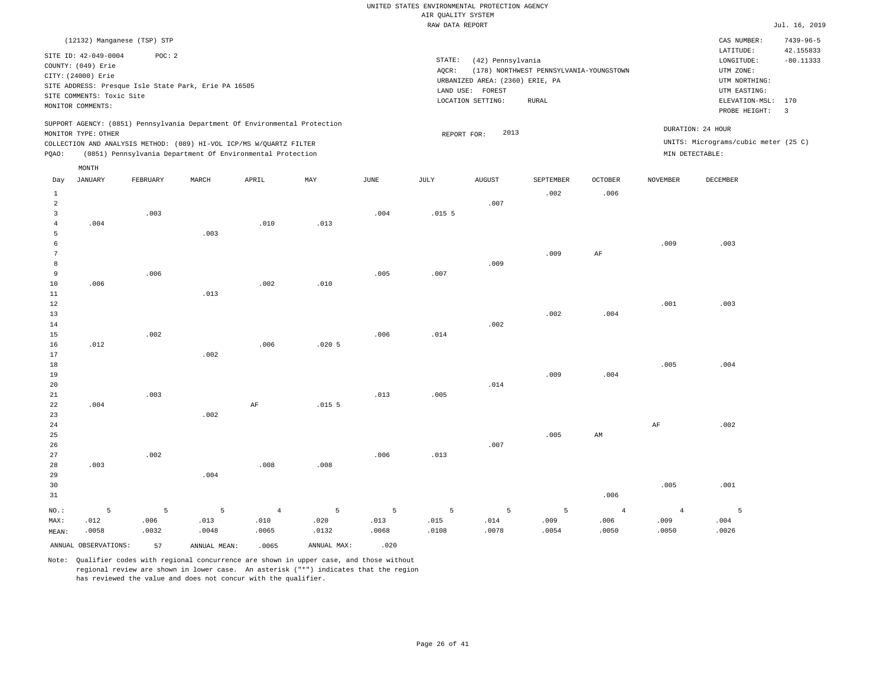UNITED STATES ENVIRONMENTAL PROTECTION AGENCY
AIR QUALITY SYSTEM
RAW DATA REPORT

Jul. 16, 2019

(12132) Manganese (TSP) STP

SITE ID: 42-049-0004 POC: 2
COUNTY: (049) Erie
CITY: (24000) Erie
SITE ADDRESS: Presque Isle State Park, Erie PA 16505
SITE COMMENTS: Toxic Site
MONITOR COMMENTS:

STATE: (42) Pennsylvania
AQCR: (178) NORTHWEST PENNSYLVANIA-YOUNGSTOWN
URBANIZED AREA: (2360) ERIE, PA
LAND USE: FOREST
LOCATION SETTING: RURAL

CAS NUMBER: 7439-96-5
LATITUDE: 42.155833
LONGITUDE: -80.11333
UTM ZONE:
UTM NORTHING:
UTM EASTING:
ELEVATION-MSL: 170
PROBE HEIGHT: 3

SUPPORT AGENCY: (0851) Pennsylvania Department Of Environmental Protection
MONITOR TYPE: OTHER
COLLECTION AND ANALYSIS METHOD: (089) HI-VOL ICP/MS W/QUARTZ FILTER
PQAO: (0851) Pennsylvania Department Of Environmental Protection

REPORT FOR: 2013

DURATION: 24 HOUR
UNITS: Micrograms/cubic meter (25 C)
MIN DETECTABLE:

| Day | JANUARY | FEBRUARY | MARCH | APRIL | MAY | JUNE | JULY | AUGUST | SEPTEMBER | OCTOBER | NOVEMBER | DECEMBER |
|---|---|---|---|---|---|---|---|---|---|---|---|---|
| 1 | | | | | | | | | .002 | .006 | | |
| 2 | | | | | | | | .007 | | | | |
| 3 | | .003 | | | | .004 | .015 5 | | | | | |
| 4 | .004 | | | .010 | .013 | | | | | | | |
| 5 | | | .003 | | | | | | | | | |
| 6 | | | | | | | | | | | .009 | .003 |
| 7 | | | | | | | | | .009 | AF | | |
| 8 | | | | | | | | .009 | | | | |
| 9 | | .006 | | | | .005 | .007 | | | | | |
| 10 | .006 | | | .002 | .010 | | | | | | | |
| 11 | | | .013 | | | | | | | | | |
| 12 | | | | | | | | | | | .001 | .003 |
| 13 | | | | | | | | | .002 | .004 | | |
| 14 | | | | | | | | .002 | | | | |
| 15 | | .002 | | | | .006 | .014 | | | | | |
| 16 | .012 | | | .006 | .020 5 | | | | | | | |
| 17 | | | .002 | | | | | | | | | |
| 18 | | | | | | | | | | | .005 | .004 |
| 19 | | | | | | | | | .009 | .004 | | |
| 20 | | | | | | | | .014 | | | | |
| 21 | | .003 | | | | .013 | .005 | | | | | |
| 22 | .004 | | | AF | .015 5 | | | | | | | |
| 23 | | | .002 | | | | | | | | | |
| 24 | | | | | | | | | | | AF | .002 |
| 25 | | | | | | | | | .005 | AM | | |
| 26 | | | | | | | | .007 | | | | |
| 27 | | .002 | | | | .006 | .013 | | | | | |
| 28 | .003 | | | .008 | .008 | | | | | | | |
| 29 | | | .004 | | | | | | | | | |
| 30 | | | | | | | | | | | .005 | .001 |
| 31 | | | | | | | | | | .006 | | |
| NO.: | 5 | 5 | 5 | 4 | 5 | 5 | 5 | 5 | 5 | 4 | 4 | 5 |
| MAX: | .012 | .006 | .013 | .010 | .020 | .013 | .015 | .014 | .009 | .006 | .009 | .004 |
| MEAN: | .0058 | .0032 | .0048 | .0065 | .0132 | .0068 | .0108 | .0078 | .0054 | .0050 | .0050 | .0026 |

ANNUAL OBSERVATIONS: 57 ANNUAL MEAN: .0065 ANNUAL MAX: .020

Note: Qualifier codes with regional concurrence are shown in upper case, and those without regional review are shown in lower case. An asterisk ("*") indicates that the region has reviewed the value and does not concur with the qualifier.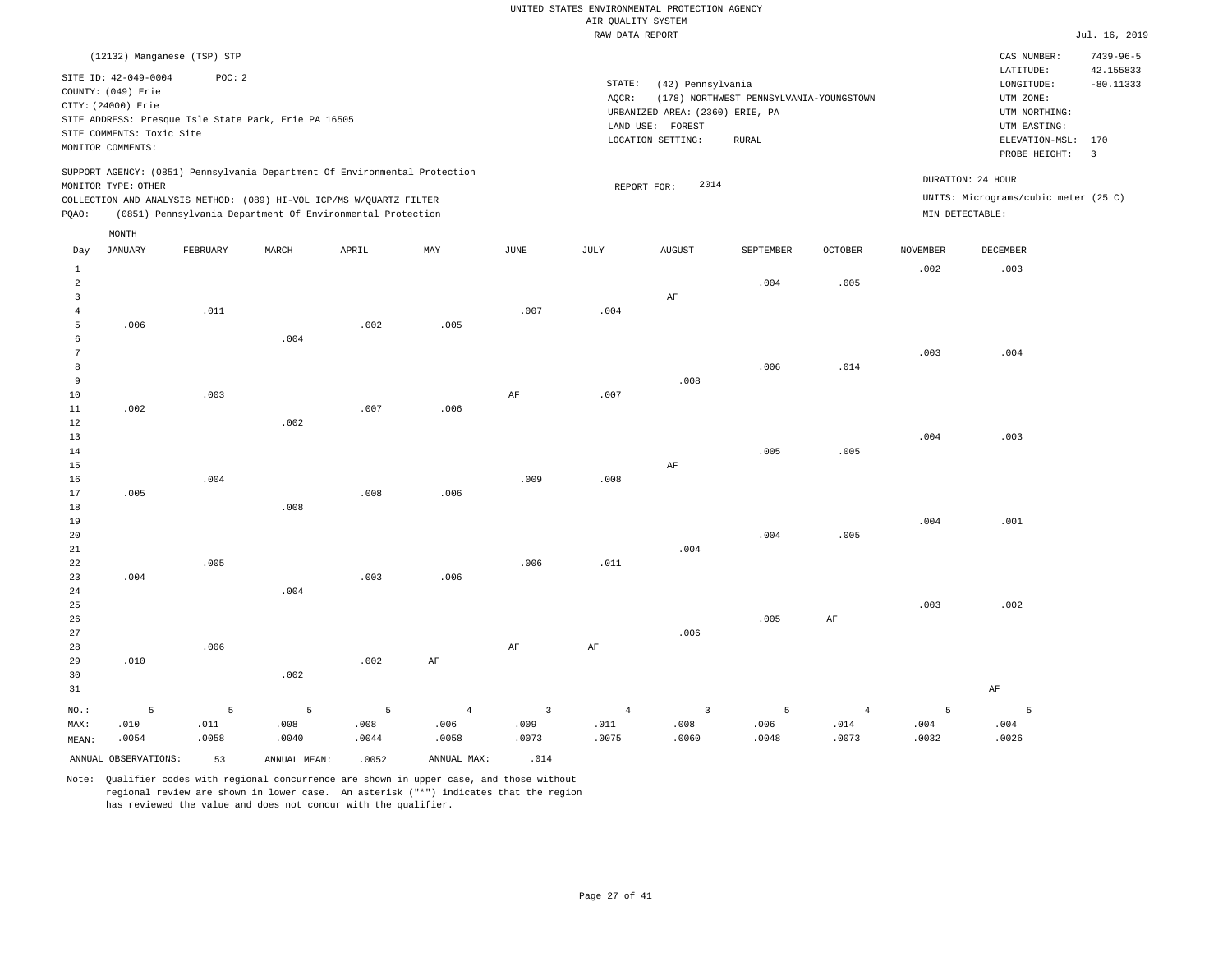UNITED STATES ENVIRONMENTAL PROTECTION AGENCY
AIR QUALITY SYSTEM
RAW DATA REPORT

Jul. 16, 2019

(12132) Manganese (TSP) STP

SITE ID: 42-049-0004 POC: 2
COUNTY: (049) Erie
CITY: (24000) Erie
SITE ADDRESS: Presque Isle State Park, Erie PA 16505
SITE COMMENTS: Toxic Site
MONITOR COMMENTS:

STATE: (42) Pennsylvania
AQCR: (178) NORTHWEST PENNSYLVANIA-YOUNGSTOWN
URBANIZED AREA: (2360) ERIE, PA
LAND USE: FOREST
LOCATION SETTING: RURAL

CAS NUMBER: 7439-96-5
LATITUDE: 42.155833
LONGITUDE: -80.11333
UTM ZONE:
UTM NORTHING:
UTM EASTING:
ELEVATION-MSL: 170
PROBE HEIGHT: 3

SUPPORT AGENCY: (0851) Pennsylvania Department Of Environmental Protection
MONITOR TYPE: OTHER
COLLECTION AND ANALYSIS METHOD: (089) HI-VOL ICP/MS W/QUARTZ FILTER
PQAO: (0851) Pennsylvania Department Of Environmental Protection

REPORT FOR: 2014

DURATION: 24 HOUR
UNITS: Micrograms/cubic meter (25 C)
MIN DETECTABLE:

| Day | JANUARY | FEBRUARY | MARCH | APRIL | MAY | JUNE | JULY | AUGUST | SEPTEMBER | OCTOBER | NOVEMBER | DECEMBER |
|---|---|---|---|---|---|---|---|---|---|---|---|---|
| 1 | | | | | | | | | | | .002 | .003 |
| 2 | | | | | | | | | .004 | .005 | | |
| 3 | | | | | | | | AF | | | | |
| 4 | | .011 | | | | .007 | .004 | | | | | |
| 5 | .006 | | | .002 | .005 | | | | | | | |
| 6 | | | .004 | | | | | | | | | |
| 7 | | | | | | | | | | | .003 | .004 |
| 8 | | | | | | | | | .006 | .014 | | |
| 9 | | | | | | | | .008 | | | | |
| 10 | | .003 | | | | AF | .007 | | | | | |
| 11 | .002 | | | .007 | .006 | | | | | | | |
| 12 | | | .002 | | | | | | | | | |
| 13 | | | | | | | | | | | .004 | .003 |
| 14 | | | | | | | | | .005 | .005 | | |
| 15 | | | | | | | | AF | | | | |
| 16 | | .004 | | | | .009 | .008 | | | | | |
| 17 | .005 | | | .008 | .006 | | | | | | | |
| 18 | | | .008 | | | | | | | | | |
| 19 | | | | | | | | | | | .004 | .001 |
| 20 | | | | | | | | | .004 | .005 | | |
| 21 | | | | | | | | .004 | | | | |
| 22 | | .005 | | | | .006 | .011 | | | | | |
| 23 | .004 | | | .003 | .006 | | | | | | | |
| 24 | | | .004 | | | | | | | | | |
| 25 | | | | | | | | | | | .003 | .002 |
| 26 | | | | | | | | | .005 | AF | | |
| 27 | | | | | | | | .006 | | | | |
| 28 | | .006 | | | | AF | AF | | | | | |
| 29 | .010 | | | .002 | AF | | | | | | | |
| 30 | | | .002 | | | | | | | | | |
| 31 | | | | | | | | | | | | AF |
| NO.: | 5 | 5 | 5 | 5 | 4 | 3 | 4 | 3 | 5 | 4 | 5 | 5 |
| MAX: | .010 | .011 | .008 | .008 | .006 | .009 | .011 | .008 | .006 | .014 | .004 | .004 |
| MEAN: | .0054 | .0058 | .0040 | .0044 | .0058 | .0073 | .0075 | .0060 | .0048 | .0073 | .0032 | .0026 |

ANNUAL OBSERVATIONS: 53 ANNUAL MEAN: .0052 ANNUAL MAX: .014

Note: Qualifier codes with regional concurrence are shown in upper case, and those without regional review are shown in lower case. An asterisk ("*") indicates that the region has reviewed the value and does not concur with the qualifier.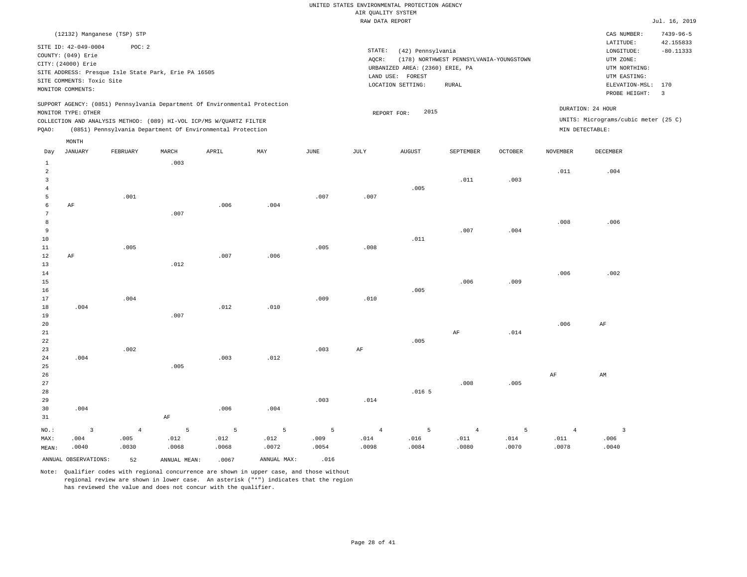UNITED STATES ENVIRONMENTAL PROTECTION AGENCY
AIR QUALITY SYSTEM
RAW DATA REPORT

Jul. 16, 2019

(12132) Manganese (TSP) STP

SITE ID: 42-049-0004    POC: 2
COUNTY: (049) Erie
CITY: (24000) Erie
SITE ADDRESS: Presque Isle State Park, Erie PA 16505
SITE COMMENTS: Toxic Site
MONITOR COMMENTS:

STATE: (42) Pennsylvania
AQCR: (178) NORTHWEST PENNSYLVANIA-YOUNGSTOWN
URBANIZED AREA: (2360) ERIE, PA
LAND USE: FOREST
LOCATION SETTING: RURAL

CAS NUMBER: 7439-96-5
LATITUDE: 42.155833
LONGITUDE: -80.11333
UTM ZONE:
UTM NORTHING:
UTM EASTING:
ELEVATION-MSL: 170
PROBE HEIGHT: 3

SUPPORT AGENCY: (0851) Pennsylvania Department Of Environmental Protection
MONITOR TYPE: OTHER
COLLECTION AND ANALYSIS METHOD: (089) HI-VOL ICP/MS W/QUARTZ FILTER
PQAO: (0851) Pennsylvania Department Of Environmental Protection

REPORT FOR: 2015

DURATION: 24 HOUR
UNITS: Micrograms/cubic meter (25 C)
MIN DETECTABLE:

| Day | JANUARY | FEBRUARY | MARCH | APRIL | MAY | JUNE | JULY | AUGUST | SEPTEMBER | OCTOBER | NOVEMBER | DECEMBER |
|---|---|---|---|---|---|---|---|---|---|---|---|---|
| 1 | | | .003 | | | | | | | | | |
| 2 | | | | | | | | | | | .011 | .004 |
| 3 | | | | | | | | | .011 | .003 | | |
| 4 | | | | | | | | .005 | | | | |
| 5 | | .001 | | | | .007 | .007 | | | | | |
| 6 | AF | | | .006 | .004 | | | | | | | |
| 7 | | | .007 | | | | | | | | | |
| 8 | | | | | | | | | | | .008 | .006 |
| 9 | | | | | | | | | .007 | .004 | | |
| 10 | | | | | | | | .011 | | | | |
| 11 | | .005 | | | | .005 | .008 | | | | | |
| 12 | AF | | | .007 | .006 | | | | | | | |
| 13 | | | .012 | | | | | | | | | |
| 14 | | | | | | | | | | | .006 | .002 |
| 15 | | | | | | | | | .006 | .009 | | |
| 16 | | | | | | | | .005 | | | | |
| 17 | | .004 | | | | .009 | .010 | | | | | |
| 18 | .004 | | | .012 | .010 | | | | | | | |
| 19 | | | .007 | | | | | | | | | |
| 20 | | | | | | | | | | | .006 | AF |
| 21 | | | | | | | | | AF | .014 | | |
| 22 | | | | | | | | .005 | | | | |
| 23 | | .002 | | | | .003 | AF | | | | | |
| 24 | .004 | | | .003 | .012 | | | | | | | |
| 25 | | | .005 | | | | | | | | | |
| 26 | | | | | | | | | | | AF | AM |
| 27 | | | | | | | | | .008 | .005 | | |
| 28 | | | | | | | | .016 5 | | | | |
| 29 | | | | | | .003 | .014 | | | | | |
| 30 | .004 | | | .006 | .004 | | | | | | | |
| 31 | | | AF | | | | | | | | | |
| NO.: | 3 | 4 | 5 | 5 | 5 | 5 | 4 | 5 | 4 | 5 | 4 | 3 |
| MAX: | .004 | .005 | .012 | .012 | .012 | .009 | .014 | .016 | .011 | .014 | .011 | .006 |
| MEAN: | .0040 | .0030 | .0068 | .0068 | .0072 | .0054 | .0098 | .0084 | .0080 | .0070 | .0078 | .0040 |

ANNUAL OBSERVATIONS: 52    ANNUAL MEAN: .0067    ANNUAL MAX: .016

Note: Qualifier codes with regional concurrence are shown in upper case, and those without regional review are shown in lower case. An asterisk ("*") indicates that the region has reviewed the value and does not concur with the qualifier.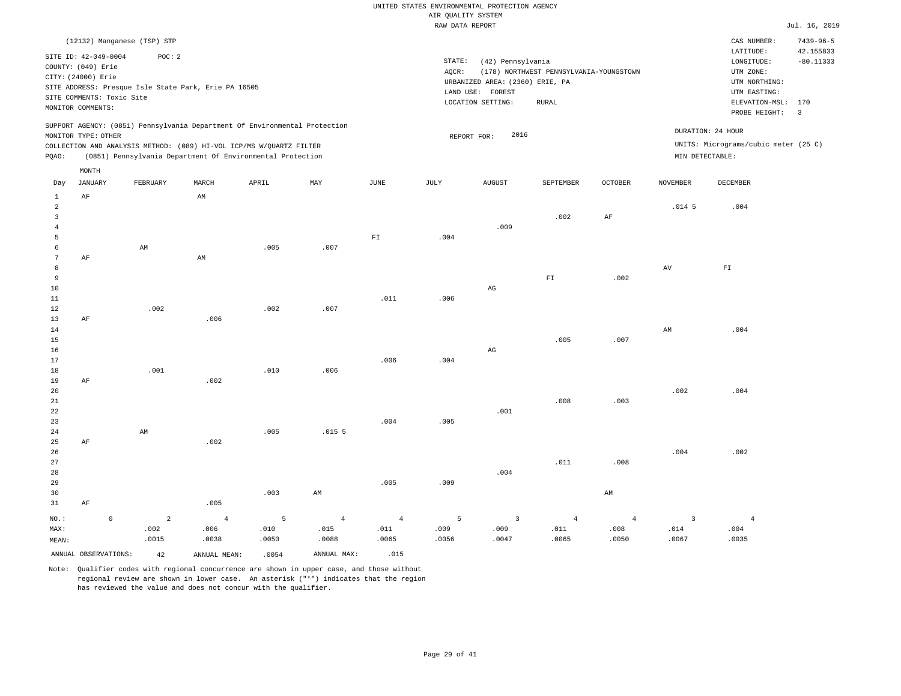UNITED STATES ENVIRONMENTAL PROTECTION AGENCY
AIR QUALITY SYSTEM
RAW DATA REPORT

Jul. 16, 2019

(12132) Manganese (TSP) STP

SITE ID: 42-049-0004 POC: 2
COUNTY: (049) Erie
CITY: (24000) Erie
SITE ADDRESS: Presque Isle State Park, Erie PA 16505
SITE COMMENTS: Toxic Site
MONITOR COMMENTS:

STATE: (42) Pennsylvania
AQCR: (178) NORTHWEST PENNSYLVANIA-YOUNGSTOWN
URBANIZED AREA: (2360) ERIE, PA
LAND USE: FOREST
LOCATION SETTING: RURAL

CAS NUMBER: 7439-96-5
LATITUDE: 42.155833
LONGITUDE: -80.11333
UTM ZONE:
UTM NORTHING:
UTM EASTING:
ELEVATION-MSL: 170
PROBE HEIGHT: 3

SUPPORT AGENCY: (0851) Pennsylvania Department Of Environmental Protection
MONITOR TYPE: OTHER
COLLECTION AND ANALYSIS METHOD: (089) HI-VOL ICP/MS W/QUARTZ FILTER
PQAO: (0851) Pennsylvania Department Of Environmental Protection

REPORT FOR: 2016

DURATION: 24 HOUR
UNITS: Micrograms/cubic meter (25 C)
MIN DETECTABLE:

| Day | JANUARY | FEBRUARY | MARCH | APRIL | MAY | JUNE | JULY | AUGUST | SEPTEMBER | OCTOBER | NOVEMBER | DECEMBER |
|---|---|---|---|---|---|---|---|---|---|---|---|---|
| 1 | AF | | AM | | | | | | | | | |
| 2 | | | | | | | | | | | .014 5 | .004 |
| 3 | | | | | | | | | .002 | AF | | |
| 4 | | | | | | | | .009 | | | | |
| 5 | | | | | | FI | .004 | | | | | |
| 6 | | AM | | .005 | .007 | | | | | | | |
| 7 | AF | | AM | | | | | | | | | |
| 8 | | | | | | | | | | | AV | FI |
| 9 | | | | | | | | | FI | .002 | | |
| 10 | | | | | | | | AG | | | | |
| 11 | | | | | | .011 | .006 | | | | | |
| 12 | | .002 | | .002 | .007 | | | | | | | |
| 13 | AF | | .006 | | | | | | | | | |
| 14 | | | | | | | | | | | AM | .004 |
| 15 | | | | | | | | | .005 | .007 | | |
| 16 | | | | | | | | AG | | | | |
| 17 | | | | | | .006 | .004 | | | | | |
| 18 | | .001 | | .010 | .006 | | | | | | | |
| 19 | AF | | .002 | | | | | | | | | |
| 20 | | | | | | | | | | | .002 | .004 |
| 21 | | | | | | | | | .008 | .003 | | |
| 22 | | | | | | | | .001 | | | | |
| 23 | | | | | | .004 | .005 | | | | | |
| 24 | | AM | | .005 | .015 5 | | | | | | | |
| 25 | AF | | .002 | | | | | | | | | |
| 26 | | | | | | | | | | | .004 | .002 |
| 27 | | | | | | | | | .011 | .008 | | |
| 28 | | | | | | | | .004 | | | | |
| 29 | | | | | | .005 | .009 | | | | | |
| 30 | | | | .003 | AM | | | | | AM | | |
| 31 | AF | | .005 | | | | | | | | | |
| NO.: | 0 | 2 | 4 | 5 | 4 | 4 | 5 | 3 | 4 | 4 | 3 | 4 |
| MAX: | | .002 | .006 | .010 | .015 | .011 | .009 | .009 | .011 | .008 | .014 | .004 |
| MEAN: | | .0015 | .0038 | .0050 | .0088 | .0065 | .0056 | .0047 | .0065 | .0050 | .0067 | .0035 |

ANNUAL OBSERVATIONS: 42 ANNUAL MEAN: .0054 ANNUAL MAX: .015

Note: Qualifier codes with regional concurrence are shown in upper case, and those without regional review are shown in lower case. An asterisk ("*") indicates that the region has reviewed the value and does not concur with the qualifier.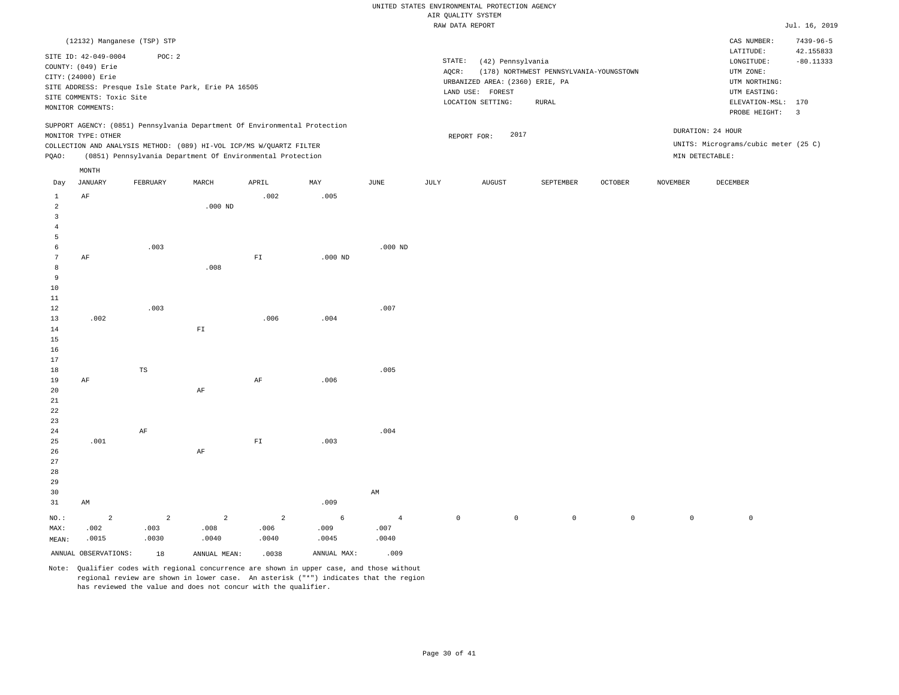UNITED STATES ENVIRONMENTAL PROTECTION AGENCY
AIR QUALITY SYSTEM
RAW DATA REPORT

Jul. 16, 2019

(12132) Manganese (TSP) STP

SITE ID: 42-049-0004 POC: 2
COUNTY: (049) Erie
CITY: (24000) Erie
SITE ADDRESS: Presque Isle State Park, Erie PA 16505
SITE COMMENTS: Toxic Site
MONITOR COMMENTS:

STATE: (42) Pennsylvania
AQCR: (178) NORTHWEST PENNSYLVANIA-YOUNGSTOWN
URBANIZED AREA: (2360) ERIE, PA
LAND USE: FOREST
LOCATION SETTING: RURAL

CAS NUMBER: 7439-96-5
LATITUDE: 42.155833
LONGITUDE: -80.11333
UTM ZONE:
UTM NORTHING:
UTM EASTING:
ELEVATION-MSL: 170
PROBE HEIGHT: 3

SUPPORT AGENCY: (0851) Pennsylvania Department Of Environmental Protection
MONITOR TYPE: OTHER
COLLECTION AND ANALYSIS METHOD: (089) HI-VOL ICP/MS W/QUARTZ FILTER
PQAO: (0851) Pennsylvania Department Of Environmental Protection

REPORT FOR: 2017

DURATION: 24 HOUR
UNITS: Micrograms/cubic meter (25 C)
MIN DETECTABLE:

| Day | JANUARY | FEBRUARY | MARCH | APRIL | MAY | JUNE | JULY | AUGUST | SEPTEMBER | OCTOBER | NOVEMBER | DECEMBER |
|---|---|---|---|---|---|---|---|---|---|---|---|---|
| 1 | AF | | | .002 | .005 | | | | | | | |
| 2 | | | .000 ND | | | | | | | | | |
| 3 | | | | | | | | | | | | |
| 4 | | | | | | | | | | | | |
| 5 | | | | | | | | | | | | |
| 6 | | .003 | | | | .000 ND | | | | | | |
| 7 | AF | | | FI | .000 ND | | | | | | | |
| 8 | | | .008 | | | | | | | | | |
| 9 | | | | | | | | | | | | |
| 10 | | | | | | | | | | | | |
| 11 | | | | | | | | | | | | |
| 12 | | .003 | | | | .007 | | | | | | |
| 13 | .002 | | | .006 | .004 | | | | | | | |
| 14 | | | FI | | | | | | | | | |
| 15 | | | | | | | | | | | | |
| 16 | | | | | | | | | | | | |
| 17 | | | | | | | | | | | | |
| 18 | | TS | | | | .005 | | | | | | |
| 19 | AF | | | AF | .006 | | | | | | | |
| 20 | | | AF | | | | | | | | | |
| 21 | | | | | | | | | | | | |
| 22 | | | | | | | | | | | | |
| 23 | | | | | | | | | | | | |
| 24 | | AF | | | | .004 | | | | | | |
| 25 | .001 | | | FI | .003 | | | | | | | |
| 26 | | | AF | | | | | | | | | |
| 27 | | | | | | | | | | | | |
| 28 | | | | | | | | | | | | |
| 29 | | | | | | | | | | | | |
| 30 | | | | | | AM | | | | | | |
| 31 | AM | | | | .009 | | | | | | | |
| NO.: | 2 | 2 | 2 | 2 | 6 | 4 | 0 | 0 | 0 | 0 | 0 | 0 |
| MAX: | .002 | .003 | .008 | .006 | .009 | .007 | | | | | | |
| MEAN: | .0015 | .0030 | .0040 | .0040 | .0045 | .0040 | | | | | | |

ANNUAL OBSERVATIONS: 18 ANNUAL MEAN: .0038 ANNUAL MAX: .009

Note: Qualifier codes with regional concurrence are shown in upper case, and those without regional review are shown in lower case. An asterisk ("*") indicates that the region has reviewed the value and does not concur with the qualifier.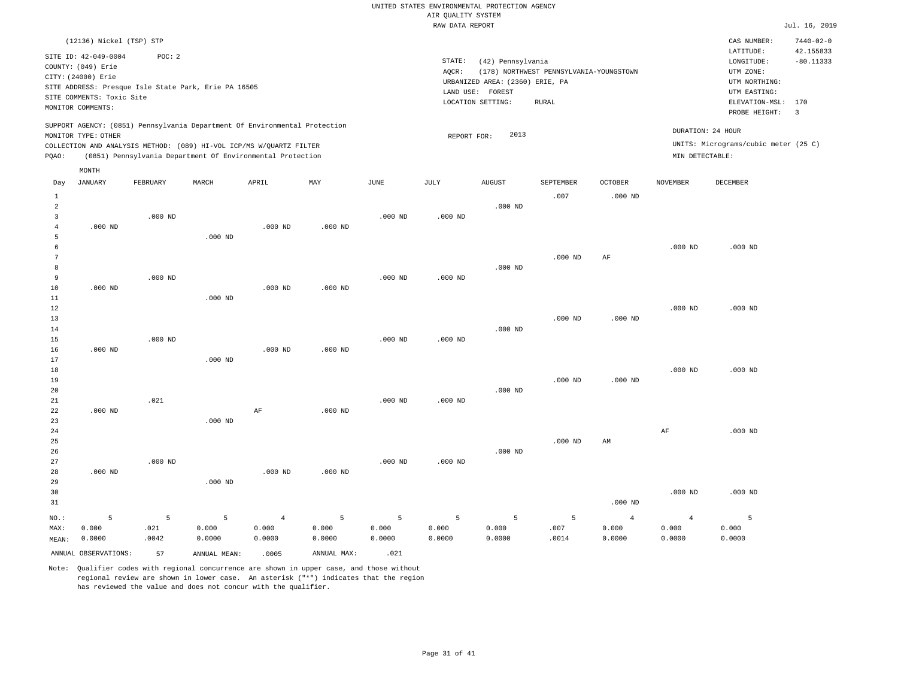UNITED STATES ENVIRONMENTAL PROTECTION AGENCY
AIR QUALITY SYSTEM
RAW DATA REPORT

Jul. 16, 2019

(12136) Nickel (TSP) STP

SITE ID: 42-049-0004  POC: 2
COUNTY: (049) Erie
CITY: (24000) Erie
SITE ADDRESS: Presque Isle State Park, Erie PA 16505
SITE COMMENTS: Toxic Site
MONITOR COMMENTS:

STATE: (42) Pennsylvania
AQCR: (178) NORTHWEST PENNSYLVANIA-YOUNGSTOWN
URBANIZED AREA: (2360) ERIE, PA
LAND USE: FOREST
LOCATION SETTING: RURAL

CAS NUMBER: 7440-02-0
LATITUDE: 42.155833
LONGITUDE: -80.11333
UTM ZONE:
UTM NORTHING:
UTM EASTING:
ELEVATION-MSL: 170
PROBE HEIGHT: 3

SUPPORT AGENCY: (0851) Pennsylvania Department Of Environmental Protection
MONITOR TYPE: OTHER
COLLECTION AND ANALYSIS METHOD: (089) HI-VOL ICP/MS W/QUARTZ FILTER
PQAO: (0851) Pennsylvania Department Of Environmental Protection

REPORT FOR: 2013

DURATION: 24 HOUR
UNITS: Micrograms/cubic meter (25 C)
MIN DETECTABLE:

| Day | JANUARY | FEBRUARY | MARCH | APRIL | MAY | JUNE | JULY | AUGUST | SEPTEMBER | OCTOBER | NOVEMBER | DECEMBER |
|---|---|---|---|---|---|---|---|---|---|---|---|---|
| 1 | | | | | | | | | .007 | .000 ND | | |
| 2 | | | | | | | | .000 ND | | | | |
| 3 | | .000 ND | | | | .000 ND | .000 ND | | | | | |
| 4 | .000 ND | | | .000 ND | .000 ND | | | | | | | |
| 5 | | | .000 ND | | | | | | | | | |
| 6 | | | | | | | | | | | .000 ND | .000 ND |
| 7 | | | | | | | | | .000 ND | AF | | |
| 8 | | | | | | | | .000 ND | | | | |
| 9 | | .000 ND | | | | .000 ND | .000 ND | | | | | |
| 10 | .000 ND | | | .000 ND | .000 ND | | | | | | | |
| 11 | | | .000 ND | | | | | | | | | |
| 12 | | | | | | | | | | | .000 ND | .000 ND |
| 13 | | | | | | | | | .000 ND | .000 ND | | |
| 14 | | | | | | | | .000 ND | | | | |
| 15 | | .000 ND | | | | .000 ND | .000 ND | | | | | |
| 16 | .000 ND | | | .000 ND | .000 ND | | | | | | | |
| 17 | | | .000 ND | | | | | | | | | |
| 18 | | | | | | | | | | | .000 ND | .000 ND |
| 19 | | | | | | | | | .000 ND | .000 ND | | |
| 20 | | | | | | | | .000 ND | | | | |
| 21 | | .021 | | | | .000 ND | .000 ND | | | | | |
| 22 | .000 ND | | | AF | .000 ND | | | | | | | |
| 23 | | | .000 ND | | | | | | | | | |
| 24 | | | | | | | | | | | AF | .000 ND |
| 25 | | | | | | | | | .000 ND | AM | | |
| 26 | | | | | | | | .000 ND | | | | |
| 27 | | .000 ND | | | | .000 ND | .000 ND | | | | | |
| 28 | .000 ND | | | .000 ND | .000 ND | | | | | | | |
| 29 | | | .000 ND | | | | | | | | | |
| 30 | | | | | | | | | | | .000 ND | .000 ND |
| 31 | | | | | | | | | | .000 ND | | |
| NO.: | 5 | 5 | 5 | 4 | 5 | 5 | 5 | 5 | 5 | 4 | 4 | 5 |
| MAX: | 0.000 | .021 | 0.000 | 0.000 | 0.000 | 0.000 | 0.000 | 0.000 | .007 | 0.000 | 0.000 | 0.000 |
| MEAN: | 0.0000 | .0042 | 0.0000 | 0.0000 | 0.0000 | 0.0000 | 0.0000 | 0.0000 | .0014 | 0.0000 | 0.0000 | 0.0000 |

ANNUAL OBSERVATIONS: 57  ANNUAL MEAN: .0005  ANNUAL MAX: .021

Note: Qualifier codes with regional concurrence are shown in upper case, and those without regional review are shown in lower case. An asterisk ("*") indicates that the region has reviewed the value and does not concur with the qualifier.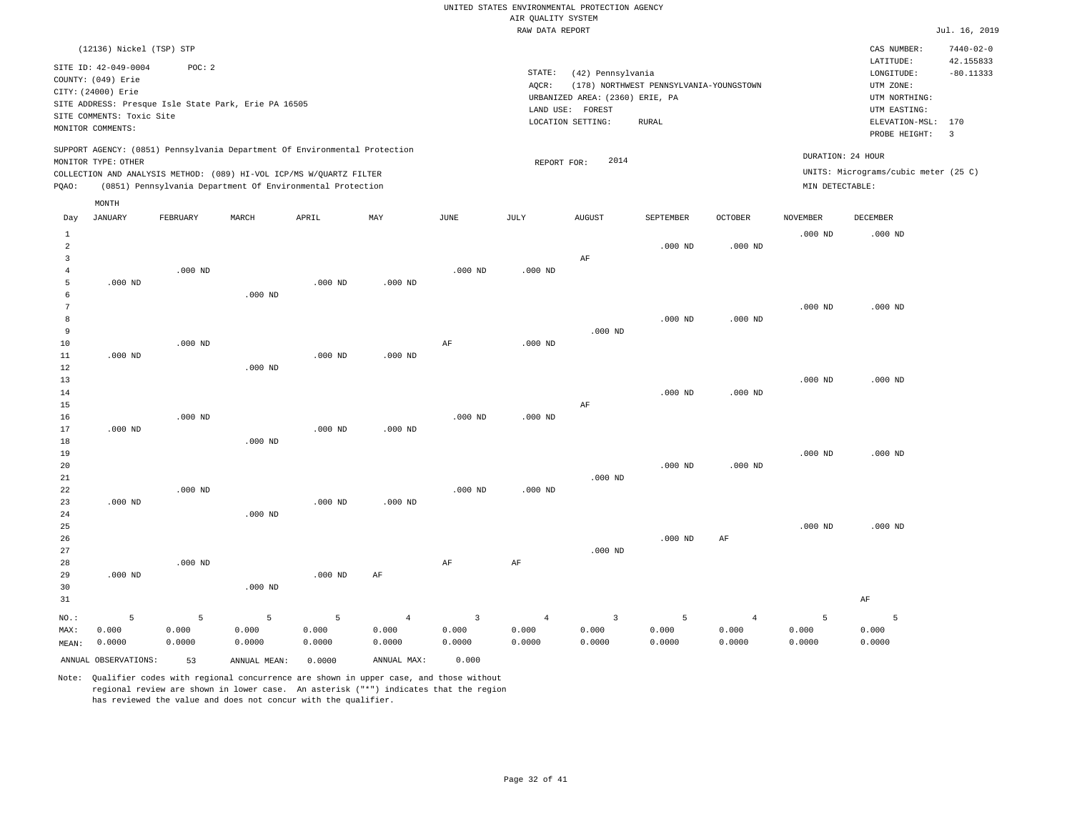UNITED STATES ENVIRONMENTAL PROTECTION AGENCY
AIR QUALITY SYSTEM
RAW DATA REPORT

Jul. 16, 2019

(12136) Nickel (TSP) STP

SITE ID: 42-049-0004 POC: 2
COUNTY: (049) Erie
CITY: (24000) Erie
SITE ADDRESS: Presque Isle State Park, Erie PA 16505
SITE COMMENTS: Toxic Site
MONITOR COMMENTS:

STATE: (42) Pennsylvania
AQCR: (178) NORTHWEST PENNSYLVANIA-YOUNGSTOWN
URBANIZED AREA: (2360) ERIE, PA
LAND USE: FOREST
LOCATION SETTING: RURAL

CAS NUMBER: 7440-02-0
LATITUDE: 42.155833
LONGITUDE: -80.11333
UTM ZONE:
UTM NORTHING:
UTM EASTING:
ELEVATION-MSL: 170
PROBE HEIGHT: 3

SUPPORT AGENCY: (0851) Pennsylvania Department Of Environmental Protection
MONITOR TYPE: OTHER
COLLECTION AND ANALYSIS METHOD: (089) HI-VOL ICP/MS W/QUARTZ FILTER
PQAO: (0851) Pennsylvania Department Of Environmental Protection

REPORT FOR: 2014

DURATION: 24 HOUR
UNITS: Micrograms/cubic meter (25 C)
MIN DETECTABLE:

| Day | JANUARY | FEBRUARY | MARCH | APRIL | MAY | JUNE | JULY | AUGUST | SEPTEMBER | OCTOBER | NOVEMBER | DECEMBER |
|---|---|---|---|---|---|---|---|---|---|---|---|---|
| 1 | | | | | | | | | | | .000 ND | .000 ND |
| 2 | | | | | | | | | .000 ND | .000 ND | | |
| 3 | | | | | | | | AF | | | | |
| 4 | | .000 ND | | | | .000 ND | .000 ND | | | | | |
| 5 | .000 ND | | | .000 ND | .000 ND | | | | | | | |
| 6 | | | .000 ND | | | | | | | | | |
| 7 | | | | | | | | | | | .000 ND | .000 ND |
| 8 | | | | | | | | | .000 ND | .000 ND | | |
| 9 | | | | | | | | .000 ND | | | | |
| 10 | | .000 ND | | | | AF | .000 ND | | | | | |
| 11 | .000 ND | | | .000 ND | .000 ND | | | | | | | |
| 12 | | | .000 ND | | | | | | | | | |
| 13 | | | | | | | | | | | .000 ND | .000 ND |
| 14 | | | | | | | | | .000 ND | .000 ND | | |
| 15 | | | | | | | | AF | | | | |
| 16 | | .000 ND | | | | .000 ND | .000 ND | | | | | |
| 17 | .000 ND | | | .000 ND | .000 ND | | | | | | | |
| 18 | | | .000 ND | | | | | | | | | |
| 19 | | | | | | | | | | | .000 ND | .000 ND |
| 20 | | | | | | | | | .000 ND | .000 ND | | |
| 21 | | | | | | | | .000 ND | | | | |
| 22 | | .000 ND | | | | .000 ND | .000 ND | | | | | |
| 23 | .000 ND | | | .000 ND | .000 ND | | | | | | | |
| 24 | | | .000 ND | | | | | | | | | |
| 25 | | | | | | | | | | | .000 ND | .000 ND |
| 26 | | | | | | | | | .000 ND | AF | | |
| 27 | | | | | | | | .000 ND | | | | |
| 28 | | .000 ND | | | | AF | AF | | | | | |
| 29 | .000 ND | | | .000 ND | AF | | | | | | | |
| 30 | | | .000 ND | | | | | | | | | |
| 31 | | | | | | | | | | | | AF |
| NO.: | 5 | 5 | 5 | 5 | 4 | 3 | 4 | 3 | 5 | 4 | 5 | 5 |
| MAX: | 0.000 | 0.000 | 0.000 | 0.000 | 0.000 | 0.000 | 0.000 | 0.000 | 0.000 | 0.000 | 0.000 | 0.000 |
| MEAN: | 0.0000 | 0.0000 | 0.0000 | 0.0000 | 0.0000 | 0.0000 | 0.0000 | 0.0000 | 0.0000 | 0.0000 | 0.0000 | 0.0000 |

ANNUAL OBSERVATIONS: 53 ANNUAL MEAN: 0.0000 ANNUAL MAX: 0.000

Note: Qualifier codes with regional concurrence are shown in upper case, and those without regional review are shown in lower case. An asterisk ("*") indicates that the region has reviewed the value and does not concur with the qualifier.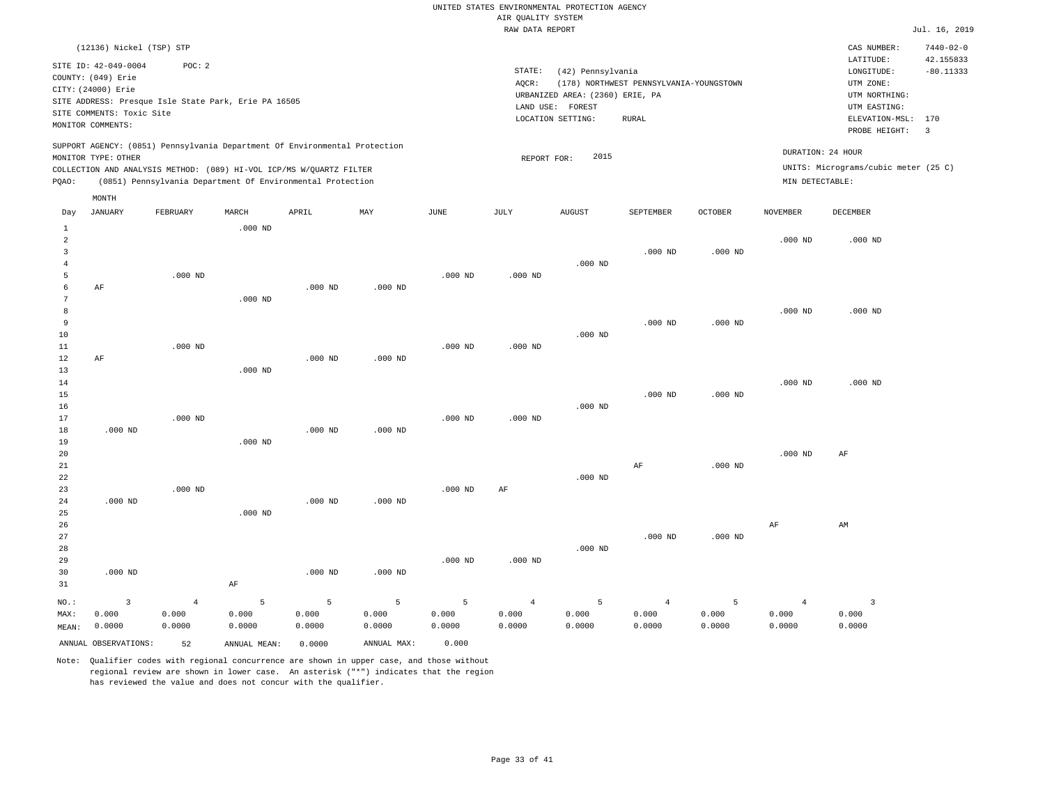UNITED STATES ENVIRONMENTAL PROTECTION AGENCY
AIR QUALITY SYSTEM
RAW DATA REPORT

Jul. 16, 2019

(12136) Nickel (TSP) STP

SITE ID: 42-049-0004 POC: 2
COUNTY: (049) Erie
CITY: (24000) Erie
SITE ADDRESS: Presque Isle State Park, Erie PA 16505
SITE COMMENTS: Toxic Site
MONITOR COMMENTS:

STATE: (42) Pennsylvania
AQCR: (178) NORTHWEST PENNSYLVANIA-YOUNGSTOWN
URBANIZED AREA: (2360) ERIE, PA
LAND USE: FOREST
LOCATION SETTING: RURAL

CAS NUMBER: 7440-02-0
LATITUDE: 42.155833
LONGITUDE: -80.11333
UTM ZONE:
UTM NORTHING:
UTM EASTING:
ELEVATION-MSL: 170
PROBE HEIGHT: 3

SUPPORT AGENCY: (0851) Pennsylvania Department Of Environmental Protection
MONITOR TYPE: OTHER
COLLECTION AND ANALYSIS METHOD: (089) HI-VOL ICP/MS W/QUARTZ FILTER
PQAO: (0851) Pennsylvania Department Of Environmental Protection

REPORT FOR: 2015

DURATION: 24 HOUR
UNITS: Micrograms/cubic meter (25 C)
MIN DETECTABLE:

| Day | JANUARY | FEBRUARY | MARCH | APRIL | MAY | JUNE | JULY | AUGUST | SEPTEMBER | OCTOBER | NOVEMBER | DECEMBER |
|---|---|---|---|---|---|---|---|---|---|---|---|---|
| 1 | | | .000 ND | | | | | | | | | |
| 2 | | | | | | | | | | | .000 ND | .000 ND |
| 3 | | | | | | | | | .000 ND | .000 ND | | |
| 4 | | | | | | | | .000 ND | | | | |
| 5 | | .000 ND | | | | .000 ND | .000 ND | | | | | |
| 6 | AF | | | .000 ND | .000 ND | | | | | | | |
| 7 | | | .000 ND | | | | | | | | | |
| 8 | | | | | | | | | | | .000 ND | .000 ND |
| 9 | | | | | | | | | .000 ND | .000 ND | | |
| 10 | | | | | | | | .000 ND | | | | |
| 11 | | .000 ND | | | | .000 ND | .000 ND | | | | | |
| 12 | AF | | | .000 ND | .000 ND | | | | | | | |
| 13 | | | .000 ND | | | | | | | | | |
| 14 | | | | | | | | | | | .000 ND | .000 ND |
| 15 | | | | | | | | | .000 ND | .000 ND | | |
| 16 | | | | | | | | .000 ND | | | | |
| 17 | | .000 ND | | | | .000 ND | .000 ND | | | | | |
| 18 | .000 ND | | | .000 ND | .000 ND | | | | | | | |
| 19 | | | .000 ND | | | | | | | | | |
| 20 | | | | | | | | | | | .000 ND | AF |
| 21 | | | | | | | | | AF | .000 ND | | |
| 22 | | | | | | | | .000 ND | | | | |
| 23 | | .000 ND | | | | .000 ND | AF | | | | | |
| 24 | .000 ND | | | .000 ND | .000 ND | | | | | | | |
| 25 | | | .000 ND | | | | | | | | | |
| 26 | | | | | | | | | | | AF | AM |
| 27 | | | | | | | | | .000 ND | .000 ND | | |
| 28 | | | | | | | | .000 ND | | | | |
| 29 | | | | | | .000 ND | .000 ND | | | | | |
| 30 | .000 ND | | | .000 ND | .000 ND | | | | | | | |
| 31 | | | AF | | | | | | | | | |
| NO.: | 3 | 4 | 5 | 5 | 5 | 5 | 4 | 5 | 4 | 5 | 4 | 3 |
| MAX: | 0.000 | 0.000 | 0.000 | 0.000 | 0.000 | 0.000 | 0.000 | 0.000 | 0.000 | 0.000 | 0.000 | 0.000 |
| MEAN: | 0.0000 | 0.0000 | 0.0000 | 0.0000 | 0.0000 | 0.0000 | 0.0000 | 0.0000 | 0.0000 | 0.0000 | 0.0000 | 0.0000 |

ANNUAL OBSERVATIONS: 52 ANNUAL MEAN: 0.0000 ANNUAL MAX: 0.000

Note: Qualifier codes with regional concurrence are shown in upper case, and those without regional review are shown in lower case. An asterisk ("*") indicates that the region has reviewed the value and does not concur with the qualifier.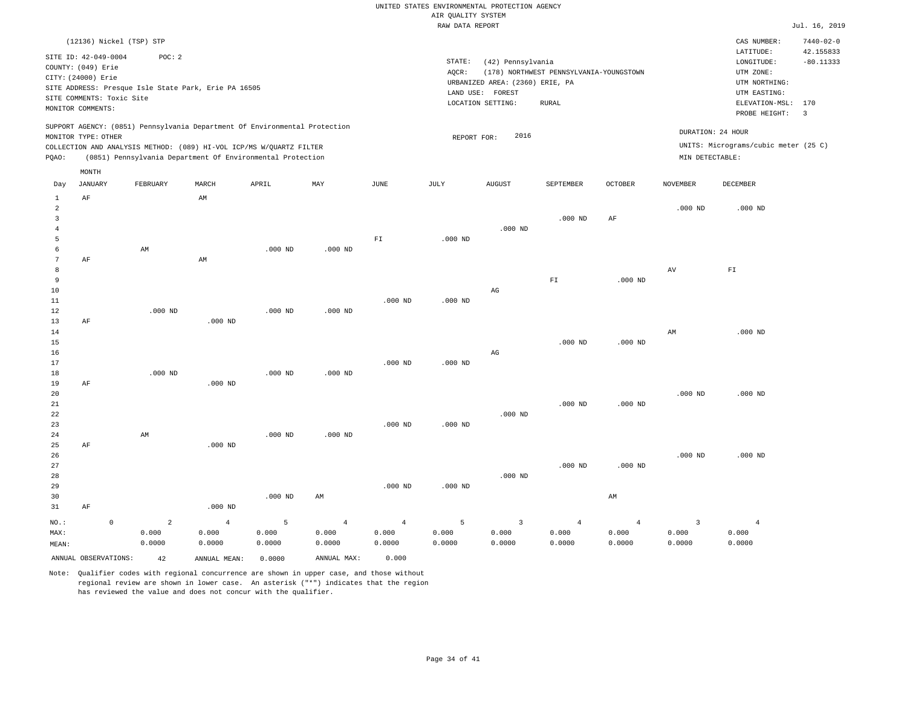UNITED STATES ENVIRONMENTAL PROTECTION AGENCY
AIR QUALITY SYSTEM
RAW DATA REPORT

Jul. 16, 2019

(12136) Nickel (TSP) STP

SITE ID: 42-049-0004 POC: 2
COUNTY: (049) Erie
CITY: (24000) Erie
SITE ADDRESS: Presque Isle State Park, Erie PA 16505
SITE COMMENTS: Toxic Site
MONITOR COMMENTS:

STATE: (42) Pennsylvania
AQCR: (178) NORTHWEST PENNSYLVANIA-YOUNGSTOWN
URBANIZED AREA: (2360) ERIE, PA
LAND USE: FOREST
LOCATION SETTING: RURAL

CAS NUMBER: 7440-02-0
LATITUDE: 42.155833
LONGITUDE: -80.11333
UTM ZONE:
UTM NORTHING:
UTM EASTING:
ELEVATION-MSL: 170
PROBE HEIGHT: 3

SUPPORT AGENCY: (0851) Pennsylvania Department Of Environmental Protection
MONITOR TYPE: OTHER
COLLECTION AND ANALYSIS METHOD: (089) HI-VOL ICP/MS W/QUARTZ FILTER
PQAO: (0851) Pennsylvania Department Of Environmental Protection

REPORT FOR: 2016

DURATION: 24 HOUR
UNITS: Micrograms/cubic meter (25 C)
MIN DETECTABLE:

| Day | JANUARY | FEBRUARY | MARCH | APRIL | MAY | JUNE | JULY | AUGUST | SEPTEMBER | OCTOBER | NOVEMBER | DECEMBER |
|---|---|---|---|---|---|---|---|---|---|---|---|---|
| 1 | AF | | AM | | | | | | | | | |
| 2 | | | | | | | | | | | .000 ND | .000 ND |
| 3 | | | | | | | | | .000 ND | AF | | |
| 4 | | | | | | | | .000 ND | | | | |
| 5 | | | | | | FI | .000 ND | | | | | |
| 6 | | AM | | .000 ND | .000 ND | | | | | | | |
| 7 | AF | | AM | | | | | | | | | |
| 8 | | | | | | | | | | | AV | FI |
| 9 | | | | | | | | | FI | .000 ND | | |
| 10 | | | | | | | | AG | | | | |
| 11 | | | | | | .000 ND | .000 ND | | | | | |
| 12 | | .000 ND | | .000 ND | .000 ND | | | | | | | |
| 13 | AF | | .000 ND | | | | | | | | | |
| 14 | | | | | | | | | | | AM | .000 ND |
| 15 | | | | | | | | | .000 ND | .000 ND | | |
| 16 | | | | | | | | AG | | | | |
| 17 | | | | | | .000 ND | .000 ND | | | | | |
| 18 | | .000 ND | | .000 ND | .000 ND | | | | | | | |
| 19 | AF | | .000 ND | | | | | | | | | |
| 20 | | | | | | | | | | | .000 ND | .000 ND |
| 21 | | | | | | | | | .000 ND | .000 ND | | |
| 22 | | | | | | | | .000 ND | | | | |
| 23 | | | | | | .000 ND | .000 ND | | | | | |
| 24 | | AM | | .000 ND | .000 ND | | | | | | | |
| 25 | AF | | .000 ND | | | | | | | | | |
| 26 | | | | | | | | | | | .000 ND | .000 ND |
| 27 | | | | | | | | | .000 ND | .000 ND | | |
| 28 | | | | | | | | .000 ND | | | | |
| 29 | | | | | | .000 ND | .000 ND | | | | | |
| 30 | | | | .000 ND | AM | | | | | AM | | |
| 31 | AF | | .000 ND | | | | | | | | | |
| NO.: | 0 | 2 | 4 | 5 | 4 | 4 | 5 | 3 | 4 | 4 | 3 | 4 |
| MAX: | | 0.000 | 0.000 | 0.000 | 0.000 | 0.000 | 0.000 | 0.000 | 0.000 | 0.000 | 0.000 | 0.000 |
| MEAN: | | 0.0000 | 0.0000 | 0.0000 | 0.0000 | 0.0000 | 0.0000 | 0.0000 | 0.0000 | 0.0000 | 0.0000 | 0.0000 |

ANNUAL OBSERVATIONS: 42 ANNUAL MEAN: 0.0000 ANNUAL MAX: 0.000

Note: Qualifier codes with regional concurrence are shown in upper case, and those without regional review are shown in lower case. An asterisk ("*") indicates that the region has reviewed the value and does not concur with the qualifier.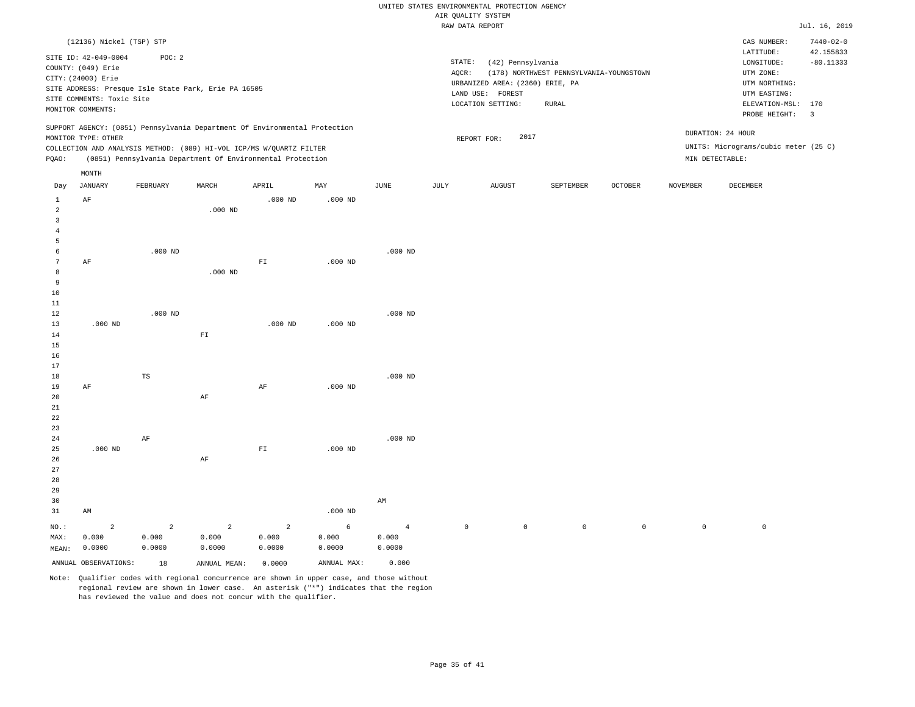UNITED STATES ENVIRONMENTAL PROTECTION AGENCY
AIR QUALITY SYSTEM
RAW DATA REPORT

Jul. 16, 2019

(12136) Nickel (TSP) STP

SITE ID: 42-049-0004 POC: 2
COUNTY: (049) Erie
CITY: (24000) Erie
SITE ADDRESS: Presque Isle State Park, Erie PA 16505
SITE COMMENTS: Toxic Site
MONITOR COMMENTS:

STATE: (42) Pennsylvania
AQCR: (178) NORTHWEST PENNSYLVANIA-YOUNGSTOWN
URBANIZED AREA: (2360) ERIE, PA
LAND USE: FOREST
LOCATION SETTING: RURAL

CAS NUMBER: 7440-02-0
LATITUDE: 42.155833
LONGITUDE: -80.11333
UTM ZONE:
UTM NORTHING:
UTM EASTING:
ELEVATION-MSL: 170
PROBE HEIGHT: 3

SUPPORT AGENCY: (0851) Pennsylvania Department Of Environmental Protection
MONITOR TYPE: OTHER
COLLECTION AND ANALYSIS METHOD: (089) HI-VOL ICP/MS W/QUARTZ FILTER
PQAO: (0851) Pennsylvania Department Of Environmental Protection

REPORT FOR: 2017

DURATION: 24 HOUR
UNITS: Micrograms/cubic meter (25 C)
MIN DETECTABLE:

| Day | JANUARY | FEBRUARY | MARCH | APRIL | MAY | JUNE | JULY | AUGUST | SEPTEMBER | OCTOBER | NOVEMBER | DECEMBER |
|---|---|---|---|---|---|---|---|---|---|---|---|---|
| 1 | AF | | | .000 ND | .000 ND | | | | | | | |
| 2 | | | .000 ND | | | | | | | | | |
| 3 | | | | | | | | | | | | |
| 4 | | | | | | | | | | | | |
| 5 | | | | | | | | | | | | |
| 6 | | .000 ND | | | | .000 ND | | | | | | |
| 7 | AF | | | FI | .000 ND | | | | | | | |
| 8 | | | .000 ND | | | | | | | | | |
| 9 | | | | | | | | | | | | |
| 10 | | | | | | | | | | | | |
| 11 | | | | | | | | | | | | |
| 12 | | .000 ND | | | | .000 ND | | | | | | |
| 13 | .000 ND | | | .000 ND | .000 ND | | | | | | | |
| 14 | | | FI | | | | | | | | | |
| 15 | | | | | | | | | | | | |
| 16 | | | | | | | | | | | | |
| 17 | | | | | | | | | | | | |
| 18 | | TS | | | | .000 ND | | | | | | |
| 19 | AF | | | AF | .000 ND | | | | | | | |
| 20 | | | AF | | | | | | | | | |
| 21 | | | | | | | | | | | | |
| 22 | | | | | | | | | | | | |
| 23 | | | | | | | | | | | | |
| 24 | | AF | | | | .000 ND | | | | | | |
| 25 | .000 ND | | | FI | .000 ND | | | | | | | |
| 26 | | | AF | | | | | | | | | |
| 27 | | | | | | | | | | | | |
| 28 | | | | | | | | | | | | |
| 29 | | | | | | | | | | | | |
| 30 | | | | | | AM | | | | | | |
| 31 | AM | | | | .000 ND | | | | | | | |
| NO.: | 2 | 2 | 2 | 2 | 6 | 4 | 0 | 0 | 0 | 0 | 0 | 0 |
| MAX: | 0.000 | 0.000 | 0.000 | 0.000 | 0.000 | 0.000 | | | | | | |
| MEAN: | 0.0000 | 0.0000 | 0.0000 | 0.0000 | 0.0000 | 0.0000 | | | | | | |

ANNUAL OBSERVATIONS: 18 ANNUAL MEAN: 0.0000 ANNUAL MAX: 0.000

Note: Qualifier codes with regional concurrence are shown in upper case, and those without regional review are shown in lower case. An asterisk ("*") indicates that the region has reviewed the value and does not concur with the qualifier.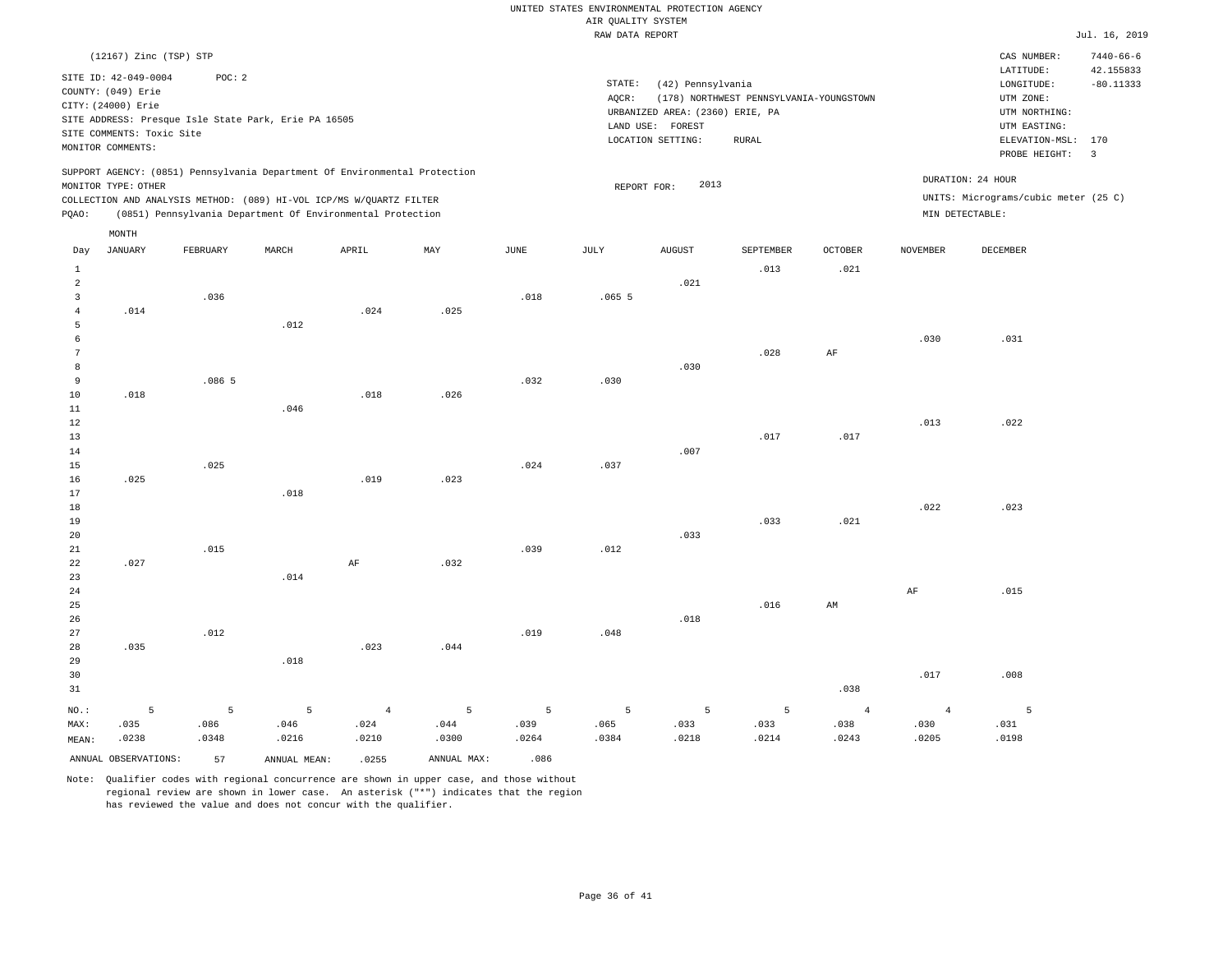UNITED STATES ENVIRONMENTAL PROTECTION AGENCY
AIR QUALITY SYSTEM
RAW DATA REPORT

Jul. 16, 2019

(12167) Zinc (TSP) STP

SITE ID: 42-049-0004    POC: 2
COUNTY: (049) Erie
CITY: (24000) Erie
SITE ADDRESS: Presque Isle State Park, Erie PA 16505
SITE COMMENTS: Toxic Site
MONITOR COMMENTS:

STATE: (42) Pennsylvania
AQCR: (178) NORTHWEST PENNSYLVANIA-YOUNGSTOWN
URBANIZED AREA: (2360) ERIE, PA
LAND USE: FOREST
LOCATION SETTING: RURAL

CAS NUMBER: 7440-66-6
LATITUDE: 42.155833
LONGITUDE: -80.11333
UTM ZONE:
UTM NORTHING:
UTM EASTING:
ELEVATION-MSL: 170
PROBE HEIGHT: 3

SUPPORT AGENCY: (0851) Pennsylvania Department Of Environmental Protection
MONITOR TYPE: OTHER
COLLECTION AND ANALYSIS METHOD: (089) HI-VOL ICP/MS W/QUARTZ FILTER
PQAO: (0851) Pennsylvania Department Of Environmental Protection

REPORT FOR: 2013

DURATION: 24 HOUR
UNITS: Micrograms/cubic meter (25 C)
MIN DETECTABLE:

| Day | JANUARY | FEBRUARY | MARCH | APRIL | MAY | JUNE | JULY | AUGUST | SEPTEMBER | OCTOBER | NOVEMBER | DECEMBER |
|---|---|---|---|---|---|---|---|---|---|---|---|---|
| 1 | | | | | | | | | .013 | .021 | | |
| 2 | | | | | | | | .021 | | | | |
| 3 | | .036 | | | | .018 | .065 5 | | | | | |
| 4 | .014 | | | .024 | .025 | | | | | | | |
| 5 | | | .012 | | | | | | | | | |
| 6 | | | | | | | | | | | .030 | .031 |
| 7 | | | | | | | | | .028 | AF | | |
| 8 | | | | | | | | .030 | | | | |
| 9 | | .086 5 | | | | .032 | .030 | | | | | |
| 10 | .018 | | | .018 | .026 | | | | | | | |
| 11 | | | .046 | | | | | | | | | |
| 12 | | | | | | | | | | | .013 | .022 |
| 13 | | | | | | | | | .017 | .017 | | |
| 14 | | | | | | | | .007 | | | | |
| 15 | | .025 | | | | .024 | .037 | | | | | |
| 16 | .025 | | | .019 | .023 | | | | | | | |
| 17 | | | .018 | | | | | | | | | |
| 18 | | | | | | | | | | | .022 | .023 |
| 19 | | | | | | | | | .033 | .021 | | |
| 20 | | | | | | | | .033 | | | | |
| 21 | | .015 | | | | .039 | .012 | | | | | |
| 22 | .027 | | | AF | .032 | | | | | | | |
| 23 | | | .014 | | | | | | | | | |
| 24 | | | | | | | | | | | AF | .015 |
| 25 | | | | | | | | | .016 | AM | | |
| 26 | | | | | | | | .018 | | | | |
| 27 | | .012 | | | | .019 | .048 | | | | | |
| 28 | .035 | | | .023 | .044 | | | | | | | |
| 29 | | | .018 | | | | | | | | | |
| 30 | | | | | | | | | | | .017 | .008 |
| 31 | | | | | | | | | | .038 | | |
| NO.: | 5 | 5 | 5 | 4 | 5 | 5 | 5 | 5 | 5 | 4 | 4 | 5 |
| MAX: | .035 | .086 | .046 | .024 | .044 | .039 | .065 | .033 | .033 | .038 | .030 | .031 |
| MEAN: | .0238 | .0348 | .0216 | .0210 | .0300 | .0264 | .0384 | .0218 | .0214 | .0243 | .0205 | .0198 |

ANNUAL OBSERVATIONS: 57    ANNUAL MEAN: .0255    ANNUAL MAX: .086

Note: Qualifier codes with regional concurrence are shown in upper case, and those without regional review are shown in lower case. An asterisk ("*") indicates that the region has reviewed the value and does not concur with the qualifier.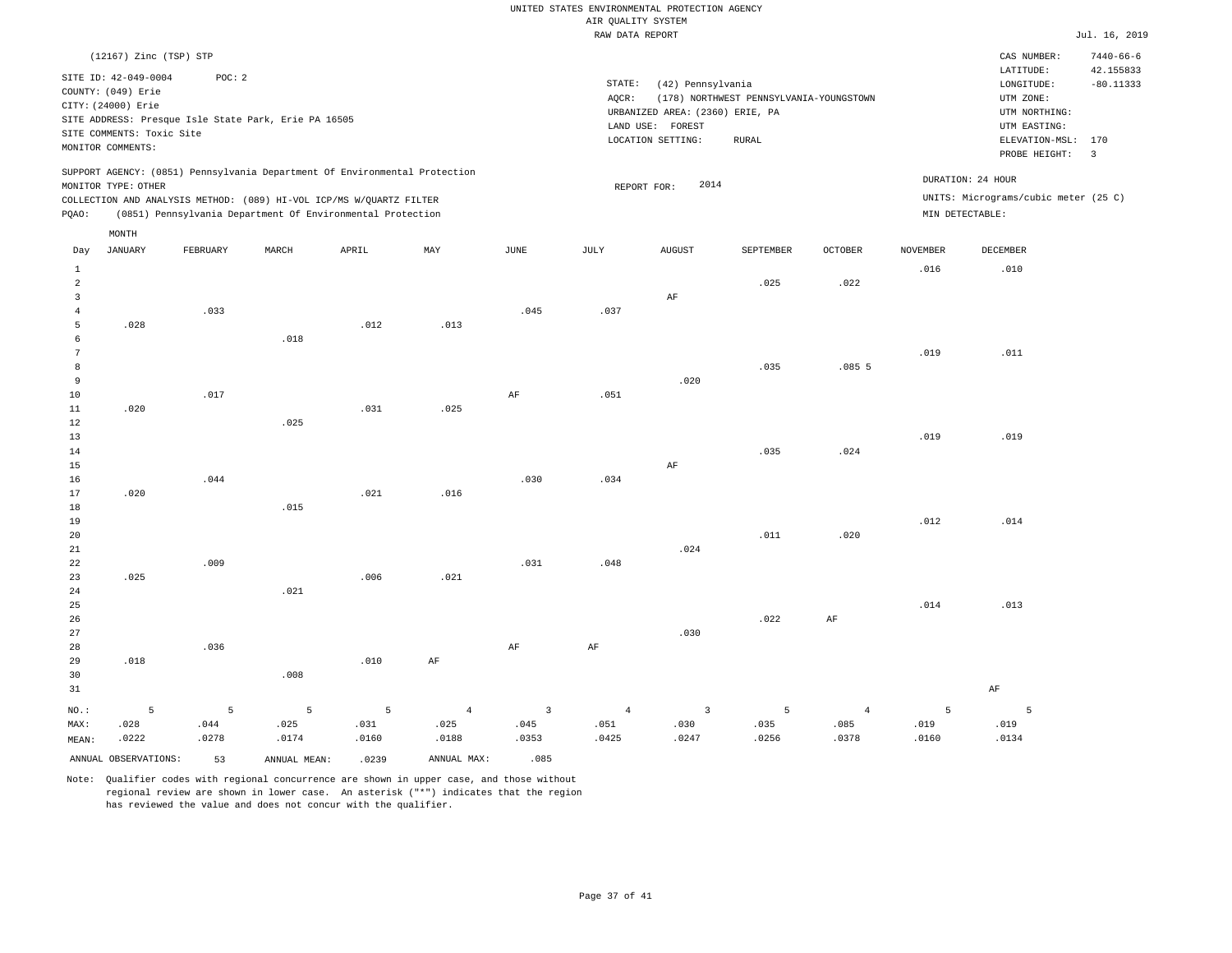UNITED STATES ENVIRONMENTAL PROTECTION AGENCY
AIR QUALITY SYSTEM
RAW DATA REPORT

Jul. 16, 2019

(12167) Zinc (TSP) STP

SITE ID: 42-049-0004 POC: 2
COUNTY: (049) Erie
CITY: (24000) Erie
SITE ADDRESS: Presque Isle State Park, Erie PA 16505
SITE COMMENTS: Toxic Site
MONITOR COMMENTS:

STATE: (42) Pennsylvania
AQCR: (178) NORTHWEST PENNSYLVANIA-YOUNGSTOWN
URBANIZED AREA: (2360) ERIE, PA
LAND USE: FOREST
LOCATION SETTING: RURAL

CAS NUMBER: 7440-66-6
LATITUDE: 42.155833
LONGITUDE: -80.11333
UTM ZONE:
UTM NORTHING:
UTM EASTING:
ELEVATION-MSL: 170
PROBE HEIGHT: 3

SUPPORT AGENCY: (0851) Pennsylvania Department Of Environmental Protection
MONITOR TYPE: OTHER
COLLECTION AND ANALYSIS METHOD: (089) HI-VOL ICP/MS W/QUARTZ FILTER
PQAO: (0851) Pennsylvania Department Of Environmental Protection

REPORT FOR: 2014

DURATION: 24 HOUR
UNITS: Micrograms/cubic meter (25 C)
MIN DETECTABLE:

| Day | JANUARY | FEBRUARY | MARCH | APRIL | MAY | JUNE | JULY | AUGUST | SEPTEMBER | OCTOBER | NOVEMBER | DECEMBER |
|---|---|---|---|---|---|---|---|---|---|---|---|---|
| 1 | | | | | | | | | | | .016 | .010 |
| 2 | | | | | | | | | .025 | .022 | | |
| 3 | | | | | | | | AF | | | | |
| 4 | | .033 | | | | .045 | .037 | | | | | |
| 5 | .028 | | | .012 | .013 | | | | | | | |
| 6 | | | .018 | | | | | | | | | |
| 7 | | | | | | | | | | | .019 | .011 |
| 8 | | | | | | | | | .035 | .085 5 | | |
| 9 | | | | | | | | .020 | | | | |
| 10 | | .017 | | | | AF | .051 | | | | | |
| 11 | .020 | | | .031 | .025 | | | | | | | |
| 12 | | | .025 | | | | | | | | | |
| 13 | | | | | | | | | | | .019 | .019 |
| 14 | | | | | | | | | .035 | .024 | | |
| 15 | | | | | | | | AF | | | | |
| 16 | | .044 | | | | .030 | .034 | | | | | |
| 17 | .020 | | | .021 | .016 | | | | | | | |
| 18 | | | .015 | | | | | | | | | |
| 19 | | | | | | | | | | | .012 | .014 |
| 20 | | | | | | | | | .011 | .020 | | |
| 21 | | | | | | | | .024 | | | | |
| 22 | | .009 | | | | .031 | .048 | | | | | |
| 23 | .025 | | | .006 | .021 | | | | | | | |
| 24 | | | .021 | | | | | | | | | |
| 25 | | | | | | | | | | | .014 | .013 |
| 26 | | | | | | | | | .022 | AF | | |
| 27 | | | | | | | | .030 | | | | |
| 28 | | .036 | | | | AF | AF | | | | | |
| 29 | .018 | | | .010 | AF | | | | | | | |
| 30 | | | .008 | | | | | | | | | |
| 31 | | | | | | | | | | | | AF |
| NO.: | 5 | 5 | 5 | 5 | 4 | 3 | 4 | 3 | 5 | 4 | 5 | 5 |
| MAX: | .028 | .044 | .025 | .031 | .025 | .045 | .051 | .030 | .035 | .085 | .019 | .019 |
| MEAN: | .0222 | .0278 | .0174 | .0160 | .0188 | .0353 | .0425 | .0247 | .0256 | .0378 | .0160 | .0134 |

ANNUAL OBSERVATIONS: 53 ANNUAL MEAN: .0239 ANNUAL MAX: .085

Note: Qualifier codes with regional concurrence are shown in upper case, and those without regional review are shown in lower case. An asterisk ("*") indicates that the region has reviewed the value and does not concur with the qualifier.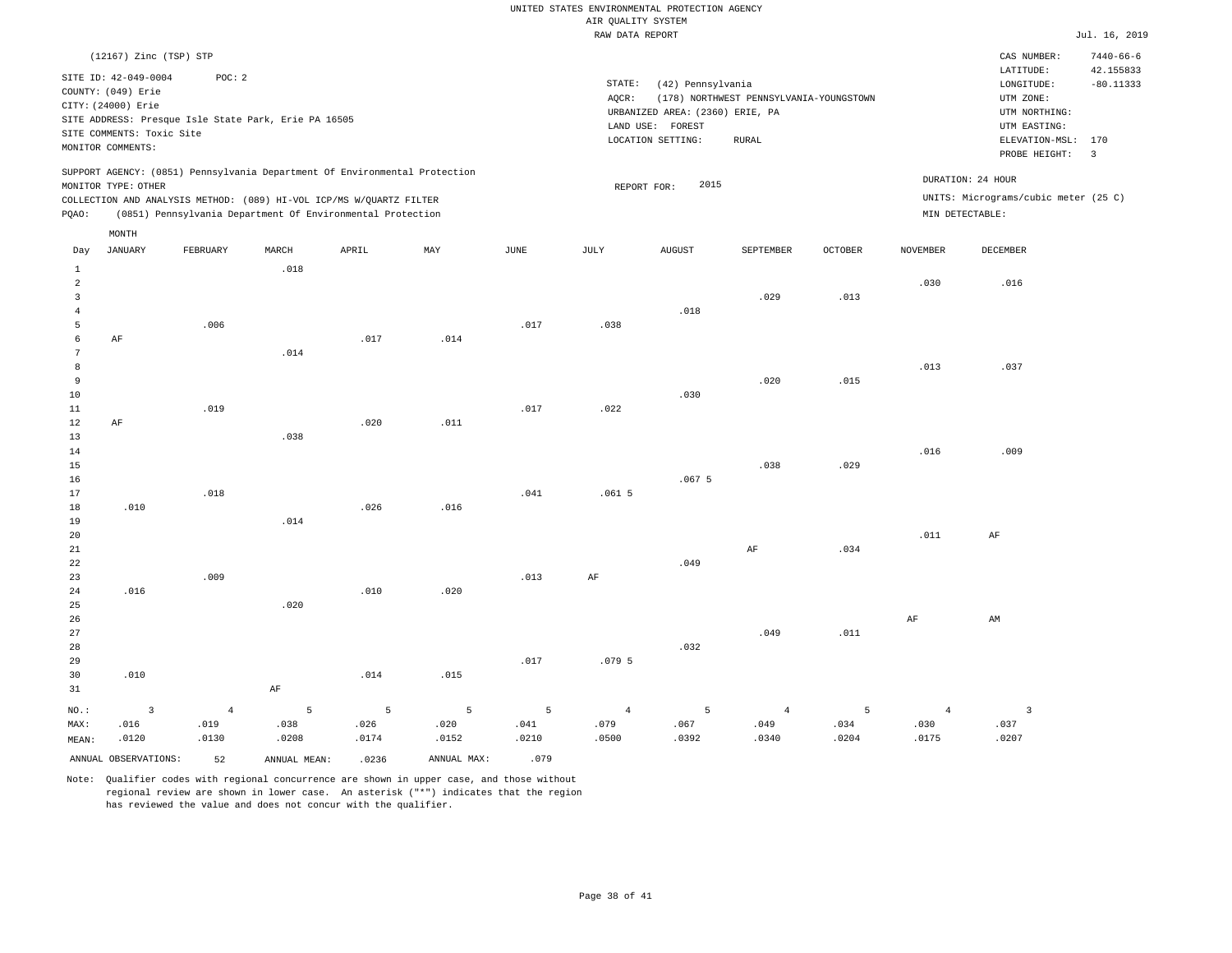UNITED STATES ENVIRONMENTAL PROTECTION AGENCY
AIR QUALITY SYSTEM
RAW DATA REPORT

Jul. 16, 2019

(12167) Zinc (TSP) STP

SITE ID: 42-049-0004 POC: 2
COUNTY: (049) Erie
CITY: (24000) Erie
SITE ADDRESS: Presque Isle State Park, Erie PA 16505
SITE COMMENTS: Toxic Site
MONITOR COMMENTS:

STATE: (42) Pennsylvania
AQCR: (178) NORTHWEST PENNSYLVANIA-YOUNGSTOWN
URBANIZED AREA: (2360) ERIE, PA
LAND USE: FOREST
LOCATION SETTING: RURAL

CAS NUMBER: 7440-66-6
LATITUDE: 42.155833
LONGITUDE: -80.11333
UTM ZONE:
UTM NORTHING:
UTM EASTING:
ELEVATION-MSL: 170
PROBE HEIGHT: 3

SUPPORT AGENCY: (0851) Pennsylvania Department Of Environmental Protection
MONITOR TYPE: OTHER
COLLECTION AND ANALYSIS METHOD: (089) HI-VOL ICP/MS W/QUARTZ FILTER
PQAO: (0851) Pennsylvania Department Of Environmental Protection

REPORT FOR: 2015

DURATION: 24 HOUR
UNITS: Micrograms/cubic meter (25 C)
MIN DETECTABLE:

| Day | JANUARY | FEBRUARY | MARCH | APRIL | MAY | JUNE | JULY | AUGUST | SEPTEMBER | OCTOBER | NOVEMBER | DECEMBER |
|---|---|---|---|---|---|---|---|---|---|---|---|---|
| 1 | | | .018 | | | | | | | | | |
| 2 | | | | | | | | | | | .030 | .016 |
| 3 | | | | | | | | | .029 | .013 | | |
| 4 | | | | | | | | .018 | | | | |
| 5 | | .006 | | | | .017 | .038 | | | | | |
| 6 | AF | | | .017 | .014 | | | | | | | |
| 7 | | | .014 | | | | | | | | | |
| 8 | | | | | | | | | | | .013 | .037 |
| 9 | | | | | | | | | .020 | .015 | | |
| 10 | | | | | | | | .030 | | | | |
| 11 | | .019 | | | | .017 | .022 | | | | | |
| 12 | AF | | | .020 | .011 | | | | | | | |
| 13 | | | .038 | | | | | | | | | |
| 14 | | | | | | | | | | | .016 | .009 |
| 15 | | | | | | | | | .038 | .029 | | |
| 16 | | | | | | | | .067 5 | | | | |
| 17 | | .018 | | | | .041 | .061 5 | | | | | |
| 18 | .010 | | | .026 | .016 | | | | | | | |
| 19 | | | .014 | | | | | | | | | |
| 20 | | | | | | | | | | | .011 | AF |
| 21 | | | | | | | | | AF | .034 | | |
| 22 | | | | | | | | .049 | | | | |
| 23 | | .009 | | | | .013 | AF | | | | | |
| 24 | .016 | | | .010 | .020 | | | | | | | |
| 25 | | | .020 | | | | | | | | | |
| 26 | | | | | | | | | | | AF | AM |
| 27 | | | | | | | | | .049 | .011 | | |
| 28 | | | | | | | | .032 | | | | |
| 29 | | | | | | .017 | .079 5 | | | | | |
| 30 | .010 | | | .014 | .015 | | | | | | | |
| 31 | | | AF | | | | | | | | | |
| NO.: | 3 | 4 | 5 | 5 | 5 | 5 | 4 | 5 | 4 | 5 | 4 | 3 |
| MAX: | .016 | .019 | .038 | .026 | .020 | .041 | .079 | .067 | .049 | .034 | .030 | .037 |
| MEAN: | .0120 | .0130 | .0208 | .0174 | .0152 | .0210 | .0500 | .0392 | .0340 | .0204 | .0175 | .0207 |

ANNUAL OBSERVATIONS: 52   ANNUAL MEAN: .0236   ANNUAL MAX: .079

Note: Qualifier codes with regional concurrence are shown in upper case, and those without regional review are shown in lower case. An asterisk ("*") indicates that the region has reviewed the value and does not concur with the qualifier.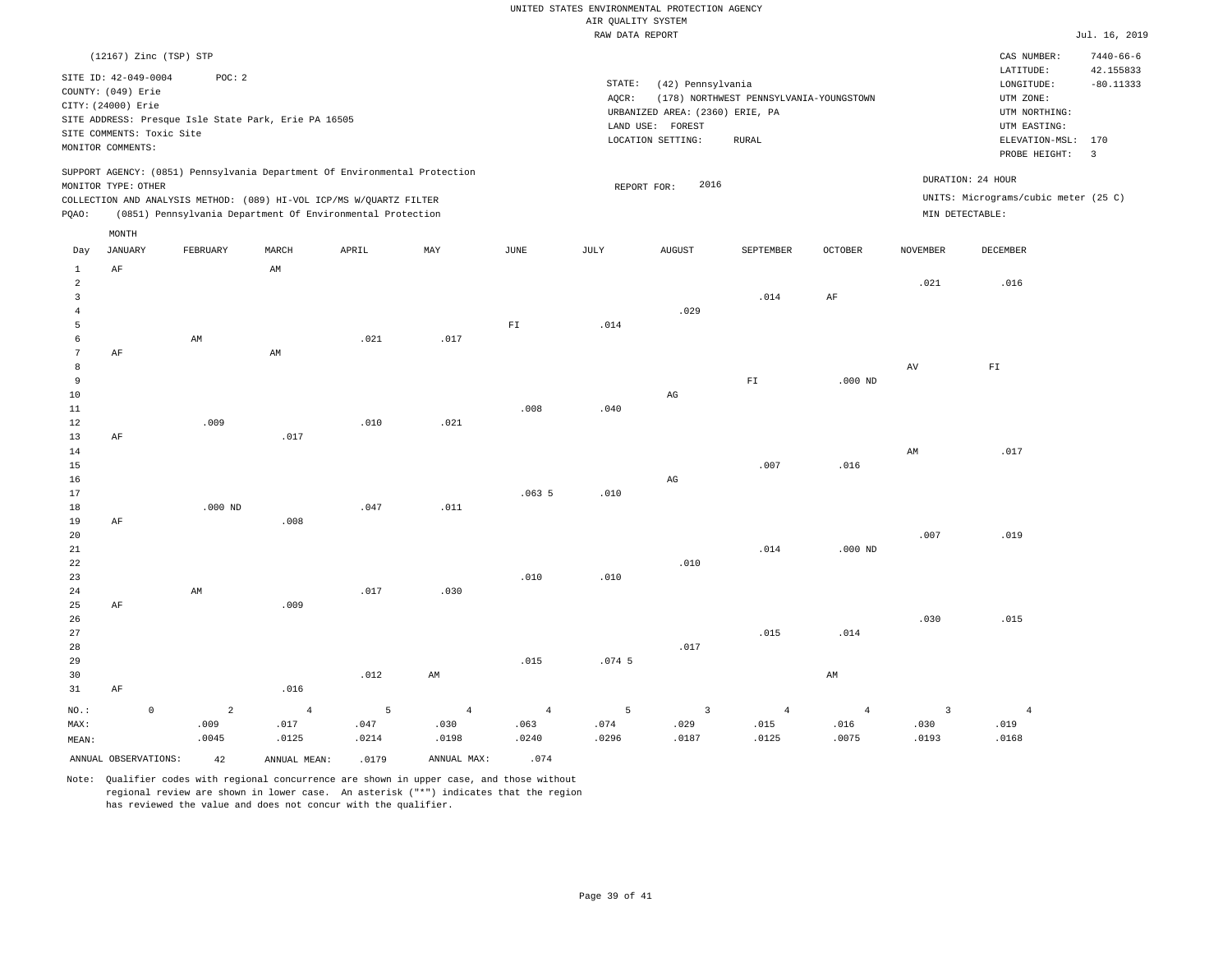UNITED STATES ENVIRONMENTAL PROTECTION AGENCY
AIR QUALITY SYSTEM
RAW DATA REPORT

Jul. 16, 2019

(12167) Zinc (TSP) STP

SITE ID: 42-049-0004 POC: 2
COUNTY: (049) Erie
CITY: (24000) Erie
SITE ADDRESS: Presque Isle State Park, Erie PA 16505
SITE COMMENTS: Toxic Site
MONITOR COMMENTS:

STATE: (42) Pennsylvania
AQCR: (178) NORTHWEST PENNSYLVANIA-YOUNGSTOWN
URBANIZED AREA: (2360) ERIE, PA
LAND USE: FOREST
LOCATION SETTING: RURAL

CAS NUMBER: 7440-66-6
LATITUDE: 42.155833
LONGITUDE: -80.11333
UTM ZONE:
UTM NORTHING:
UTM EASTING:
ELEVATION-MSL: 170
PROBE HEIGHT: 3

SUPPORT AGENCY: (0851) Pennsylvania Department Of Environmental Protection
MONITOR TYPE: OTHER
COLLECTION AND ANALYSIS METHOD: (089) HI-VOL ICP/MS W/QUARTZ FILTER
PQAO: (0851) Pennsylvania Department Of Environmental Protection

REPORT FOR: 2016

DURATION: 24 HOUR
UNITS: Micrograms/cubic meter (25 C)
MIN DETECTABLE:

| Day | JANUARY | FEBRUARY | MARCH | APRIL | MAY | JUNE | JULY | AUGUST | SEPTEMBER | OCTOBER | NOVEMBER | DECEMBER |
|---|---|---|---|---|---|---|---|---|---|---|---|---|
| 1 | AF | | AM | | | | | | | | | |
| 2 | | | | | | | | | | | .021 | .016 |
| 3 | | | | | | | | | .014 | AF | | |
| 4 | | | | | | | | .029 | | | | |
| 5 | | | | | | FI | .014 | | | | | |
| 6 | | AM | | .021 | .017 | | | | | | | |
| 7 | AF | | AM | | | | | | | | | |
| 8 | | | | | | | | | | | AV | FI |
| 9 | | | | | | | | | FI | .000 ND | | |
| 10 | | | | | | | | AG | | | | |
| 11 | | | | | | .008 | .040 | | | | | |
| 12 | | .009 | | .010 | .021 | | | | | | | |
| 13 | AF | | .017 | | | | | | | | | |
| 14 | | | | | | | | | | | AM | .017 |
| 15 | | | | | | | | | .007 | .016 | | |
| 16 | | | | | | | | AG | | | | |
| 17 | | | | | | .063 5 | .010 | | | | | |
| 18 | | .000 ND | | .047 | .011 | | | | | | | |
| 19 | AF | | .008 | | | | | | | | | |
| 20 | | | | | | | | | | | .007 | .019 |
| 21 | | | | | | | | | .014 | .000 ND | | |
| 22 | | | | | | | | .010 | | | | |
| 23 | | | | | | .010 | .010 | | | | | |
| 24 | | AM | | .017 | .030 | | | | | | | |
| 25 | AF | | .009 | | | | | | | | | |
| 26 | | | | | | | | | | | .030 | .015 |
| 27 | | | | | | | | | .015 | .014 | | |
| 28 | | | | | | | | .017 | | | | |
| 29 | | | | | | .015 | .074 5 | | | | | |
| 30 | | | | .012 | AM | | | | | AM | | |
| 31 | AF | | .016 | | | | | | | | | |
| NO.: | 0 | 2 | 4 | 5 | 4 | 4 | 5 | 3 | 4 | 4 | 3 | 4 |
| MAX: | | .009 | .017 | .047 | .030 | .063 | .074 | .029 | .015 | .016 | .030 | .019 |
| MEAN: | | .0045 | .0125 | .0214 | .0198 | .0240 | .0296 | .0187 | .0125 | .0075 | .0193 | .0168 |

ANNUAL OBSERVATIONS: 42 ANNUAL MEAN: .0179 ANNUAL MAX: .074

Note: Qualifier codes with regional concurrence are shown in upper case, and those without regional review are shown in lower case. An asterisk ("*") indicates that the region has reviewed the value and does not concur with the qualifier.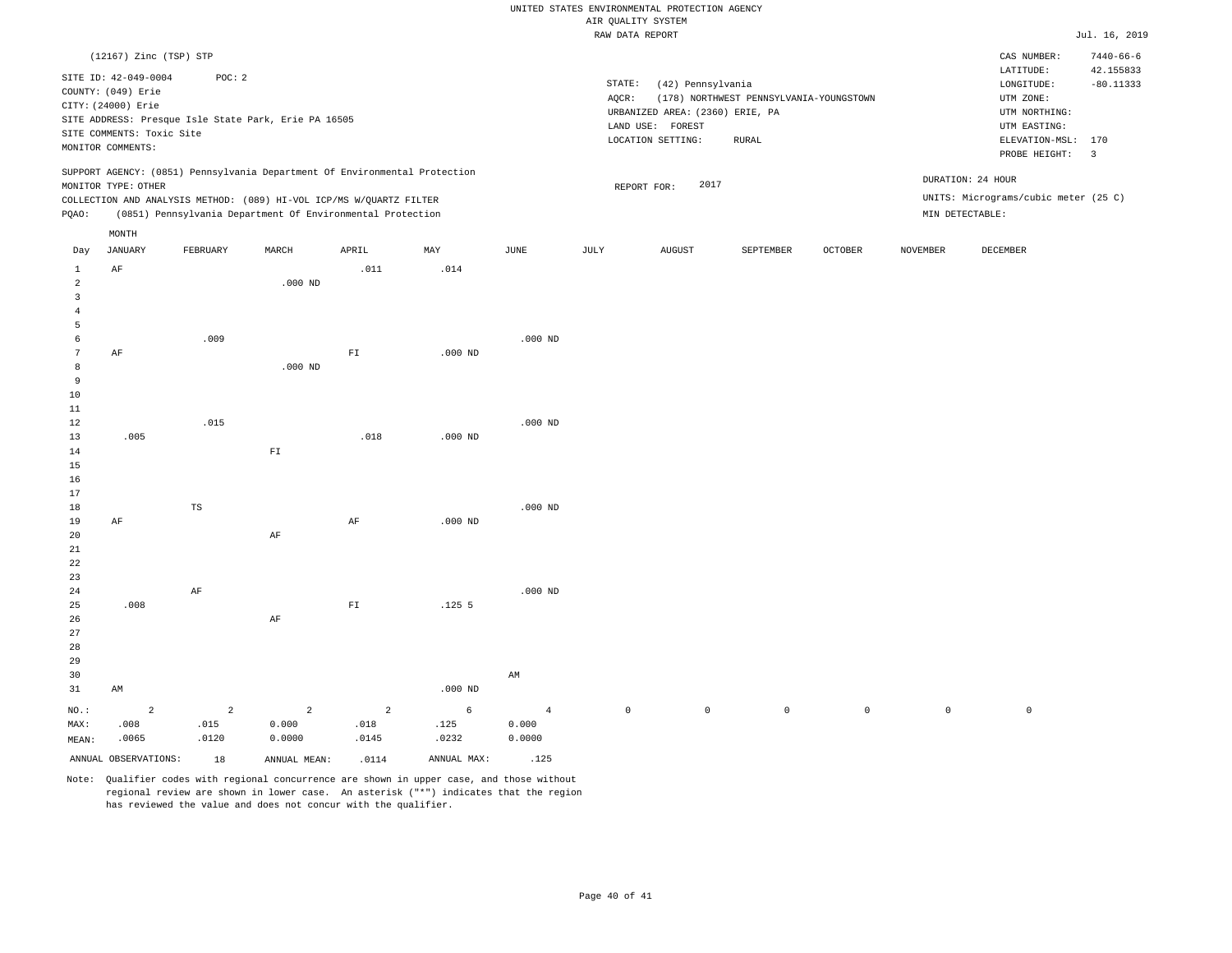UNITED STATES ENVIRONMENTAL PROTECTION AGENCY
AIR QUALITY SYSTEM
RAW DATA REPORT

Jul. 16, 2019

(12167) Zinc (TSP) STP

SITE ID: 42-049-0004 POC: 2
COUNTY: (049) Erie
CITY: (24000) Erie
SITE ADDRESS: Presque Isle State Park, Erie PA 16505
SITE COMMENTS: Toxic Site
MONITOR COMMENTS:

STATE: (42) Pennsylvania
AQCR: (178) NORTHWEST PENNSYLVANIA-YOUNGSTOWN
URBANIZED AREA: (2360) ERIE, PA
LAND USE: FOREST
LOCATION SETTING: RURAL

CAS NUMBER: 7440-66-6
LATITUDE: 42.155833
LONGITUDE: -80.11333
UTM ZONE:
UTM NORTHING:
UTM EASTING:
ELEVATION-MSL: 170
PROBE HEIGHT: 3

SUPPORT AGENCY: (0851) Pennsylvania Department Of Environmental Protection
MONITOR TYPE: OTHER
COLLECTION AND ANALYSIS METHOD: (089) HI-VOL ICP/MS W/QUARTZ FILTER
PQAO: (0851) Pennsylvania Department Of Environmental Protection

REPORT FOR: 2017

DURATION: 24 HOUR
UNITS: Micrograms/cubic meter (25 C)
MIN DETECTABLE:

| Day | JANUARY | FEBRUARY | MARCH | APRIL | MAY | JUNE | JULY | AUGUST | SEPTEMBER | OCTOBER | NOVEMBER | DECEMBER |
|---|---|---|---|---|---|---|---|---|---|---|---|---|
| 1 | AF | | | .011 | .014 | | | | | | | |
| 2 | | | .000 ND | | | | | | | | | |
| 3 | | | | | | | | | | | | |
| 4 | | | | | | | | | | | | |
| 5 | | | | | | | | | | | | |
| 6 | | .009 | | | | .000 ND | | | | | | |
| 7 | AF | | | FI | .000 ND | | | | | | | |
| 8 | | | .000 ND | | | | | | | | | |
| 9 | | | | | | | | | | | | |
| 10 | | | | | | | | | | | | |
| 11 | | | | | | | | | | | | |
| 12 | | .015 | | | | .000 ND | | | | | | |
| 13 | .005 | | | .018 | .000 ND | | | | | | | |
| 14 | | | FI | | | | | | | | | |
| 15 | | | | | | | | | | | | |
| 16 | | | | | | | | | | | | |
| 17 | | | | | | | | | | | | |
| 18 | | TS | | | | .000 ND | | | | | | |
| 19 | AF | | | AF | .000 ND | | | | | | | |
| 20 | | | AF | | | | | | | | | |
| 21 | | | | | | | | | | | | |
| 22 | | | | | | | | | | | | |
| 23 | | | | | | | | | | | | |
| 24 | | AF | | | | .000 ND | | | | | | |
| 25 | .008 | | | FI | .125 5 | | | | | | | |
| 26 | | | AF | | | | | | | | | |
| 27 | | | | | | | | | | | | |
| 28 | | | | | | | | | | | | |
| 29 | | | | | | | | | | | | |
| 30 | | | | | | AM | | | | | | |
| 31 | AM | | | | .000 ND | | | | | | | |
| NO.: | 2 | 2 | 2 | 2 | 6 | 4 | 0 | 0 | 0 | 0 | 0 | 0 |
| MAX: | .008 | .015 | 0.000 | .018 | .125 | 0.000 | | | | | | |
| MEAN: | .0065 | .0120 | 0.0000 | .0145 | .0232 | 0.0000 | | | | | | |

ANNUAL OBSERVATIONS: 18 ANNUAL MEAN: .0114 ANNUAL MAX: .125

Note: Qualifier codes with regional concurrence are shown in upper case, and those without regional review are shown in lower case. An asterisk ("*") indicates that the region has reviewed the value and does not concur with the qualifier.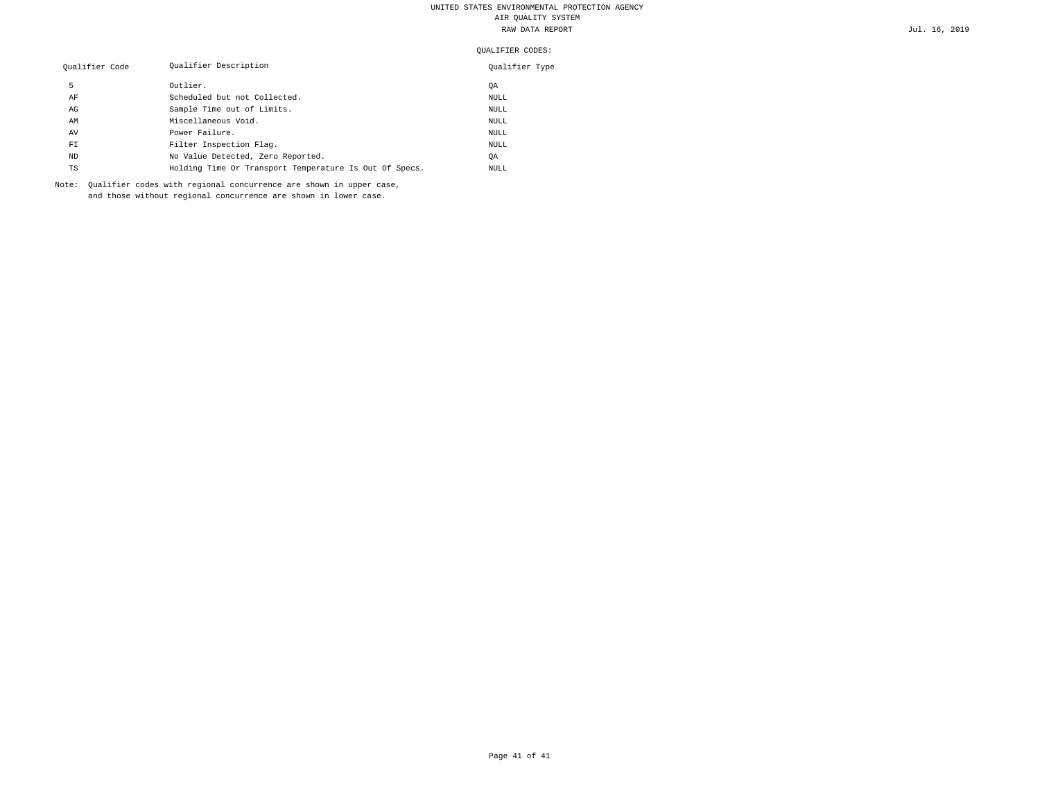UNITED STATES ENVIRONMENTAL PROTECTION AGENCY
AIR QUALITY SYSTEM
RAW DATA REPORT

Jul. 16, 2019

QUALIFIER CODES:

| Qualifier Code | Qualifier Description | Qualifier Type |
| --- | --- | --- |
| 5 | Outlier. | QA |
| AF | Scheduled but not Collected. | NULL |
| AG | Sample Time out of Limits. | NULL |
| AM | Miscellaneous Void. | NULL |
| AV | Power Failure. | NULL |
| FI | Filter Inspection Flag. | NULL |
| ND | No Value Detected, Zero Reported. | QA |
| TS | Holding Time Or Transport Temperature Is Out Of Specs. | NULL |

Note: Qualifier codes with regional concurrence are shown in upper case, and those without regional concurrence are shown in lower case.